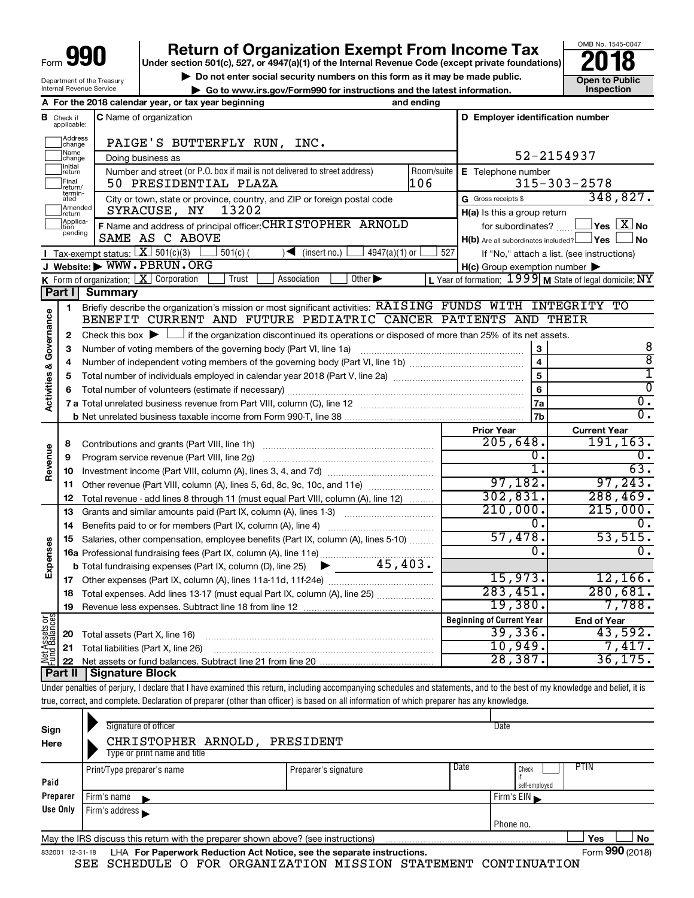Form **990**

# Return of Organization Exempt From Income Tax

**Under section 501(c), 527, or 4947(a)(1) of the Internal Revenue Code (except private foundations)**

▶ Do not enter social security numbers on this form as it may be made public.

▶ Go to www.irs.gov/Form990 for instructions and the latest information.

Department of the Treasury
Internal Revenue Service

OMB No. 1545-0047

**2018**

**Open to Public Inspection**

**A** For the 2018 calendar year, or tax year beginning and ending

**B** Check if applicable: Address change, Name change, Initial return, Final return/terminated, Amended return, Application pending

**C** Name of organization: PAIGE'S BUTTERFLY RUN, INC.

Doing business as

Number and street (or P.O. box if mail is not delivered to street address): 50 PRESIDENTIAL PLAZA — Room/suite: 106

City or town, state or province, country, and ZIP or foreign postal code: SYRACUSE, NY 13202

**D** Employer identification number: 52-2154937

**E** Telephone number: 315-303-2578

**G** Gross receipts $ 348,827.

**F** Name and address of principal officer: CHRISTOPHER ARNOLD
SAME AS C ABOVE

**H(a)** Is this a group return for subordinates? Yes [ ] No [X]

**H(b)** Are all subordinates included? Yes [ ] No [ ]
If "No," attach a list. (see instructions)

**H(c)** Group exemption number ▶

**I** Tax-exempt status: [X] 501(c)(3) [ ] 501(c) ( ) ◀ (insert no.) [ ] 4947(a)(1) or [ ] 527

**J** Website: ▶ WWW.PBRUN.ORG

**K** Form of organization: [X] Corporation [ ] Trust [ ] Association [ ] Other ▶

**L** Year of formation: 1999 **M** State of legal domicile: NY

## Part I Summary

**Activities & Governance**

1 Briefly describe the organization's mission or most significant activities: RAISING FUNDS WITH INTEGRITY TO BENEFIT CURRENT AND FUTURE PEDIATRIC CANCER PATIENTS AND THEIR

2 Check this box ▶ [ ] if the organization discontinued its operations or disposed of more than 25% of its net assets.

| Line | Description | | Value |
|---|---|---|---|
| 3 | Number of voting members of the governing body (Part VI, line 1a) | 3 | 8 |
| 4 | Number of independent voting members of the governing body (Part VI, line 1b) | 4 | 8 |
| 5 | Total number of individuals employed in calendar year 2018 (Part V, line 2a) | 5 | 1 |
| 6 | Total number of volunteers (estimate if necessary) | 6 | 0 |
| 7a | Total unrelated business revenue from Part VIII, column (C), line 12 | 7a | 0. |
| 7b | Net unrelated business taxable income from Form 990-T, line 38 | 7b | 0. |

| Line | Description | Prior Year | Current Year |
|---|---|---|---|
| **Revenue** | | | |
| 8 | Contributions and grants (Part VIII, line 1h) | 205,648. | 191,163. |
| 9 | Program service revenue (Part VIII, line 2g) | 0. | 0. |
| 10 | Investment income (Part VIII, column (A), lines 3, 4, and 7d) | 1. | 63. |
| 11 | Other revenue (Part VIII, column (A), lines 5, 6d, 8c, 9c, 10c, and 11e) | 97,182. | 97,243. |
| 12 | Total revenue - add lines 8 through 11 (must equal Part VIII, column (A), line 12) | 302,831. | 288,469. |
| **Expenses** | | | |
| 13 | Grants and similar amounts paid (Part IX, column (A), lines 1-3) | 210,000. | 215,000. |
| 14 | Benefits paid to or for members (Part IX, column (A), line 4) | 0. | 0. |
| 15 | Salaries, other compensation, employee benefits (Part IX, column (A), lines 5-10) | 57,478. | 53,515. |
| 16a | Professional fundraising fees (Part IX, column (A), line 11e) | 0. | 0. |
| b | Total fundraising expenses (Part IX, column (D), line 25) ▶ 45,403. | | |
| 17 | Other expenses (Part IX, column (A), lines 11a-11d, 11f-24e) | 15,973. | 12,166. |
| 18 | Total expenses. Add lines 13-17 (must equal Part IX, column (A), line 25) | 283,451. | 280,681. |
| 19 | Revenue less expenses. Subtract line 18 from line 12 | 19,380. | 7,788. |

| Line | Net Assets or Fund Balances | Beginning of Current Year | End of Year |
|---|---|---|---|
| 20 | Total assets (Part X, line 16) | 39,336. | 43,592. |
| 21 | Total liabilities (Part X, line 26) | 10,949. | 7,417. |
| 22 | Net assets or fund balances. Subtract line 21 from line 20 | 28,387. | 36,175. |

## Part II Signature Block

Under penalties of perjury, I declare that I have examined this return, including accompanying schedules and statements, and to the best of my knowledge and belief, it is true, correct, and complete. Declaration of preparer (other than officer) is based on all information of which preparer has any knowledge.

**Sign Here**

Signature of officer — Date

CHRISTOPHER ARNOLD, PRESIDENT
Type or print name and title

**Paid Preparer Use Only**

| Print/Type preparer's name | Preparer's signature | Date | Check [ ] if self-employed | PTIN |
|---|---|---|---|---|
| | | | | |

Firm's name ▶ — Firm's EIN ▶

Firm's address ▶ — Phone no.

May the IRS discuss this return with the preparer shown above? (see instructions) Yes [ ] No [ ]

832001 12-31-18 LHA For Paperwork Reduction Act Notice, see the separate instructions. Form **990** (2018)

SEE SCHEDULE O FOR ORGANIZATION MISSION STATEMENT CONTINUATION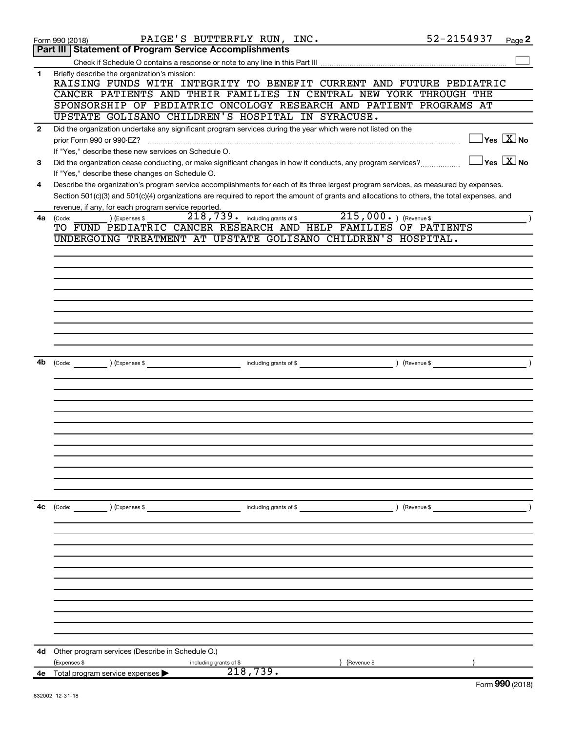Form 990 (2018) PAIGE'S BUTTERFLY RUN, INC. 52-2154937 Page **2**

## Part III | Statement of Program Service Accomplishments

Check if Schedule O contains a response or note to any line in this Part III ☐

**1** Briefly describe the organization's mission:

RAISING FUNDS WITH INTEGRITY TO BENEFIT CURRENT AND FUTURE PEDIATRIC CANCER PATIENTS AND THEIR FAMILIES IN CENTRAL NEW YORK THROUGH THE SPONSORSHIP OF PEDIATRIC ONCOLOGY RESEARCH AND PATIENT PROGRAMS AT UPSTATE GOLISANO CHILDREN'S HOSPITAL IN SYRACUSE.

**2** Did the organization undertake any significant program services during the year which were not listed on the prior Form 990 or 990-EZ? ☐ Yes ☒ No

If "Yes," describe these new services on Schedule O.

**3** Did the organization cease conducting, or make significant changes in how it conducts, any program services? ☐ Yes ☒ No

If "Yes," describe these changes on Schedule O.

**4** Describe the organization's program service accomplishments for each of its three largest program services, as measured by expenses. Section 501(c)(3) and 501(c)(4) organizations are required to report the amount of grants and allocations to others, the total expenses, and revenue, if any, for each program service reported.

**4a** (Code: ) (Expenses $ 218,739. including grants of $ 215,000. ) (Revenue $ )

TO FUND PEDIATRIC CANCER RESEARCH AND HELP FAMILIES OF PATIENTS UNDERGOING TREATMENT AT UPSTATE GOLISANO CHILDREN'S HOSPITAL.

**4b** (Code: ) (Expenses $ including grants of $ ) (Revenue $ )

**4c** (Code: ) (Expenses $ including grants of $ ) (Revenue $ )

**4d** Other program services (Describe in Schedule O.)

(Expenses $ including grants of $ ) (Revenue $ )

**4e** Total program service expenses ▶ 218,739.

Form **990** (2018)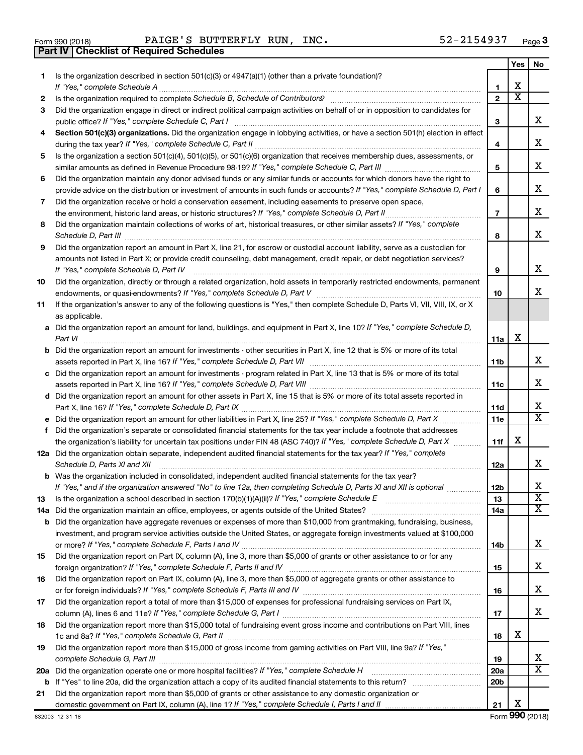Form 990 (2018) PAIGE'S BUTTERFLY RUN, INC. 52-2154937 Page 3

**Part IV | Checklist of Required Schedules**

| | | | Yes | No |
|---|---|---|---|---|
| 1 | Is the organization described in section 501(c)(3) or 4947(a)(1) (other than a private foundation)? *If "Yes," complete Schedule A* | 1 | X | |
| 2 | Is the organization required to complete *Schedule B, Schedule of Contributors*? | 2 | X | |
| 3 | Did the organization engage in direct or indirect political campaign activities on behalf of or in opposition to candidates for public office? *If "Yes," complete Schedule C, Part I* | 3 | | X |
| 4 | **Section 501(c)(3) organizations.** Did the organization engage in lobbying activities, or have a section 501(h) election in effect during the tax year? *If "Yes," complete Schedule C, Part II* | 4 | | X |
| 5 | Is the organization a section 501(c)(4), 501(c)(5), or 501(c)(6) organization that receives membership dues, assessments, or similar amounts as defined in Revenue Procedure 98-19? *If "Yes," complete Schedule C, Part III* | 5 | | X |
| 6 | Did the organization maintain any donor advised funds or any similar funds or accounts for which donors have the right to provide advice on the distribution or investment of amounts in such funds or accounts? *If "Yes," complete Schedule D, Part I* | 6 | | X |
| 7 | Did the organization receive or hold a conservation easement, including easements to preserve open space, the environment, historic land areas, or historic structures? *If "Yes," complete Schedule D, Part II* | 7 | | X |
| 8 | Did the organization maintain collections of works of art, historical treasures, or other similar assets? *If "Yes," complete Schedule D, Part III* | 8 | | X |
| 9 | Did the organization report an amount in Part X, line 21, for escrow or custodial account liability, serve as a custodian for amounts not listed in Part X; or provide credit counseling, debt management, credit repair, or debt negotiation services? *If "Yes," complete Schedule D, Part IV* | 9 | | X |
| 10 | Did the organization, directly or through a related organization, hold assets in temporarily restricted endowments, permanent endowments, or quasi-endowments? *If "Yes," complete Schedule D, Part V* | 10 | | X |
| 11 | If the organization's answer to any of the following questions is "Yes," then complete Schedule D, Parts VI, VII, VIII, IX, or X as applicable. | | | |
| a | Did the organization report an amount for land, buildings, and equipment in Part X, line 10? *If "Yes," complete Schedule D, Part VI* | 11a | X | |
| b | Did the organization report an amount for investments - other securities in Part X, line 12 that is 5% or more of its total assets reported in Part X, line 16? *If "Yes," complete Schedule D, Part VII* | 11b | | X |
| c | Did the organization report an amount for investments - program related in Part X, line 13 that is 5% or more of its total assets reported in Part X, line 16? *If "Yes," complete Schedule D, Part VIII* | 11c | | X |
| d | Did the organization report an amount for other assets in Part X, line 15 that is 5% or more of its total assets reported in Part X, line 16? *If "Yes," complete Schedule D, Part IX* | 11d | | X |
| e | Did the organization report an amount for other liabilities in Part X, line 25? *If "Yes," complete Schedule D, Part X* | 11e | | X |
| f | Did the organization's separate or consolidated financial statements for the tax year include a footnote that addresses the organization's liability for uncertain tax positions under FIN 48 (ASC 740)? *If "Yes," complete Schedule D, Part X* | 11f | X | |
| 12a | Did the organization obtain separate, independent audited financial statements for the tax year? *If "Yes," complete Schedule D, Parts XI and XII* | 12a | | X |
| b | Was the organization included in consolidated, independent audited financial statements for the tax year? *If "Yes," and if the organization answered "No" to line 12a, then completing Schedule D, Parts XI and XII is optional* | 12b | | X |
| 13 | Is the organization a school described in section 170(b)(1)(A)(ii)? *If "Yes," complete Schedule E* | 13 | | X |
| 14a | Did the organization maintain an office, employees, or agents outside of the United States? | 14a | | X |
| b | Did the organization have aggregate revenues or expenses of more than $10,000 from grantmaking, fundraising, business, investment, and program service activities outside the United States, or aggregate foreign investments valued at $100,000 or more? *If "Yes," complete Schedule F, Parts I and IV* | 14b | | X |
| 15 | Did the organization report on Part IX, column (A), line 3, more than $5,000 of grants or other assistance to or for any foreign organization? *If "Yes," complete Schedule F, Parts II and IV* | 15 | | X |
| 16 | Did the organization report on Part IX, column (A), line 3, more than $5,000 of aggregate grants or other assistance to or for foreign individuals? *If "Yes," complete Schedule F, Parts III and IV* | 16 | | X |
| 17 | Did the organization report a total of more than $15,000 of expenses for professional fundraising services on Part IX, column (A), lines 6 and 11e? *If "Yes," complete Schedule G, Part I* | 17 | | X |
| 18 | Did the organization report more than $15,000 total of fundraising event gross income and contributions on Part VIII, lines 1c and 8a? *If "Yes," complete Schedule G, Part II* | 18 | X | |
| 19 | Did the organization report more than $15,000 of gross income from gaming activities on Part VIII, line 9a? *If "Yes," complete Schedule G, Part III* | 19 | | X |
| 20a | Did the organization operate one or more hospital facilities? *If "Yes," complete Schedule H* | 20a | | X |
| b | If "Yes" to line 20a, did the organization attach a copy of its audited financial statements to this return? | 20b | | |
| 21 | Did the organization report more than $5,000 of grants or other assistance to any domestic organization or domestic government on Part IX, column (A), line 1? *If "Yes," complete Schedule I, Parts I and II* | 21 | X | |

832003 12-31-18 Form **990** (2018)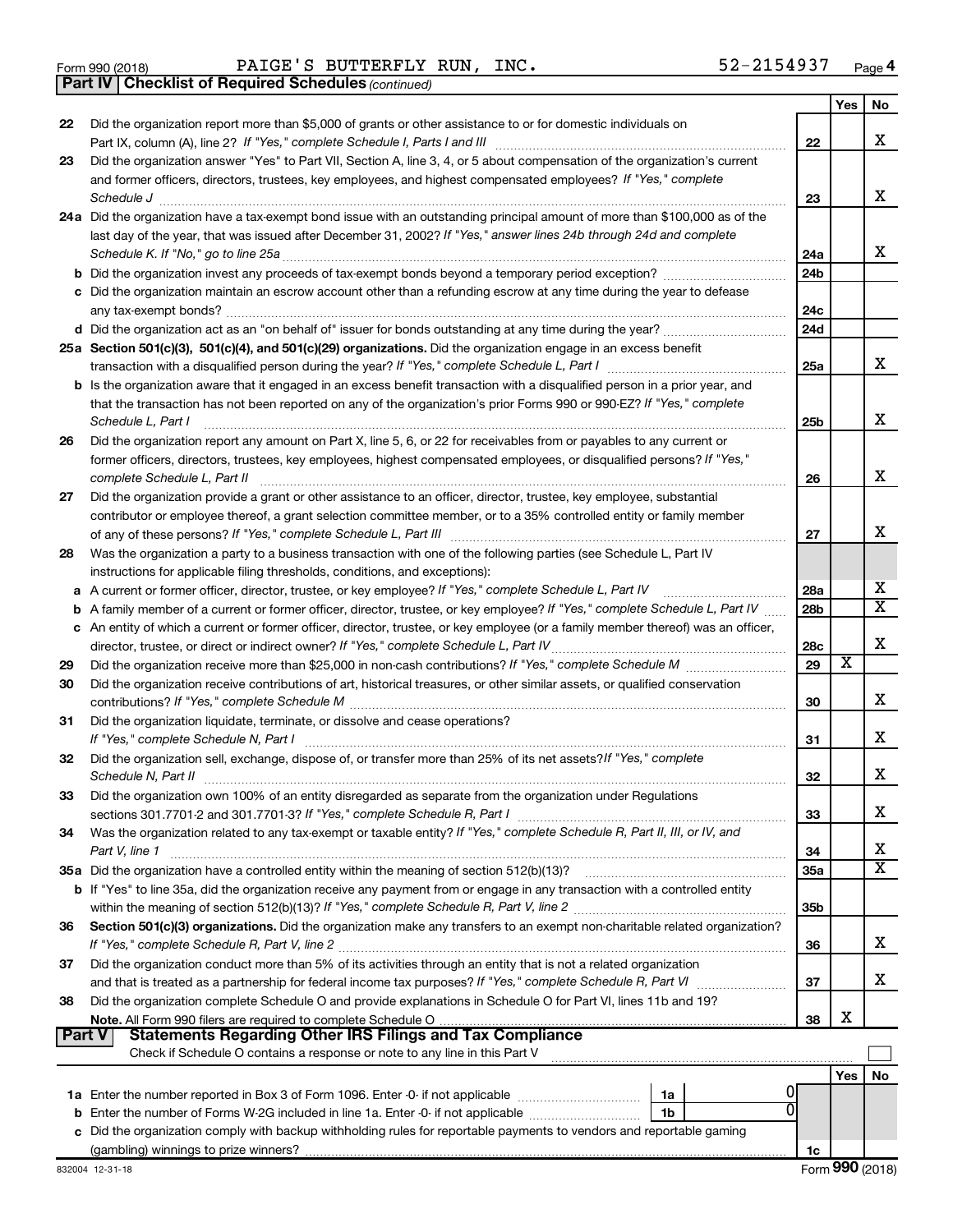Form 990 (2018) PAIGE'S BUTTERFLY RUN, INC. 52-2154937 Page 4

**Part IV | Checklist of Required Schedules** *(continued)*

| | | | Yes | No |
|---|---|---|---|---|
| 22 | Did the organization report more than $5,000 of grants or other assistance to or for domestic individuals on Part IX, column (A), line 2? *If "Yes," complete Schedule I, Parts I and III* | 22 | | X |
| 23 | Did the organization answer "Yes" to Part VII, Section A, line 3, 4, or 5 about compensation of the organization's current and former officers, directors, trustees, key employees, and highest compensated employees? *If "Yes," complete Schedule J* | 23 | | X |
| 24a | Did the organization have a tax-exempt bond issue with an outstanding principal amount of more than $100,000 as of the last day of the year, that was issued after December 31, 2002? *If "Yes," answer lines 24b through 24d and complete Schedule K. If "No," go to line 25a* | 24a | | X |
| b | Did the organization invest any proceeds of tax-exempt bonds beyond a temporary period exception? | 24b | | |
| c | Did the organization maintain an escrow account other than a refunding escrow at any time during the year to defease any tax-exempt bonds? | 24c | | |
| d | Did the organization act as an "on behalf of" issuer for bonds outstanding at any time during the year? | 24d | | |
| 25a | **Section 501(c)(3), 501(c)(4), and 501(c)(29) organizations.** Did the organization engage in an excess benefit transaction with a disqualified person during the year? *If "Yes," complete Schedule L, Part I* | 25a | | X |
| b | Is the organization aware that it engaged in an excess benefit transaction with a disqualified person in a prior year, and that the transaction has not been reported on any of the organization's prior Forms 990 or 990-EZ? *If "Yes," complete Schedule L, Part I* | 25b | | X |
| 26 | Did the organization report any amount on Part X, line 5, 6, or 22 for receivables from or payables to any current or former officers, directors, trustees, key employees, highest compensated employees, or disqualified persons? *If "Yes," complete Schedule L, Part II* | 26 | | X |
| 27 | Did the organization provide a grant or other assistance to an officer, director, trustee, key employee, substantial contributor or employee thereof, a grant selection committee member, or to a 35% controlled entity or family member of any of these persons? *If "Yes," complete Schedule L, Part III* | 27 | | X |
| 28 | Was the organization a party to a business transaction with one of the following parties (see Schedule L, Part IV instructions for applicable filing thresholds, conditions, and exceptions): | | | |
| a | A current or former officer, director, trustee, or key employee? *If "Yes," complete Schedule L, Part IV* | 28a | | X |
| b | A family member of a current or former officer, director, trustee, or key employee? *If "Yes," complete Schedule L, Part IV* | 28b | | X |
| c | An entity of which a current or former officer, director, trustee, or key employee (or a family member thereof) was an officer, director, trustee, or direct or indirect owner? *If "Yes," complete Schedule L, Part IV* | 28c | | X |
| 29 | Did the organization receive more than $25,000 in non-cash contributions? *If "Yes," complete Schedule M* | 29 | X | |
| 30 | Did the organization receive contributions of art, historical treasures, or other similar assets, or qualified conservation contributions? *If "Yes," complete Schedule M* | 30 | | X |
| 31 | Did the organization liquidate, terminate, or dissolve and cease operations? *If "Yes," complete Schedule N, Part I* | 31 | | X |
| 32 | Did the organization sell, exchange, dispose of, or transfer more than 25% of its net assets? *If "Yes," complete Schedule N, Part II* | 32 | | X |
| 33 | Did the organization own 100% of an entity disregarded as separate from the organization under Regulations sections 301.7701-2 and 301.7701-3? *If "Yes," complete Schedule R, Part I* | 33 | | X |
| 34 | Was the organization related to any tax-exempt or taxable entity? *If "Yes," complete Schedule R, Part II, III, or IV, and Part V, line 1* | 34 | | X |
| 35a | Did the organization have a controlled entity within the meaning of section 512(b)(13)? | 35a | | X |
| b | If "Yes" to line 35a, did the organization receive any payment from or engage in any transaction with a controlled entity within the meaning of section 512(b)(13)? *If "Yes," complete Schedule R, Part V, line 2* | 35b | | |
| 36 | **Section 501(c)(3) organizations.** Did the organization make any transfers to an exempt non-charitable related organization? *If "Yes," complete Schedule R, Part V, line 2* | 36 | | X |
| 37 | Did the organization conduct more than 5% of its activities through an entity that is not a related organization and that is treated as a partnership for federal income tax purposes? *If "Yes," complete Schedule R, Part VI* | 37 | | X |
| 38 | Did the organization complete Schedule O and provide explanations in Schedule O for Part VI, lines 11b and 19? **Note.** All Form 990 filers are required to complete Schedule O | 38 | X | |

**Part V | Statements Regarding Other IRS Filings and Tax Compliance**

Check if Schedule O contains a response or note to any line in this Part V

| | | | | | Yes | No |
|---|---|---|---|---|---|---|
| 1a | Enter the number reported in Box 3 of Form 1096. Enter -0- if not applicable | 1a | 0 | | | |
| b | Enter the number of Forms W-2G included in line 1a. Enter -0- if not applicable | 1b | 0 | | | |
| c | Did the organization comply with backup withholding rules for reportable payments to vendors and reportable gaming (gambling) winnings to prize winners? | | | 1c | | |

832004 12-31-18 Form **990** (2018)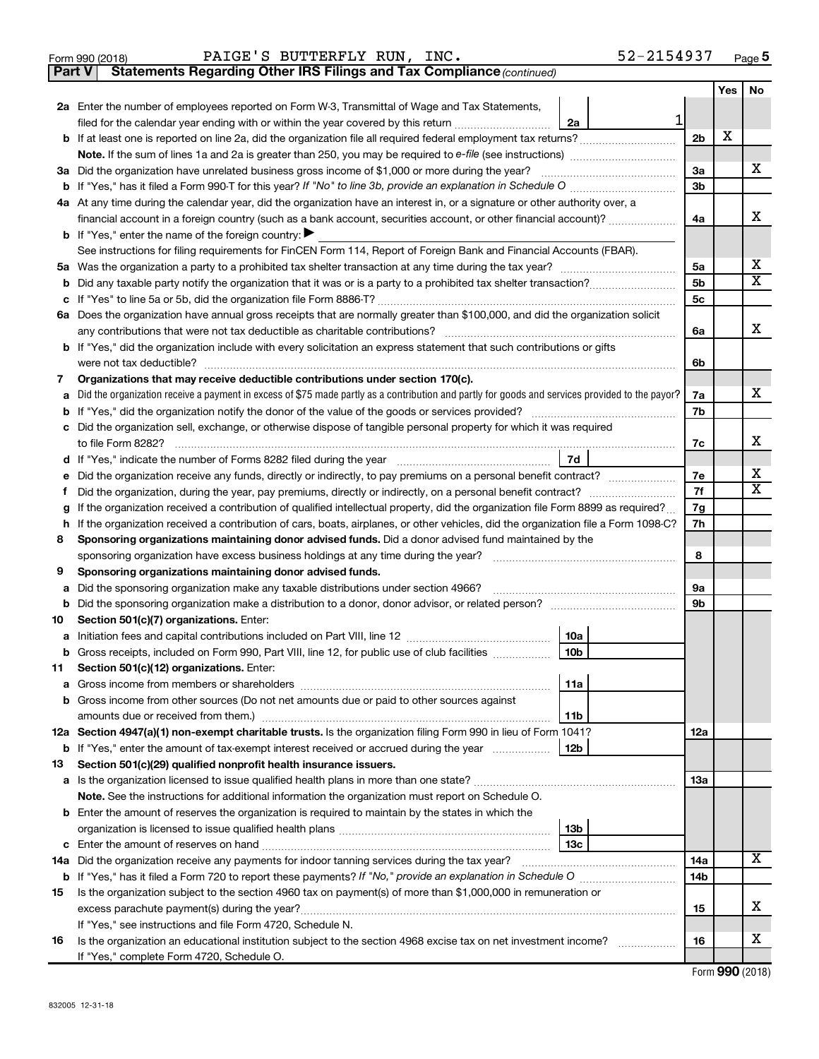Form 990 (2018) PAIGE'S BUTTERFLY RUN, INC. 52-2154937

## Part V Statements Regarding Other IRS Filings and Tax Compliance *(continued)*

| | | | | Yes | No |
|---|---|---|---|---|---|
| **2a** | Enter the number of employees reported on Form W-3, Transmittal of Wage and Tax Statements, filed for the calendar year ending with or within the year covered by this return | 2a 1 | | | |
| **b** | If at least one is reported on line 2a, did the organization file all required federal employment tax returns? | | 2b | X | |
| | **Note.** If the sum of lines 1a and 2a is greater than 250, you may be required to *e-file* (see instructions) | | | | |
| **3a** | Did the organization have unrelated business gross income of $1,000 or more during the year? | | 3a | | X |
| **b** | If "Yes," has it filed a Form 990-T for this year? *If "No" to line 3b, provide an explanation in Schedule O* | | 3b | | |
| **4a** | At any time during the calendar year, did the organization have an interest in, or a signature or other authority over, a financial account in a foreign country (such as a bank account, securities account, or other financial account)? | | 4a | | X |
| **b** | If "Yes," enter the name of the foreign country: ▶ | | | | |
| | See instructions for filing requirements for FinCEN Form 114, Report of Foreign Bank and Financial Accounts (FBAR). | | | | |
| **5a** | Was the organization a party to a prohibited tax shelter transaction at any time during the tax year? | | 5a | | X |
| **b** | Did any taxable party notify the organization that it was or is a party to a prohibited tax shelter transaction? | | 5b | | X |
| **c** | If "Yes" to line 5a or 5b, did the organization file Form 8886-T? | | 5c | | |
| **6a** | Does the organization have annual gross receipts that are normally greater than $100,000, and did the organization solicit any contributions that were not tax deductible as charitable contributions? | | 6a | | X |
| **b** | If "Yes," did the organization include with every solicitation an express statement that such contributions or gifts were not tax deductible? | | 6b | | |
| **7** | **Organizations that may receive deductible contributions under section 170(c).** | | | | |
| **a** | Did the organization receive a payment in excess of $75 made partly as a contribution and partly for goods and services provided to the payor? | | 7a | | X |
| **b** | If "Yes," did the organization notify the donor of the value of the goods or services provided? | | 7b | | |
| **c** | Did the organization sell, exchange, or otherwise dispose of tangible personal property for which it was required to file Form 8282? | | 7c | | X |
| **d** | If "Yes," indicate the number of Forms 8282 filed during the year | 7d | | | |
| **e** | Did the organization receive any funds, directly or indirectly, to pay premiums on a personal benefit contract? | | 7e | | X |
| **f** | Did the organization, during the year, pay premiums, directly or indirectly, on a personal benefit contract? | | 7f | | X |
| **g** | If the organization received a contribution of qualified intellectual property, did the organization file Form 8899 as required? | | 7g | | |
| **h** | If the organization received a contribution of cars, boats, airplanes, or other vehicles, did the organization file a Form 1098-C? | | 7h | | |
| **8** | **Sponsoring organizations maintaining donor advised funds.** Did a donor advised fund maintained by the sponsoring organization have excess business holdings at any time during the year? | | 8 | | |
| **9** | **Sponsoring organizations maintaining donor advised funds.** | | | | |
| **a** | Did the sponsoring organization make any taxable distributions under section 4966? | | 9a | | |
| **b** | Did the sponsoring organization make a distribution to a donor, donor advisor, or related person? | | 9b | | |
| **10** | **Section 501(c)(7) organizations.** Enter: | | | | |
| **a** | Initiation fees and capital contributions included on Part VIII, line 12 | 10a | | | |
| **b** | Gross receipts, included on Form 990, Part VIII, line 12, for public use of club facilities | 10b | | | |
| **11** | **Section 501(c)(12) organizations.** Enter: | | | | |
| **a** | Gross income from members or shareholders | 11a | | | |
| **b** | Gross income from other sources (Do not net amounts due or paid to other sources against amounts due or received from them.) | 11b | | | |
| **12a** | **Section 4947(a)(1) non-exempt charitable trusts.** Is the organization filing Form 990 in lieu of Form 1041? | | 12a | | |
| **b** | If "Yes," enter the amount of tax-exempt interest received or accrued during the year | 12b | | | |
| **13** | **Section 501(c)(29) qualified nonprofit health insurance issuers.** | | | | |
| **a** | Is the organization licensed to issue qualified health plans in more than one state? | | 13a | | |
| | **Note.** See the instructions for additional information the organization must report on Schedule O. | | | | |
| **b** | Enter the amount of reserves the organization is required to maintain by the states in which the organization is licensed to issue qualified health plans | 13b | | | |
| **c** | Enter the amount of reserves on hand | 13c | | | |
| **14a** | Did the organization receive any payments for indoor tanning services during the tax year? | | 14a | | X |
| **b** | If "Yes," has it filed a Form 720 to report these payments? *If "No," provide an explanation in Schedule O* | | 14b | | |
| **15** | Is the organization subject to the section 4960 tax on payment(s) of more than $1,000,000 in remuneration or excess parachute payment(s) during the year? | | 15 | | X |
| | If "Yes," see instructions and file Form 4720, Schedule N. | | | | |
| **16** | Is the organization an educational institution subject to the section 4968 excise tax on net investment income? | | 16 | | X |
| | If "Yes," complete Form 4720, Schedule O. | | | | |

Form **990** (2018)

832005 12-31-18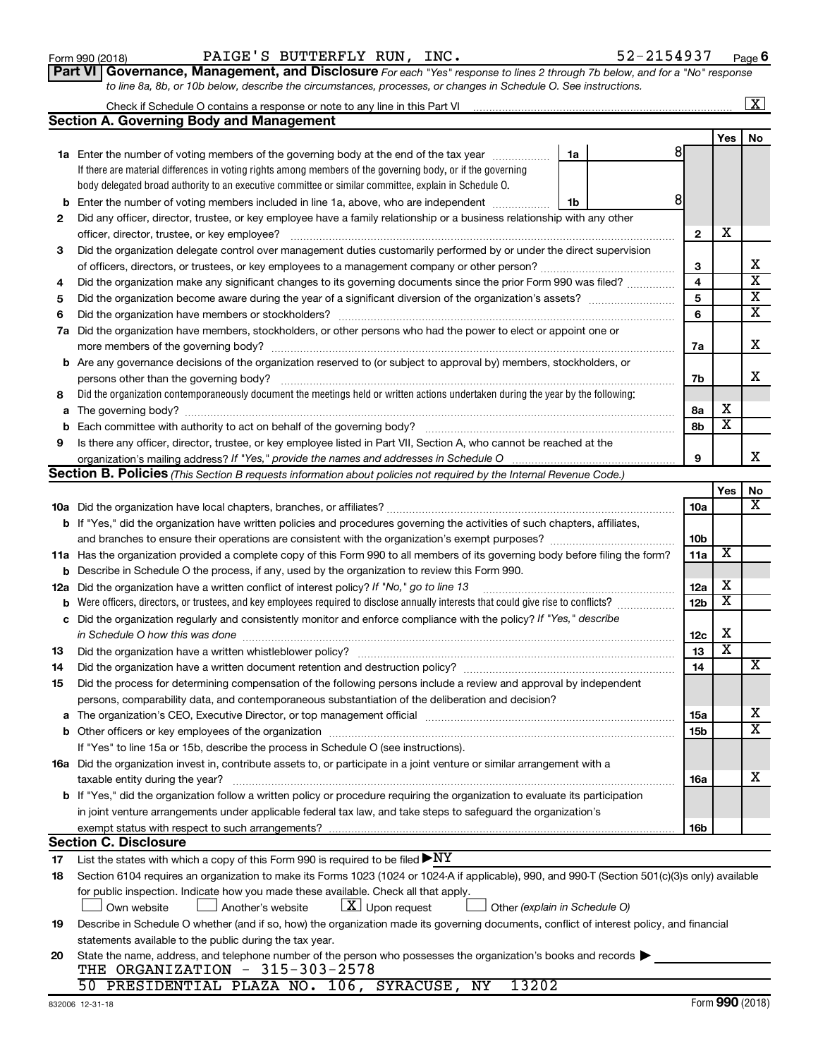Form 990 (2018) PAIGE'S BUTTERFLY RUN, INC. 52-2154937 Page **6**

## Part VI Governance, Management, and Disclosure

*For each "Yes" response to lines 2 through 7b below, and for a "No" response to line 8a, 8b, or 10b below, describe the circumstances, processes, or changes in Schedule O. See instructions.*

Check if Schedule O contains a response or note to any line in this Part VI [X]

### Section A. Governing Body and Management

| | | | Yes | No |
|---|---|---|---|---|
| **1a** | Enter the number of voting members of the governing body at the end of the tax year — **1a** 8. If there are material differences in voting rights among members of the governing body, or if the governing body delegated broad authority to an executive committee or similar committee, explain in Schedule O. | | | |
| **b** | Enter the number of voting members included in line 1a, above, who are independent — **1b** 8 | | | |
| **2** | Did any officer, director, trustee, or key employee have a family relationship or a business relationship with any other officer, director, trustee, or key employee? | 2 | X | |
| **3** | Did the organization delegate control over management duties customarily performed by or under the direct supervision of officers, directors, or trustees, or key employees to a management company or other person? | 3 | | X |
| **4** | Did the organization make any significant changes to its governing documents since the prior Form 990 was filed? | 4 | | X |
| **5** | Did the organization become aware during the year of a significant diversion of the organization's assets? | 5 | | X |
| **6** | Did the organization have members or stockholders? | 6 | | X |
| **7a** | Did the organization have members, stockholders, or other persons who had the power to elect or appoint one or more members of the governing body? | 7a | | X |
| **b** | Are any governance decisions of the organization reserved to (or subject to approval by) members, stockholders, or persons other than the governing body? | 7b | | X |
| **8** | Did the organization contemporaneously document the meetings held or written actions undertaken during the year by the following: | | | |
| **a** | The governing body? | 8a | X | |
| **b** | Each committee with authority to act on behalf of the governing body? | 8b | X | |
| **9** | Is there any officer, director, trustee, or key employee listed in Part VII, Section A, who cannot be reached at the organization's mailing address? *If "Yes," provide the names and addresses in Schedule O* | 9 | | X |

### Section B. Policies *(This Section B requests information about policies not required by the Internal Revenue Code.)*

| | | | Yes | No |
|---|---|---|---|---|
| **10a** | Did the organization have local chapters, branches, or affiliates? | 10a | | X |
| **b** | If "Yes," did the organization have written policies and procedures governing the activities of such chapters, affiliates, and branches to ensure their operations are consistent with the organization's exempt purposes? | 10b | | |
| **11a** | Has the organization provided a complete copy of this Form 990 to all members of its governing body before filing the form? | 11a | X | |
| **b** | Describe in Schedule O the process, if any, used by the organization to review this Form 990. | | | |
| **12a** | Did the organization have a written conflict of interest policy? *If "No," go to line 13* | 12a | X | |
| **b** | Were officers, directors, or trustees, and key employees required to disclose annually interests that could give rise to conflicts? | 12b | X | |
| **c** | Did the organization regularly and consistently monitor and enforce compliance with the policy? *If "Yes," describe in Schedule O how this was done* | 12c | X | |
| **13** | Did the organization have a written whistleblower policy? | 13 | X | |
| **14** | Did the organization have a written document retention and destruction policy? | 14 | | X |
| **15** | Did the process for determining compensation of the following persons include a review and approval by independent persons, comparability data, and contemporaneous substantiation of the deliberation and decision? | | | |
| **a** | The organization's CEO, Executive Director, or top management official | 15a | | X |
| **b** | Other officers or key employees of the organization | 15b | | X |
| | If "Yes" to line 15a or 15b, describe the process in Schedule O (see instructions). | | | |
| **16a** | Did the organization invest in, contribute assets to, or participate in a joint venture or similar arrangement with a taxable entity during the year? | 16a | | X |
| **b** | If "Yes," did the organization follow a written policy or procedure requiring the organization to evaluate its participation in joint venture arrangements under applicable federal tax law, and take steps to safeguard the organization's exempt status with respect to such arrangements? | 16b | | |

### Section C. Disclosure

**17** List the states with which a copy of this Form 990 is required to be filed ▶NY

**18** Section 6104 requires an organization to make its Forms 1023 (1024 or 1024-A if applicable), 990, and 990-T (Section 501(c)(3)s only) available for public inspection. Indicate how you made these available. Check all that apply.

[ ] Own website [ ] Another's website [X] Upon request [ ] Other *(explain in Schedule O)*

**19** Describe in Schedule O whether (and if so, how) the organization made its governing documents, conflict of interest policy, and financial statements available to the public during the tax year.

**20** State the name, address, and telephone number of the person who possesses the organization's books and records ▶

THE ORGANIZATION - 315-303-2578
50 PRESIDENTIAL PLAZA NO. 106, SYRACUSE, NY 13202

832006 12-31-18 Form **990** (2018)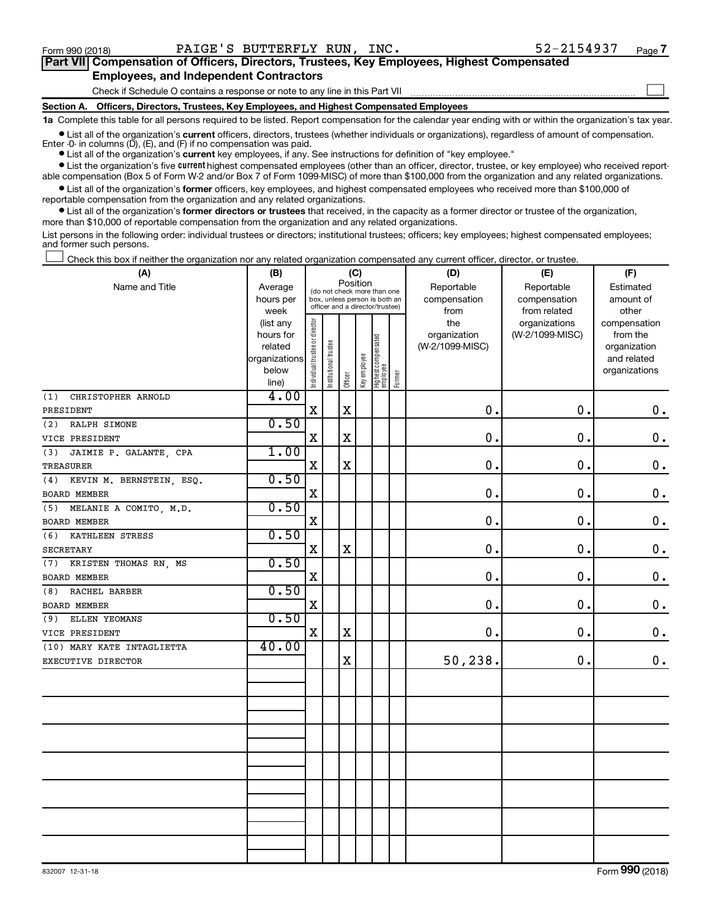Form 990 (2018) PAIGE'S BUTTERFLY RUN, INC. 52-2154937 Page **7**

**Part VII Compensation of Officers, Directors, Trustees, Key Employees, Highest Compensated Employees, and Independent Contractors**

Check if Schedule O contains a response or note to any line in this Part VII

**Section A. Officers, Directors, Trustees, Key Employees, and Highest Compensated Employees**

**1a** Complete this table for all persons required to be listed. Report compensation for the calendar year ending with or within the organization's tax year.

- List all of the organization's **current** officers, directors, trustees (whether individuals or organizations), regardless of amount of compensation. Enter -0- in columns (D), (E), and (F) if no compensation was paid.
- List all of the organization's **current** key employees, if any. See instructions for definition of "key employee."
- List the organization's five **current** highest compensated employees (other than an officer, director, trustee, or key employee) who received reportable compensation (Box 5 of Form W-2 and/or Box 7 of Form 1099-MISC) of more than $100,000 from the organization and any related organizations.
- List all of the organization's **former** officers, key employees, and highest compensated employees who received more than $100,000 of reportable compensation from the organization and any related organizations.
- List all of the organization's **former directors or trustees** that received, in the capacity as a former director or trustee of the organization, more than $10,000 of reportable compensation from the organization and any related organizations.

List persons in the following order: individual trustees or directors; institutional trustees; officers; key employees; highest compensated employees; and former such persons.

Check this box if neither the organization nor any related organization compensated any current officer, director, or trustee.

| (A) Name and Title | (B) Average hours per week (list any hours for related organizations below line) | (C) Position: Individual trustee or director | Institutional trustee | Officer | Key employee | Highest compensated employee | Former | (D) Reportable compensation from the organization (W-2/1099-MISC) | (E) Reportable compensation from related organizations (W-2/1099-MISC) | (F) Estimated amount of other compensation from the organization and related organizations |
|---|---|---|---|---|---|---|---|---|---|---|
| (1) CHRISTOPHER ARNOLD<br>PRESIDENT | 4.00 | X | | X | | | | 0. | 0. | 0. |
| (2) RALPH SIMONE<br>VICE PRESIDENT | 0.50 | X | | X | | | | 0. | 0. | 0. |
| (3) JAIMIE P. GALANTE, CPA<br>TREASURER | 1.00 | X | | X | | | | 0. | 0. | 0. |
| (4) KEVIN M. BERNSTEIN, ESQ.<br>BOARD MEMBER | 0.50 | X | | | | | | 0. | 0. | 0. |
| (5) MELANIE A COMITO, M.D.<br>BOARD MEMBER | 0.50 | X | | | | | | 0. | 0. | 0. |
| (6) KATHLEEN STRESS<br>SECRETARY | 0.50 | X | | X | | | | 0. | 0. | 0. |
| (7) KRISTEN THOMAS RN, MS<br>BOARD MEMBER | 0.50 | X | | | | | | 0. | 0. | 0. |
| (8) RACHEL BARBER<br>BOARD MEMBER | 0.50 | X | | | | | | 0. | 0. | 0. |
| (9) ELLEN YEOMANS<br>VICE PRESIDENT | 0.50 | X | | X | | | | 0. | 0. | 0. |
| (10) MARY KATE INTAGLIETTA<br>EXECUTIVE DIRECTOR | 40.00 | | | X | | | | 50,238. | 0. | 0. |

832007 12-31-18

Form **990** (2018)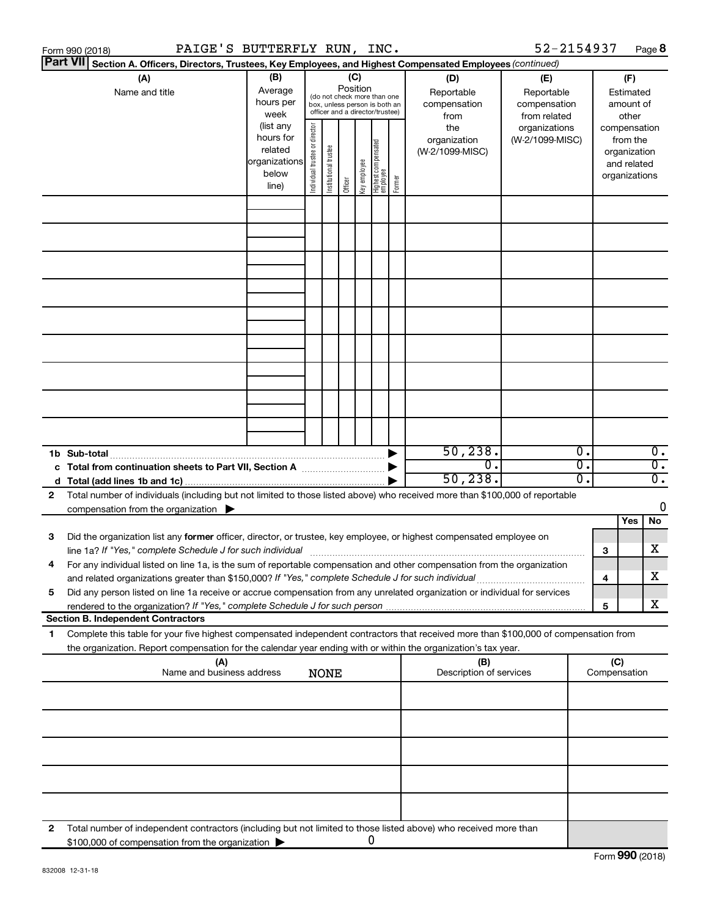Form 990 (2018) PAIGE'S BUTTERFLY RUN, INC. 52-2154937 Page **8**

**Part VII** **Section A. Officers, Directors, Trustees, Key Employees, and Highest Compensated Employees** *(continued)*

| (A) Name and title | (B) Average hours per week (list any hours for related organizations below line) | (C) Position (do not check more than one box, unless person is both an officer and a director/trustee): Individual trustee or director | Institutional trustee | Officer | Key employee | Highest compensated employee | Former | (D) Reportable compensation from the organization (W-2/1099-MISC) | (E) Reportable compensation from related organizations (W-2/1099-MISC) | (F) Estimated amount of other compensation from the organization and related organizations |
|---|---|---|---|---|---|---|---|---|---|---|
| | | | | | | | | | | |
| | | | | | | | | | | |
| | | | | | | | | | | |
| | | | | | | | | | | |
| | | | | | | | | | | |
| | | | | | | | | | | |
| | | | | | | | | | | |
| | | | | | | | | | | |
| | | | | | | | | | | |
| **1b Sub-total** | | | | | | | ▶ | 50,238. | 0. | 0. |
| **c Total from continuation sheets to Part VII, Section A** | | | | | | | ▶ | 0. | 0. | 0. |
| **d Total (add lines 1b and 1c)** | | | | | | | ▶ | 50,238. | 0. | 0. |

**2** Total number of individuals (including but not limited to those listed above) who received more than $100,000 of reportable compensation from the organization ▶ 0

| | | | Yes | No |
|---|---|---|---|---|
| **3** | Did the organization list any **former** officer, director, or trustee, key employee, or highest compensated employee on line 1a? *If "Yes," complete Schedule J for such individual* | **3** | | X |
| **4** | For any individual listed on line 1a, is the sum of reportable compensation and other compensation from the organization and related organizations greater than $150,000? *If "Yes," complete Schedule J for such individual* | **4** | | X |
| **5** | Did any person listed on line 1a receive or accrue compensation from any unrelated organization or individual for services rendered to the organization? *If "Yes," complete Schedule J for such person* | **5** | | X |

**Section B. Independent Contractors**

**1** Complete this table for your five highest compensated independent contractors that received more than $100,000 of compensation from the organization. Report compensation for the calendar year ending with or within the organization's tax year.

| (A) Name and business address NONE | (B) Description of services | (C) Compensation |
|---|---|---|
| | | |
| | | |
| | | |
| | | |
| | | |

**2** Total number of independent contractors (including but not limited to those listed above) who received more than $100,000 of compensation from the organization ▶ 0

832008 12-31-18

Form **990** (2018)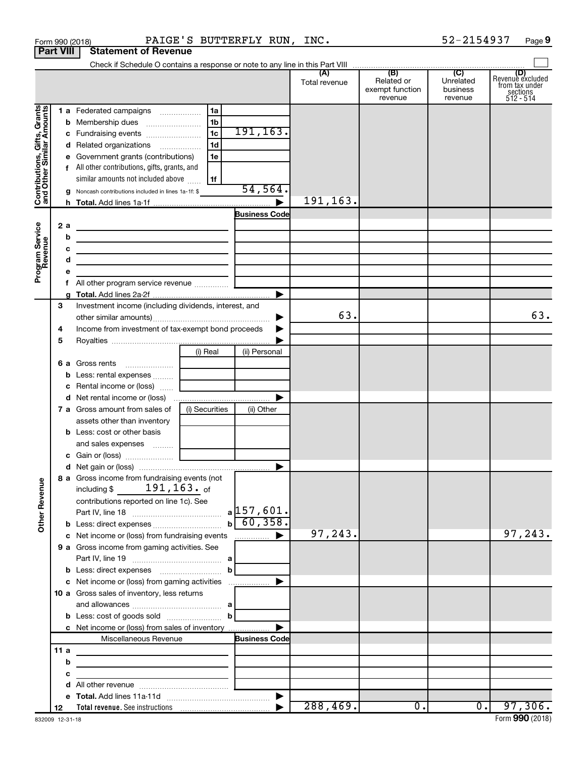Form 990 (2018) PAIGE'S BUTTERFLY RUN, INC. 52-2154937 Page **9**

**Part VIII Statement of Revenue**

Check if Schedule O contains a response or note to any line in this Part VIII

| | | | (A) Total revenue | (B) Related or exempt function revenue | (C) Unrelated business revenue | (D) Revenue excluded from tax under sections 512 - 514 |
|---|---|---|---|---|---|---|
| **Contributions, Gifts, Grants and Other Similar Amounts** | 1 a Federated campaigns | 1a | | | | |
| | b Membership dues | 1b | | | | |
| | c Fundraising events | 1c 191,163. | | | | |
| | d Related organizations | 1d | | | | |
| | e Government grants (contributions) | 1e | | | | |
| | f All other contributions, gifts, grants, and similar amounts not included above | 1f | | | | |
| | g Noncash contributions included in lines 1a-1f: $ | 54,564. | | | | |
| | h **Total.** Add lines 1a-1f | ▶ | 191,163. | | | |
| **Program Service Revenue** | | Business Code | | | | |
| | 2 a | | | | | |
| | b | | | | | |
| | c | | | | | |
| | d | | | | | |
| | e | | | | | |
| | f All other program service revenue | | | | | |
| | g **Total.** Add lines 2a-2f | ▶ | | | | |
| **Other Revenue** | 3 Investment income (including dividends, interest, and other similar amounts) | ▶ | 63. | | | 63. |
| | 4 Income from investment of tax-exempt bond proceeds | ▶ | | | | |
| | 5 Royalties | ▶ | | | | |
| | | (i) Real / (ii) Personal | | | | |
| | 6 a Gross rents | | | | | |
| | b Less: rental expenses | | | | | |
| | c Rental income or (loss) | | | | | |
| | d Net rental income or (loss) | ▶ | | | | |
| | 7 a Gross amount from sales of assets other than inventory | (i) Securities / (ii) Other | | | | |
| | b Less: cost or other basis and sales expenses | | | | | |
| | c Gain or (loss) | | | | | |
| | d Net gain or (loss) | ▶ | | | | |
| | 8 a Gross income from fundraising events (not including $ 191,163. of contributions reported on line 1c). See Part IV, line 18 | a 157,601. | | | | |
| | b Less: direct expenses | b 60,358. | | | | |
| | c Net income or (loss) from fundraising events | ▶ | 97,243. | | | 97,243. |
| | 9 a Gross income from gaming activities. See Part IV, line 19 | a | | | | |
| | b Less: direct expenses | b | | | | |
| | c Net income or (loss) from gaming activities | ▶ | | | | |
| | 10 a Gross sales of inventory, less returns and allowances | a | | | | |
| | b Less: cost of goods sold | b | | | | |
| | c Net income or (loss) from sales of inventory | ▶ | | | | |
| | Miscellaneous Revenue | Business Code | | | | |
| | 11 a | | | | | |
| | b | | | | | |
| | c | | | | | |
| | d All other revenue | | | | | |
| | e **Total.** Add lines 11a-11d | ▶ | | | | |
| | 12 **Total revenue.** See instructions | ▶ | 288,469. | 0. | 0. | 97,306. |

832009 12-31-18 Form **990** (2018)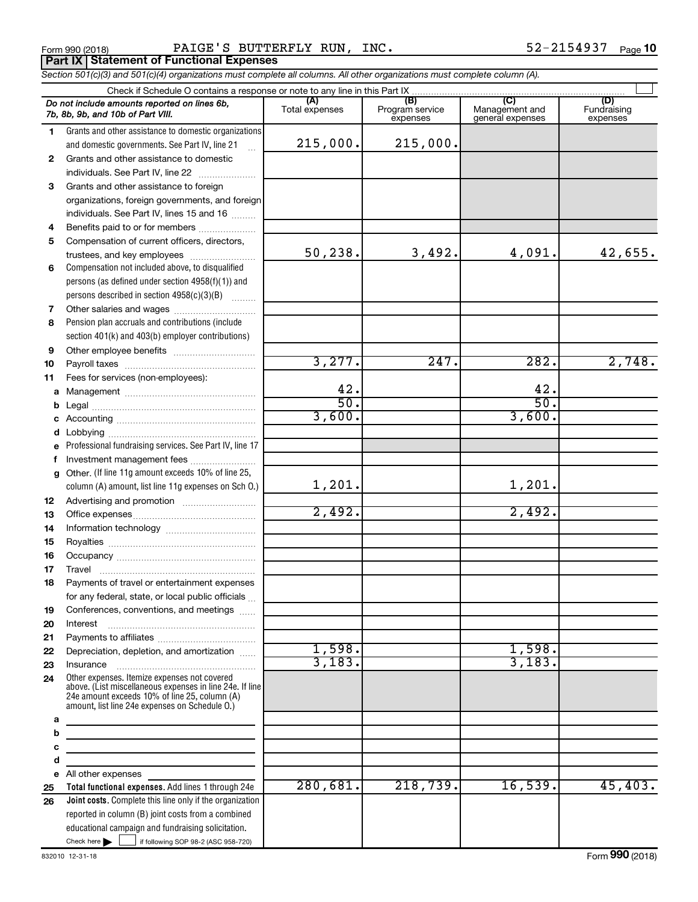Form 990 (2018) PAIGE'S BUTTERFLY RUN, INC. 52-2154937 Page **10**

**Part IX | Statement of Functional Expenses**

*Section 501(c)(3) and 501(c)(4) organizations must complete all columns. All other organizations must complete column (A).*

Check if Schedule O contains a response or note to any line in this Part IX ☐

| *Do not include amounts reported on lines 6b, 7b, 8b, 9b, and 10b of Part VIII.* | (A) Total expenses | (B) Program service expenses | (C) Management and general expenses | (D) Fundraising expenses |
|---|---|---|---|---|
| **1** Grants and other assistance to domestic organizations and domestic governments. See Part IV, line 21 | 215,000. | 215,000. | | |
| **2** Grants and other assistance to domestic individuals. See Part IV, line 22 | | | | |
| **3** Grants and other assistance to foreign organizations, foreign governments, and foreign individuals. See Part IV, lines 15 and 16 | | | | |
| **4** Benefits paid to or for members | | | | |
| **5** Compensation of current officers, directors, trustees, and key employees | 50,238. | 3,492. | 4,091. | 42,655. |
| **6** Compensation not included above, to disqualified persons (as defined under section 4958(f)(1)) and persons described in section 4958(c)(3)(B) | | | | |
| **7** Other salaries and wages | | | | |
| **8** Pension plan accruals and contributions (include section 401(k) and 403(b) employer contributions) | | | | |
| **9** Other employee benefits | | | | |
| **10** Payroll taxes | 3,277. | 247. | 282. | 2,748. |
| **11** Fees for services (non-employees): | | | | |
| **a** Management | 42. | | 42. | |
| **b** Legal | 50. | | 50. | |
| **c** Accounting | 3,600. | | 3,600. | |
| **d** Lobbying | | | | |
| **e** Professional fundraising services. See Part IV, line 17 | | | | |
| **f** Investment management fees | | | | |
| **g** Other. (If line 11g amount exceeds 10% of line 25, column (A) amount, list line 11g expenses on Sch O.) | 1,201. | | 1,201. | |
| **12** Advertising and promotion | | | | |
| **13** Office expenses | 2,492. | | 2,492. | |
| **14** Information technology | | | | |
| **15** Royalties | | | | |
| **16** Occupancy | | | | |
| **17** Travel | | | | |
| **18** Payments of travel or entertainment expenses for any federal, state, or local public officials | | | | |
| **19** Conferences, conventions, and meetings | | | | |
| **20** Interest | | | | |
| **21** Payments to affiliates | | | | |
| **22** Depreciation, depletion, and amortization | 1,598. | | 1,598. | |
| **23** Insurance | 3,183. | | 3,183. | |
| **24** Other expenses. Itemize expenses not covered above. (List miscellaneous expenses in line 24e. If line 24e amount exceeds 10% of line 25, column (A) amount, list line 24e expenses on Schedule O.) | | | | |
| **a** | | | | |
| **b** | | | | |
| **c** | | | | |
| **d** | | | | |
| **e** All other expenses | | | | |
| **25** **Total functional expenses.** Add lines 1 through 24e | 280,681. | 218,739. | 16,539. | 45,403. |
| **26** **Joint costs.** Complete this line only if the organization reported in column (B) joint costs from a combined educational campaign and fundraising solicitation. Check here ☐ if following SOP 98-2 (ASC 958-720) | | | | |

832010 12-31-18 Form **990** (2018)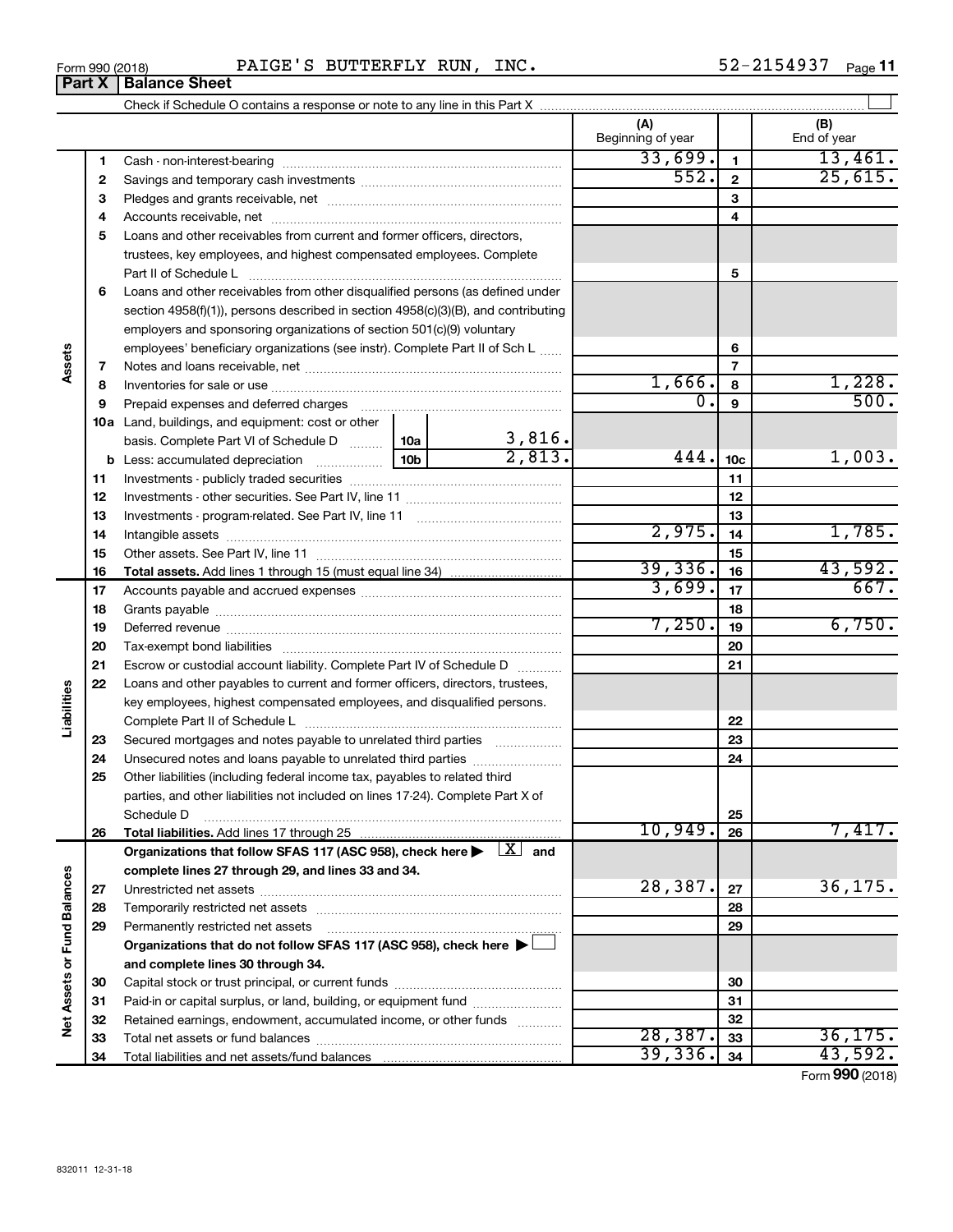Form 990 (2018) PAIGE'S BUTTERFLY RUN, INC. 52-2154937

## Part X | Balance Sheet

Check if Schedule O contains a response or note to any line in this Part X

| | | | (A) Beginning of year | | (B) End of year |
|---|---|---|---|---|---|
| **Assets** | 1 | Cash - non-interest-bearing | 33,699. | 1 | 13,461. |
| | 2 | Savings and temporary cash investments | 552. | 2 | 25,615. |
| | 3 | Pledges and grants receivable, net | | 3 | |
| | 4 | Accounts receivable, net | | 4 | |
| | 5 | Loans and other receivables from current and former officers, directors, trustees, key employees, and highest compensated employees. Complete Part II of Schedule L | | 5 | |
| | 6 | Loans and other receivables from other disqualified persons (as defined under section 4958(f)(1)), persons described in section 4958(c)(3)(B), and contributing employers and sponsoring organizations of section 501(c)(9) voluntary employees' beneficiary organizations (see instr). Complete Part II of Sch L | | 6 | |
| | 7 | Notes and loans receivable, net | | 7 | |
| | 8 | Inventories for sale or use | 1,666. | 8 | 1,228. |
| | 9 | Prepaid expenses and deferred charges | 0. | 9 | 500. |
| | 10a | Land, buildings, and equipment: cost or other basis. Complete Part VI of Schedule D — 10a: 3,816. | | | |
| | b | Less: accumulated depreciation — 10b: 2,813. | 444. | 10c | 1,003. |
| | 11 | Investments - publicly traded securities | | 11 | |
| | 12 | Investments - other securities. See Part IV, line 11 | | 12 | |
| | 13 | Investments - program-related. See Part IV, line 11 | | 13 | |
| | 14 | Intangible assets | 2,975. | 14 | 1,785. |
| | 15 | Other assets. See Part IV, line 11 | | 15 | |
| | 16 | **Total assets.** Add lines 1 through 15 (must equal line 34) | 39,336. | 16 | 43,592. |
| **Liabilities** | 17 | Accounts payable and accrued expenses | 3,699. | 17 | 667. |
| | 18 | Grants payable | | 18 | |
| | 19 | Deferred revenue | 7,250. | 19 | 6,750. |
| | 20 | Tax-exempt bond liabilities | | 20 | |
| | 21 | Escrow or custodial account liability. Complete Part IV of Schedule D | | 21 | |
| | 22 | Loans and other payables to current and former officers, directors, trustees, key employees, highest compensated employees, and disqualified persons. Complete Part II of Schedule L | | 22 | |
| | 23 | Secured mortgages and notes payable to unrelated third parties | | 23 | |
| | 24 | Unsecured notes and loans payable to unrelated third parties | | 24 | |
| | 25 | Other liabilities (including federal income tax, payables to related third parties, and other liabilities not included on lines 17-24). Complete Part X of Schedule D | | 25 | |
| | 26 | **Total liabilities.** Add lines 17 through 25 | 10,949. | 26 | 7,417. |
| **Net Assets or Fund Balances** | | **Organizations that follow SFAS 117 (ASC 958), check here ▶ [X] and complete lines 27 through 29, and lines 33 and 34.** | | | |
| | 27 | Unrestricted net assets | 28,387. | 27 | 36,175. |
| | 28 | Temporarily restricted net assets | | 28 | |
| | 29 | Permanently restricted net assets | | 29 | |
| | | **Organizations that do not follow SFAS 117 (ASC 958), check here ▶ [ ] and complete lines 30 through 34.** | | | |
| | 30 | Capital stock or trust principal, or current funds | | 30 | |
| | 31 | Paid-in or capital surplus, or land, building, or equipment fund | | 31 | |
| | 32 | Retained earnings, endowment, accumulated income, or other funds | | 32 | |
| | 33 | Total net assets or fund balances | 28,387. | 33 | 36,175. |
| | 34 | Total liabilities and net assets/fund balances | 39,336. | 34 | 43,592. |

Form **990** (2018)

832011 12-31-18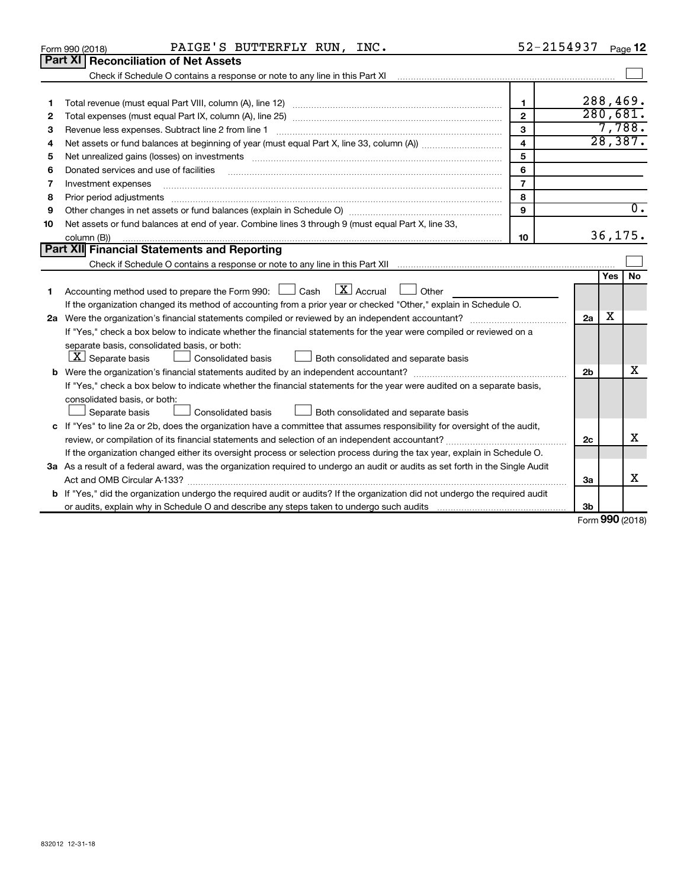Form 990 (2018) PAIGE'S BUTTERFLY RUN, INC. 52-2154937 Page 12

## Part XI Reconciliation of Net Assets

Check if Schedule O contains a response or note to any line in this Part XI ☐

| | | | |
|---|---|---|---|
| 1 | Total revenue (must equal Part VIII, column (A), line 12) | 1 | 288,469. |
| 2 | Total expenses (must equal Part IX, column (A), line 25) | 2 | 280,681. |
| 3 | Revenue less expenses. Subtract line 2 from line 1 | 3 | 7,788. |
| 4 | Net assets or fund balances at beginning of year (must equal Part X, line 33, column (A)) | 4 | 28,387. |
| 5 | Net unrealized gains (losses) on investments | 5 | |
| 6 | Donated services and use of facilities | 6 | |
| 7 | Investment expenses | 7 | |
| 8 | Prior period adjustments | 8 | |
| 9 | Other changes in net assets or fund balances (explain in Schedule O) | 9 | 0. |
| 10 | Net assets or fund balances at end of year. Combine lines 3 through 9 (must equal Part X, line 33, column (B)) | 10 | 36,175. |

## Part XII Financial Statements and Reporting

Check if Schedule O contains a response or note to any line in this Part XII ☐

| | | | Yes | No |
|---|---|---|---|---|
| 1 | Accounting method used to prepare the Form 990: ☐ Cash ☒ Accrual ☐ Other<br>If the organization changed its method of accounting from a prior year or checked "Other," explain in Schedule O. | | | |
| 2a | Were the organization's financial statements compiled or reviewed by an independent accountant?<br>If "Yes," check a box below to indicate whether the financial statements for the year were compiled or reviewed on a separate basis, consolidated basis, or both:<br>☒ Separate basis ☐ Consolidated basis ☐ Both consolidated and separate basis | 2a | X | |
| b | Were the organization's financial statements audited by an independent accountant?<br>If "Yes," check a box below to indicate whether the financial statements for the year were audited on a separate basis, consolidated basis, or both:<br>☐ Separate basis ☐ Consolidated basis ☐ Both consolidated and separate basis | 2b | | X |
| c | If "Yes" to line 2a or 2b, does the organization have a committee that assumes responsibility for oversight of the audit, review, or compilation of its financial statements and selection of an independent accountant?<br>If the organization changed either its oversight process or selection process during the tax year, explain in Schedule O. | 2c | | X |
| 3a | As a result of a federal award, was the organization required to undergo an audit or audits as set forth in the Single Audit Act and OMB Circular A-133? | 3a | | X |
| b | If "Yes," did the organization undergo the required audit or audits? If the organization did not undergo the required audit or audits, explain why in Schedule O and describe any steps taken to undergo such audits | 3b | | |

Form **990** (2018)

832012 12-31-18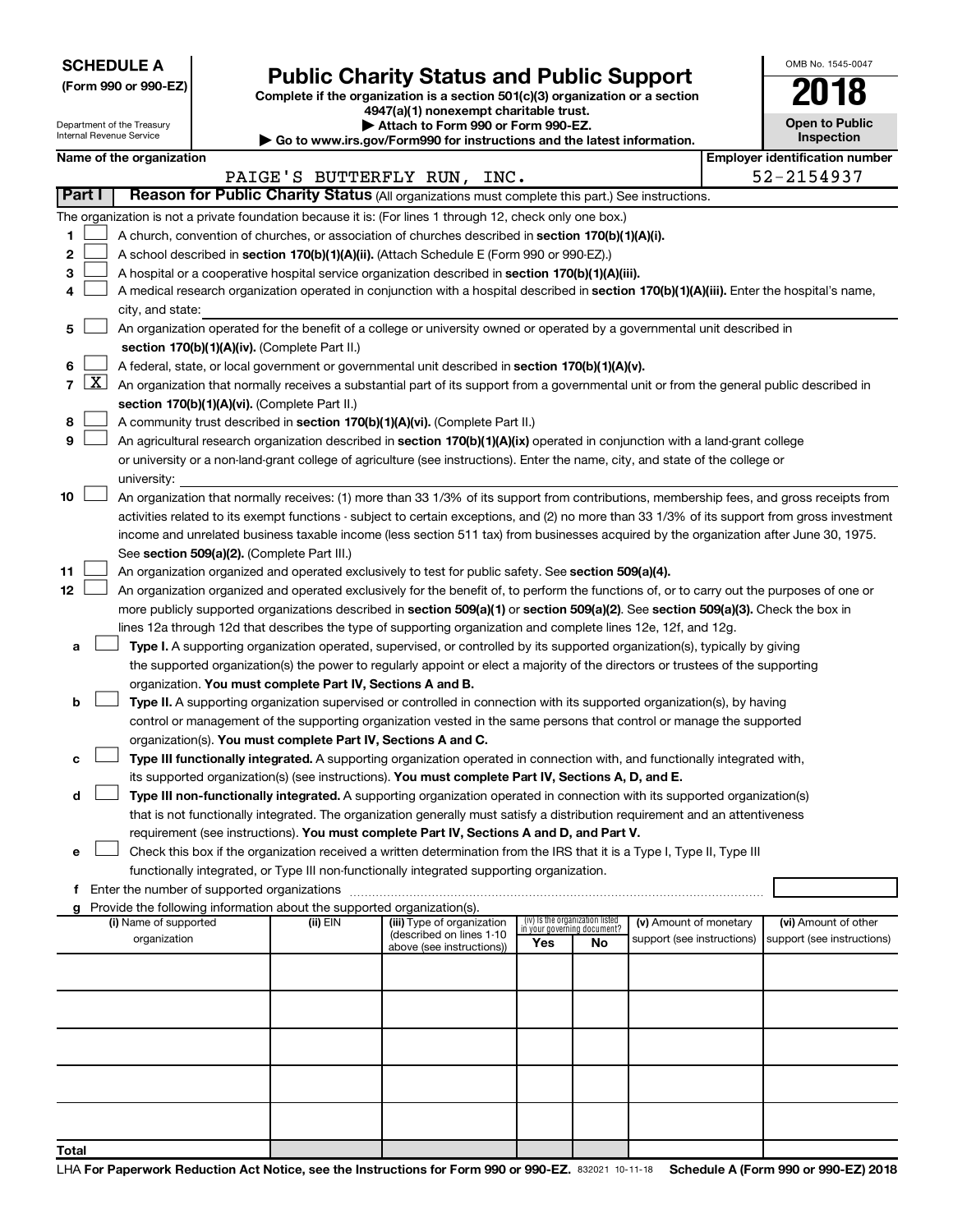**SCHEDULE A**
**(Form 990 or 990-EZ)**

Department of the Treasury
Internal Revenue Service

# Public Charity Status and Public Support

**Complete if the organization is a section 501(c)(3) organization or a section 4947(a)(1) nonexempt charitable trust.**
**▶ Attach to Form 990 or Form 990-EZ.**
**▶ Go to www.irs.gov/Form990 for instructions and the latest information.**

OMB No. 1545-0047

**2018**

**Open to Public Inspection**

| Name of the organization | Employer identification number |
|---|---|
| PAIGE'S BUTTERFLY RUN, INC. | 52-2154937 |

**Part I — Reason for Public Charity Status** (All organizations must complete this part.) See instructions.

The organization is not a private foundation because it is: (For lines 1 through 12, check only one box.)

1. ☐ A church, convention of churches, or association of churches described in **section 170(b)(1)(A)(i).**
2. ☐ A school described in **section 170(b)(1)(A)(ii).** (Attach Schedule E (Form 990 or 990-EZ).)
3. ☐ A hospital or a cooperative hospital service organization described in **section 170(b)(1)(A)(iii).**
4. ☐ A medical research organization operated in conjunction with a hospital described in **section 170(b)(1)(A)(iii).** Enter the hospital's name, city, and state:
5. ☐ An organization operated for the benefit of a college or university owned or operated by a governmental unit described in **section 170(b)(1)(A)(iv).** (Complete Part II.)
6. ☐ A federal, state, or local government or governmental unit described in **section 170(b)(1)(A)(v).**
7. ☒ An organization that normally receives a substantial part of its support from a governmental unit or from the general public described in **section 170(b)(1)(A)(vi).** (Complete Part II.)
8. ☐ A community trust described in **section 170(b)(1)(A)(vi).** (Complete Part II.)
9. ☐ An agricultural research organization described in **section 170(b)(1)(A)(ix)** operated in conjunction with a land-grant college or university or a non-land-grant college of agriculture (see instructions). Enter the name, city, and state of the college or university:
10. ☐ An organization that normally receives: (1) more than 33 1/3% of its support from contributions, membership fees, and gross receipts from activities related to its exempt functions - subject to certain exceptions, and (2) no more than 33 1/3% of its support from gross investment income and unrelated business taxable income (less section 511 tax) from businesses acquired by the organization after June 30, 1975. See **section 509(a)(2).** (Complete Part III.)
11. ☐ An organization organized and operated exclusively to test for public safety. See **section 509(a)(4).**
12. ☐ An organization organized and operated exclusively for the benefit of, to perform the functions of, or to carry out the purposes of one or more publicly supported organizations described in **section 509(a)(1)** or **section 509(a)(2).** See **section 509(a)(3).** Check the box in lines 12a through 12d that describes the type of supporting organization and complete lines 12e, 12f, and 12g.
    - **a** ☐ **Type I.** A supporting organization operated, supervised, or controlled by its supported organization(s), typically by giving the supported organization(s) the power to regularly appoint or elect a majority of the directors or trustees of the supporting organization. **You must complete Part IV, Sections A and B.**
    - **b** ☐ **Type II.** A supporting organization supervised or controlled in connection with its supported organization(s), by having control or management of the supporting organization vested in the same persons that control or manage the supported organization(s). **You must complete Part IV, Sections A and C.**
    - **c** ☐ **Type III functionally integrated.** A supporting organization operated in connection with, and functionally integrated with, its supported organization(s) (see instructions). **You must complete Part IV, Sections A, D, and E.**
    - **d** ☐ **Type III non-functionally integrated.** A supporting organization operated in connection with its supported organization(s) that is not functionally integrated. The organization generally must satisfy a distribution requirement and an attentiveness requirement (see instructions). **You must complete Part IV, Sections A and D, and Part V.**
    - **e** ☐ Check this box if the organization received a written determination from the IRS that it is a Type I, Type II, Type III functionally integrated, or Type III non-functionally integrated supporting organization.
    - **f** Enter the number of supported organizations
    - **g** Provide the following information about the supported organization(s).

| (i) Name of supported organization | (ii) EIN | (iii) Type of organization (described on lines 1-10 above (see instructions)) | (iv) Is the organization listed in your governing document? Yes | No | (v) Amount of monetary support (see instructions) | (vi) Amount of other support (see instructions) |
|---|---|---|---|---|---|---|
| | | | | | | |
| | | | | | | |
| | | | | | | |
| | | | | | | |
| | | | | | | |
| **Total** | | | | | | |

LHA **For Paperwork Reduction Act Notice, see the Instructions for Form 990 or 990-EZ.** 832021 10-11-18 **Schedule A (Form 990 or 990-EZ) 2018**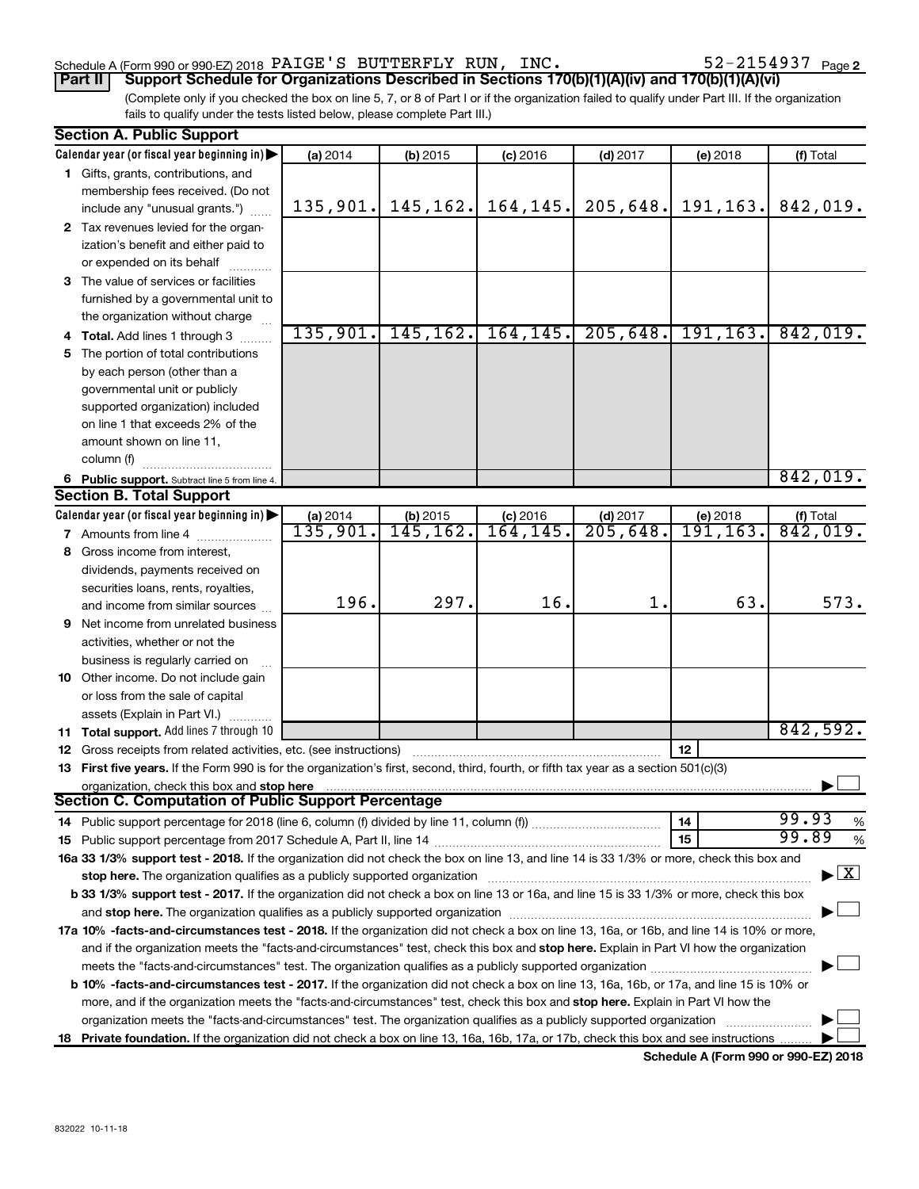Schedule A (Form 990 or 990-EZ) 2018 PAIGE'S BUTTERFLY RUN, INC. 52-2154937 Page 2

**Part II** **Support Schedule for Organizations Described in Sections 170(b)(1)(A)(iv) and 170(b)(1)(A)(vi)**

(Complete only if you checked the box on line 5, 7, or 8 of Part I or if the organization failed to qualify under Part III. If the organization fails to qualify under the tests listed below, please complete Part III.)

**Section A. Public Support**

| Calendar year (or fiscal year beginning in) ▶ | (a) 2014 | (b) 2015 | (c) 2016 | (d) 2017 | (e) 2018 | (f) Total |
|---|---|---|---|---|---|---|
| 1 Gifts, grants, contributions, and membership fees received. (Do not include any "unusual grants.") | 135,901. | 145,162. | 164,145. | 205,648. | 191,163. | 842,019. |
| 2 Tax revenues levied for the organization's benefit and either paid to or expended on its behalf | | | | | | |
| 3 The value of services or facilities furnished by a governmental unit to the organization without charge | | | | | | |
| 4 Total. Add lines 1 through 3 | 135,901. | 145,162. | 164,145. | 205,648. | 191,163. | 842,019. |
| 5 The portion of total contributions by each person (other than a governmental unit or publicly supported organization) included on line 1 that exceeds 2% of the amount shown on line 11, column (f) | | | | | | |
| 6 Public support. Subtract line 5 from line 4. | | | | | | 842,019. |

**Section B. Total Support**

| Calendar year (or fiscal year beginning in) ▶ | (a) 2014 | (b) 2015 | (c) 2016 | (d) 2017 | (e) 2018 | (f) Total |
|---|---|---|---|---|---|---|
| 7 Amounts from line 4 | 135,901. | 145,162. | 164,145. | 205,648. | 191,163. | 842,019. |
| 8 Gross income from interest, dividends, payments received on securities loans, rents, royalties, and income from similar sources | 196. | 297. | 16. | 1. | 63. | 573. |
| 9 Net income from unrelated business activities, whether or not the business is regularly carried on | | | | | | |
| 10 Other income. Do not include gain or loss from the sale of capital assets (Explain in Part VI.) | | | | | | |
| 11 Total support. Add lines 7 through 10 | | | | | | 842,592. |

12 Gross receipts from related activities, etc. (see instructions) | 12 |

13 **First five years.** If the Form 990 is for the organization's first, second, third, fourth, or fifth tax year as a section 501(c)(3) organization, check this box and **stop here** ▶ ☐

**Section C. Computation of Public Support Percentage**

14 Public support percentage for 2018 (line 6, column (f) divided by line 11, column (f)) | 14 | 99.93 %

15 Public support percentage from 2017 Schedule A, Part II, line 14 | 15 | 99.89 %

16a **33 1/3% support test - 2018.** If the organization did not check the box on line 13, and line 14 is 33 1/3% or more, check this box and **stop here.** The organization qualifies as a publicly supported organization ▶ ☒

b **33 1/3% support test - 2017.** If the organization did not check a box on line 13 or 16a, and line 15 is 33 1/3% or more, check this box and **stop here.** The organization qualifies as a publicly supported organization ▶ ☐

17a **10% -facts-and-circumstances test - 2018.** If the organization did not check a box on line 13, 16a, or 16b, and line 14 is 10% or more, and if the organization meets the "facts-and-circumstances" test, check this box and **stop here.** Explain in Part VI how the organization meets the "facts-and-circumstances" test. The organization qualifies as a publicly supported organization ▶ ☐

b **10% -facts-and-circumstances test - 2017.** If the organization did not check a box on line 13, 16a, 16b, or 17a, and line 15 is 10% or more, and if the organization meets the "facts-and-circumstances" test, check this box and **stop here.** Explain in Part VI how the organization meets the "facts-and-circumstances" test. The organization qualifies as a publicly supported organization ▶ ☐

18 **Private foundation.** If the organization did not check a box on line 13, 16a, 16b, 17a, or 17b, check this box and see instructions ▶ ☐

**Schedule A (Form 990 or 990-EZ) 2018**

832022 10-11-18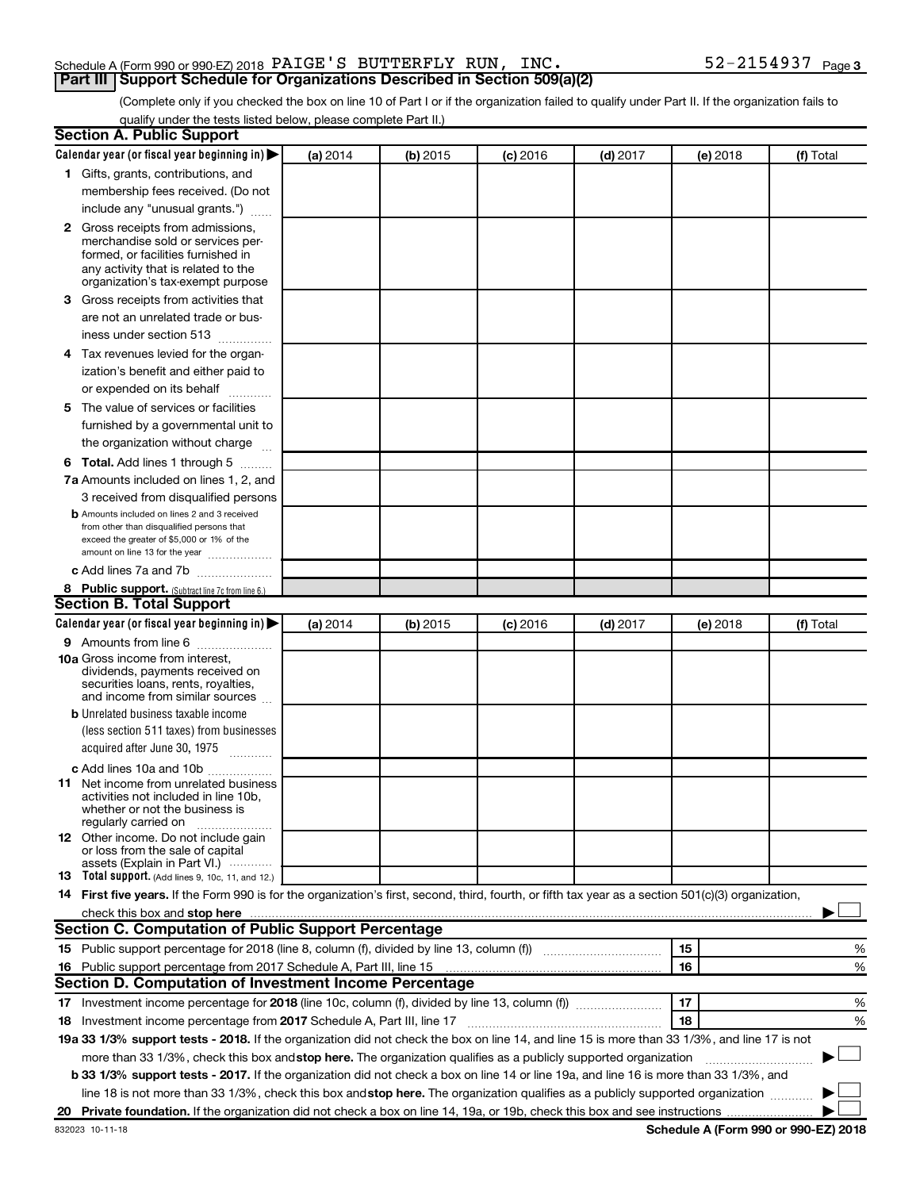Schedule A (Form 990 or 990-EZ) 2018 PAIGE'S BUTTERFLY RUN, INC. 52-2154937 Page 3

## Part III | Support Schedule for Organizations Described in Section 509(a)(2)

(Complete only if you checked the box on line 10 of Part I or if the organization failed to qualify under Part II. If the organization fails to qualify under the tests listed below, please complete Part II.)

### Section A. Public Support

| Calendar year (or fiscal year beginning in) ▶ | (a) 2014 | (b) 2015 | (c) 2016 | (d) 2017 | (e) 2018 | (f) Total |
|---|---|---|---|---|---|---|
| **1** Gifts, grants, contributions, and membership fees received. (Do not include any "unusual grants.") | | | | | | |
| **2** Gross receipts from admissions, merchandise sold or services performed, or facilities furnished in any activity that is related to the organization's tax-exempt purpose | | | | | | |
| **3** Gross receipts from activities that are not an unrelated trade or business under section 513 | | | | | | |
| **4** Tax revenues levied for the organization's benefit and either paid to or expended on its behalf | | | | | | |
| **5** The value of services or facilities furnished by a governmental unit to the organization without charge | | | | | | |
| **6 Total.** Add lines 1 through 5 | | | | | | |
| **7a** Amounts included on lines 1, 2, and 3 received from disqualified persons | | | | | | |
| **b** Amounts included on lines 2 and 3 received from other than disqualified persons that exceed the greater of $5,000 or 1% of the amount on line 13 for the year | | | | | | |
| **c** Add lines 7a and 7b | | | | | | |
| **8 Public support.** (Subtract line 7c from line 6.) | | | | | | |

### Section B. Total Support

| Calendar year (or fiscal year beginning in) ▶ | (a) 2014 | (b) 2015 | (c) 2016 | (d) 2017 | (e) 2018 | (f) Total |
|---|---|---|---|---|---|---|
| **9** Amounts from line 6 | | | | | | |
| **10a** Gross income from interest, dividends, payments received on securities loans, rents, royalties, and income from similar sources | | | | | | |
| **b** Unrelated business taxable income (less section 511 taxes) from businesses acquired after June 30, 1975 | | | | | | |
| **c** Add lines 10a and 10b | | | | | | |
| **11** Net income from unrelated business activities not included in line 10b, whether or not the business is regularly carried on | | | | | | |
| **12** Other income. Do not include gain or loss from the sale of capital assets (Explain in Part VI.) | | | | | | |
| **13 Total support.** (Add lines 9, 10c, 11, and 12.) | | | | | | |

**14 First five years.** If the Form 990 is for the organization's first, second, third, fourth, or fifth tax year as a section 501(c)(3) organization, check this box and **stop here** ▶ ☐

### Section C. Computation of Public Support Percentage

| | | | |
|---|---|---|---|
| **15** Public support percentage for 2018 (line 8, column (f), divided by line 13, column (f)) | 15 | | % |
| **16** Public support percentage from 2017 Schedule A, Part III, line 15 | 16 | | % |

### Section D. Computation of Investment Income Percentage

| | | | |
|---|---|---|---|
| **17** Investment income percentage for **2018** (line 10c, column (f), divided by line 13, column (f)) | 17 | | % |
| **18** Investment income percentage from **2017** Schedule A, Part III, line 17 | 18 | | % |

**19a 33 1/3% support tests - 2018.** If the organization did not check the box on line 14, and line 15 is more than 33 1/3%, and line 17 is not more than 33 1/3%, check this box and **stop here.** The organization qualifies as a publicly supported organization ▶ ☐

**b 33 1/3% support tests - 2017.** If the organization did not check a box on line 14 or line 19a, and line 16 is more than 33 1/3%, and line 18 is not more than 33 1/3%, check this box and **stop here.** The organization qualifies as a publicly supported organization ▶ ☐

**20 Private foundation.** If the organization did not check a box on line 14, 19a, or 19b, check this box and see instructions ▶ ☐

832023 10-11-18 **Schedule A (Form 990 or 990-EZ) 2018**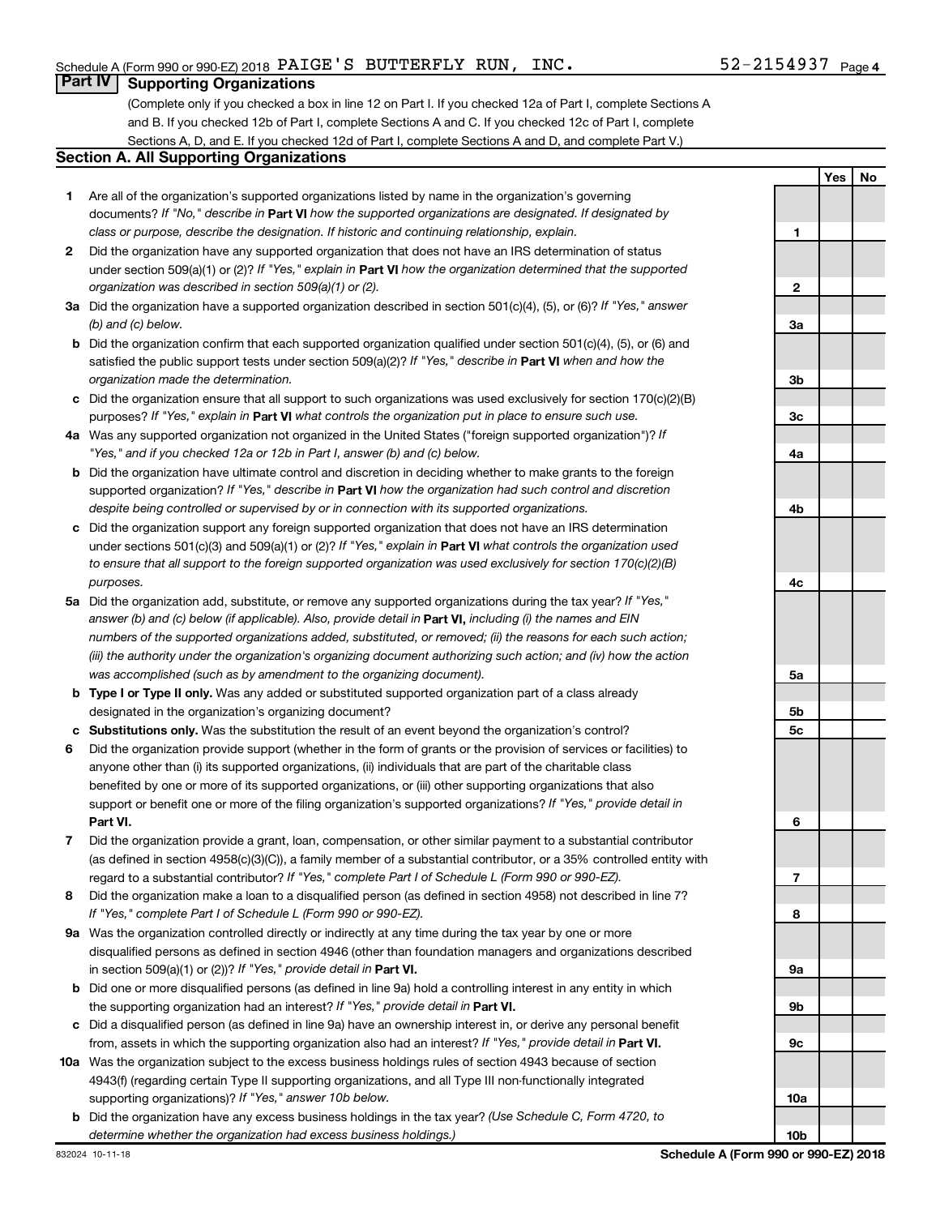## Part IV Supporting Organizations

(Complete only if you checked a box in line 12 on Part I. If you checked 12a of Part I, complete Sections A and B. If you checked 12b of Part I, complete Sections A and C. If you checked 12c of Part I, complete Sections A, D, and E. If you checked 12d of Part I, complete Sections A and D, and complete Part V.)

### Section A. All Supporting Organizations

| | | | Yes | No |
|---|---|---|---|---|
| **1** | Are all of the organization's supported organizations listed by name in the organization's governing documents? *If "No," describe in* **Part VI** *how the supported organizations are designated. If designated by class or purpose, describe the designation. If historic and continuing relationship, explain.* | 1 | | |
| **2** | Did the organization have any supported organization that does not have an IRS determination of status under section 509(a)(1) or (2)? *If "Yes," explain in* **Part VI** *how the organization determined that the supported organization was described in section 509(a)(1) or (2).* | 2 | | |
| **3a** | Did the organization have a supported organization described in section 501(c)(4), (5), or (6)? *If "Yes," answer (b) and (c) below.* | 3a | | |
| **b** | Did the organization confirm that each supported organization qualified under section 501(c)(4), (5), or (6) and satisfied the public support tests under section 509(a)(2)? *If "Yes," describe in* **Part VI** *when and how the organization made the determination.* | 3b | | |
| **c** | Did the organization ensure that all support to such organizations was used exclusively for section 170(c)(2)(B) purposes? *If "Yes," explain in* **Part VI** *what controls the organization put in place to ensure such use.* | 3c | | |
| **4a** | Was any supported organization not organized in the United States ("foreign supported organization")? *If "Yes," and if you checked 12a or 12b in Part I, answer (b) and (c) below.* | 4a | | |
| **b** | Did the organization have ultimate control and discretion in deciding whether to make grants to the foreign supported organization? *If "Yes," describe in* **Part VI** *how the organization had such control and discretion despite being controlled or supervised by or in connection with its supported organizations.* | 4b | | |
| **c** | Did the organization support any foreign supported organization that does not have an IRS determination under sections 501(c)(3) and 509(a)(1) or (2)? *If "Yes," explain in* **Part VI** *what controls the organization used to ensure that all support to the foreign supported organization was used exclusively for section 170(c)(2)(B) purposes.* | 4c | | |
| **5a** | Did the organization add, substitute, or remove any supported organizations during the tax year? *If "Yes," answer (b) and (c) below (if applicable). Also, provide detail in* **Part VI,** *including (i) the names and EIN numbers of the supported organizations added, substituted, or removed; (ii) the reasons for each such action; (iii) the authority under the organization's organizing document authorizing such action; and (iv) how the action was accomplished (such as by amendment to the organizing document).* | 5a | | |
| **b** | **Type I or Type II only.** Was any added or substituted supported organization part of a class already designated in the organization's organizing document? | 5b | | |
| **c** | **Substitutions only.** Was the substitution the result of an event beyond the organization's control? | 5c | | |
| **6** | Did the organization provide support (whether in the form of grants or the provision of services or facilities) to anyone other than (i) its supported organizations, (ii) individuals that are part of the charitable class benefited by one or more of its supported organizations, or (iii) other supporting organizations that also support or benefit one or more of the filing organization's supported organizations? *If "Yes," provide detail in* **Part VI.** | 6 | | |
| **7** | Did the organization provide a grant, loan, compensation, or other similar payment to a substantial contributor (as defined in section 4958(c)(3)(C)), a family member of a substantial contributor, or a 35% controlled entity with regard to a substantial contributor? *If "Yes," complete Part I of Schedule L (Form 990 or 990-EZ).* | 7 | | |
| **8** | Did the organization make a loan to a disqualified person (as defined in section 4958) not described in line 7? *If "Yes," complete Part I of Schedule L (Form 990 or 990-EZ).* | 8 | | |
| **9a** | Was the organization controlled directly or indirectly at any time during the tax year by one or more disqualified persons as defined in section 4946 (other than foundation managers and organizations described in section 509(a)(1) or (2))? *If "Yes," provide detail in* **Part VI.** | 9a | | |
| **b** | Did one or more disqualified persons (as defined in line 9a) hold a controlling interest in any entity in which the supporting organization had an interest? *If "Yes," provide detail in* **Part VI.** | 9b | | |
| **c** | Did a disqualified person (as defined in line 9a) have an ownership interest in, or derive any personal benefit from, assets in which the supporting organization also had an interest? *If "Yes," provide detail in* **Part VI.** | 9c | | |
| **10a** | Was the organization subject to the excess business holdings rules of section 4943 because of section 4943(f) (regarding certain Type II supporting organizations, and all Type III non-functionally integrated supporting organizations)? *If "Yes," answer 10b below.* | 10a | | |
| **b** | Did the organization have any excess business holdings in the tax year? *(Use Schedule C, Form 4720, to determine whether the organization had excess business holdings.)* | 10b | | |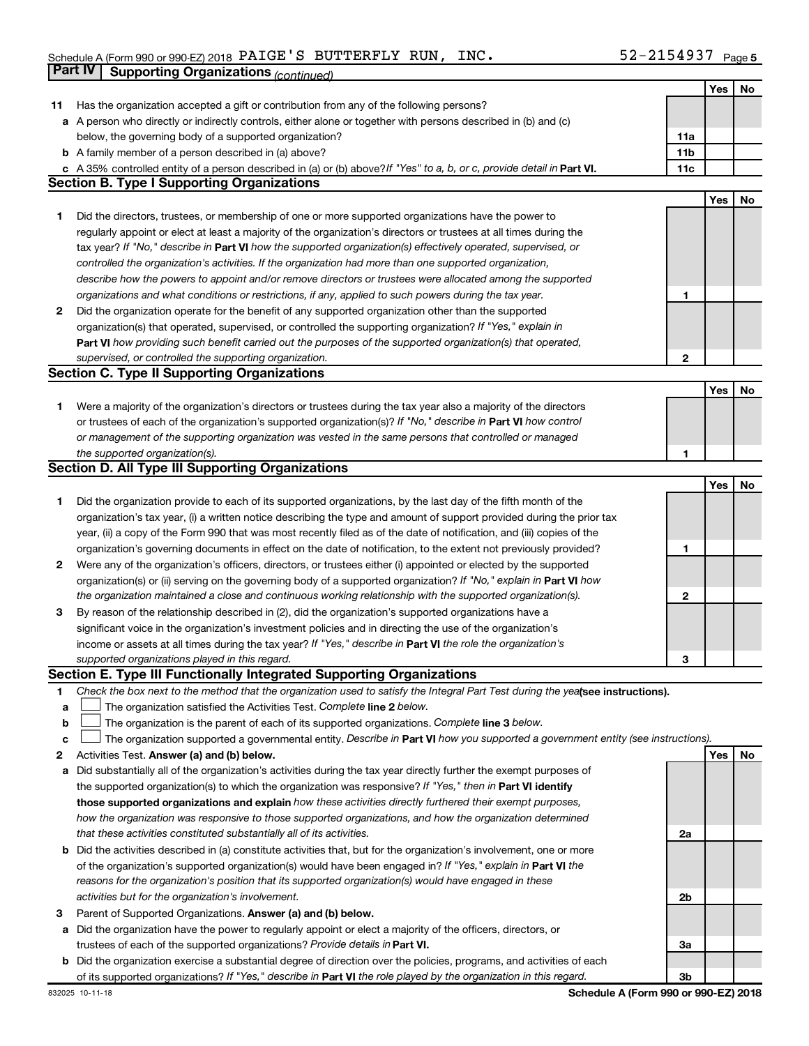Schedule A (Form 990 or 990-EZ) 2018 PAIGE'S BUTTERFLY RUN, INC. 52-2154937

## Part IV Supporting Organizations *(continued)*

| | | | Yes | No |
|---|---|---|---|---|
| **11** | Has the organization accepted a gift or contribution from any of the following persons? | | | |
| **a** | A person who directly or indirectly controls, either alone or together with persons described in (b) and (c) below, the governing body of a supported organization? | 11a | | |
| **b** | A family member of a person described in (a) above? | 11b | | |
| **c** | A 35% controlled entity of a person described in (a) or (b) above? *If "Yes" to a, b, or c, provide detail in* **Part VI.** | 11c | | |

### Section B. Type I Supporting Organizations

| | | | Yes | No |
|---|---|---|---|---|
| **1** | Did the directors, trustees, or membership of one or more supported organizations have the power to regularly appoint or elect at least a majority of the organization's directors or trustees at all times during the tax year? *If "No," describe in* **Part VI** *how the supported organization(s) effectively operated, supervised, or controlled the organization's activities. If the organization had more than one supported organization, describe how the powers to appoint and/or remove directors or trustees were allocated among the supported organizations and what conditions or restrictions, if any, applied to such powers during the tax year.* | 1 | | |
| **2** | Did the organization operate for the benefit of any supported organization other than the supported organization(s) that operated, supervised, or controlled the supporting organization? *If "Yes," explain in* **Part VI** *how providing such benefit carried out the purposes of the supported organization(s) that operated, supervised, or controlled the supporting organization.* | 2 | | |

### Section C. Type II Supporting Organizations

| | | | Yes | No |
|---|---|---|---|---|
| **1** | Were a majority of the organization's directors or trustees during the tax year also a majority of the directors or trustees of each of the organization's supported organization(s)? *If "No," describe in* **Part VI** *how control or management of the supporting organization was vested in the same persons that controlled or managed the supported organization(s).* | 1 | | |

### Section D. All Type III Supporting Organizations

| | | | Yes | No |
|---|---|---|---|---|
| **1** | Did the organization provide to each of its supported organizations, by the last day of the fifth month of the organization's tax year, (i) a written notice describing the type and amount of support provided during the prior tax year, (ii) a copy of the Form 990 that was most recently filed as of the date of notification, and (iii) copies of the organization's governing documents in effect on the date of notification, to the extent not previously provided? | 1 | | |
| **2** | Were any of the organization's officers, directors, or trustees either (i) appointed or elected by the supported organization(s) or (ii) serving on the governing body of a supported organization? *If "No," explain in* **Part VI** *how the organization maintained a close and continuous working relationship with the supported organization(s).* | 2 | | |
| **3** | By reason of the relationship described in (2), did the organization's supported organizations have a significant voice in the organization's investment policies and in directing the use of the organization's income or assets at all times during the tax year? *If "Yes," describe in* **Part VI** *the role the organization's supported organizations played in this regard.* | 3 | | |

### Section E. Type III Functionally Integrated Supporting Organizations

**1** *Check the box next to the method that the organization used to satisfy the Integral Part Test during the year* **(see instructions).**

**a** ☐ The organization satisfied the Activities Test. *Complete* **line 2** *below.*

**b** ☐ The organization is the parent of each of its supported organizations. *Complete* **line 3** *below.*

**c** ☐ The organization supported a governmental entity. *Describe in* **Part VI** *how you supported a government entity (see instructions).*

| | | | Yes | No |
|---|---|---|---|---|
| **2** | Activities Test. **Answer (a) and (b) below.** | | | |
| **a** | Did substantially all of the organization's activities during the tax year directly further the exempt purposes of the supported organization(s) to which the organization was responsive? *If "Yes," then in* **Part VI identify those supported organizations and explain** *how these activities directly furthered their exempt purposes, how the organization was responsive to those supported organizations, and how the organization determined that these activities constituted substantially all of its activities.* | 2a | | |
| **b** | Did the activities described in (a) constitute activities that, but for the organization's involvement, one or more of the organization's supported organization(s) would have been engaged in? *If "Yes," explain in* **Part VI** *the reasons for the organization's position that its supported organization(s) would have engaged in these activities but for the organization's involvement.* | 2b | | |
| **3** | Parent of Supported Organizations. **Answer (a) and (b) below.** | | | |
| **a** | Did the organization have the power to regularly appoint or elect a majority of the officers, directors, or trustees of each of the supported organizations? *Provide details in* **Part VI.** | 3a | | |
| **b** | Did the organization exercise a substantial degree of direction over the policies, programs, and activities of each of its supported organizations? *If "Yes," describe in* **Part VI** *the role played by the organization in this regard.* | 3b | | |

832025 10-11-18 **Schedule A (Form 990 or 990-EZ) 2018**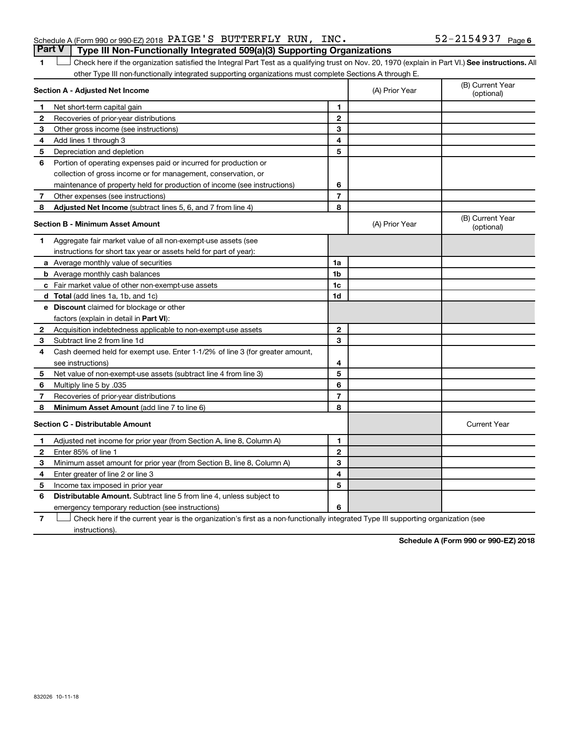Schedule A (Form 990 or 990-EZ) 2018 PAIGE'S BUTTERFLY RUN, INC. 52-2154937 Page 6

## Part V | Type III Non-Functionally Integrated 509(a)(3) Supporting Organizations

1 ☐ Check here if the organization satisfied the Integral Part Test as a qualifying trust on Nov. 20, 1970 (explain in Part VI.) **See instructions.** All other Type III non-functionally integrated supporting organizations must complete Sections A through E.

| **Section A - Adjusted Net Income** | | | (A) Prior Year | (B) Current Year (optional) |
|---|---|---|---|---|
| 1 | Net short-term capital gain | 1 | | |
| 2 | Recoveries of prior-year distributions | 2 | | |
| 3 | Other gross income (see instructions) | 3 | | |
| 4 | Add lines 1 through 3 | 4 | | |
| 5 | Depreciation and depletion | 5 | | |
| 6 | Portion of operating expenses paid or incurred for production or collection of gross income or for management, conservation, or maintenance of property held for production of income (see instructions) | 6 | | |
| 7 | Other expenses (see instructions) | 7 | | |
| 8 | **Adjusted Net Income** (subtract lines 5, 6, and 7 from line 4) | 8 | | |

| **Section B - Minimum Asset Amount** | | | (A) Prior Year | (B) Current Year (optional) |
|---|---|---|---|---|
| 1 | Aggregate fair market value of all non-exempt-use assets (see instructions for short tax year or assets held for part of year): | | | |
| a | Average monthly value of securities | 1a | | |
| b | Average monthly cash balances | 1b | | |
| c | Fair market value of other non-exempt-use assets | 1c | | |
| d | **Total** (add lines 1a, 1b, and 1c) | 1d | | |
| e | **Discount** claimed for blockage or other factors (explain in detail in **Part VI**): | | | |
| 2 | Acquisition indebtedness applicable to non-exempt-use assets | 2 | | |
| 3 | Subtract line 2 from line 1d | 3 | | |
| 4 | Cash deemed held for exempt use. Enter 1-1/2% of line 3 (for greater amount, see instructions) | 4 | | |
| 5 | Net value of non-exempt-use assets (subtract line 4 from line 3) | 5 | | |
| 6 | Multiply line 5 by .035 | 6 | | |
| 7 | Recoveries of prior-year distributions | 7 | | |
| 8 | **Minimum Asset Amount** (add line 7 to line 6) | 8 | | |

| **Section C - Distributable Amount** | | | | Current Year |
|---|---|---|---|---|
| 1 | Adjusted net income for prior year (from Section A, line 8, Column A) | 1 | | |
| 2 | Enter 85% of line 1 | 2 | | |
| 3 | Minimum asset amount for prior year (from Section B, line 8, Column A) | 3 | | |
| 4 | Enter greater of line 2 or line 3 | 4 | | |
| 5 | Income tax imposed in prior year | 5 | | |
| 6 | **Distributable Amount.** Subtract line 5 from line 4, unless subject to emergency temporary reduction (see instructions) | 6 | | |

7 ☐ Check here if the current year is the organization's first as a non-functionally integrated Type III supporting organization (see instructions).

**Schedule A (Form 990 or 990-EZ) 2018**

832026 10-11-18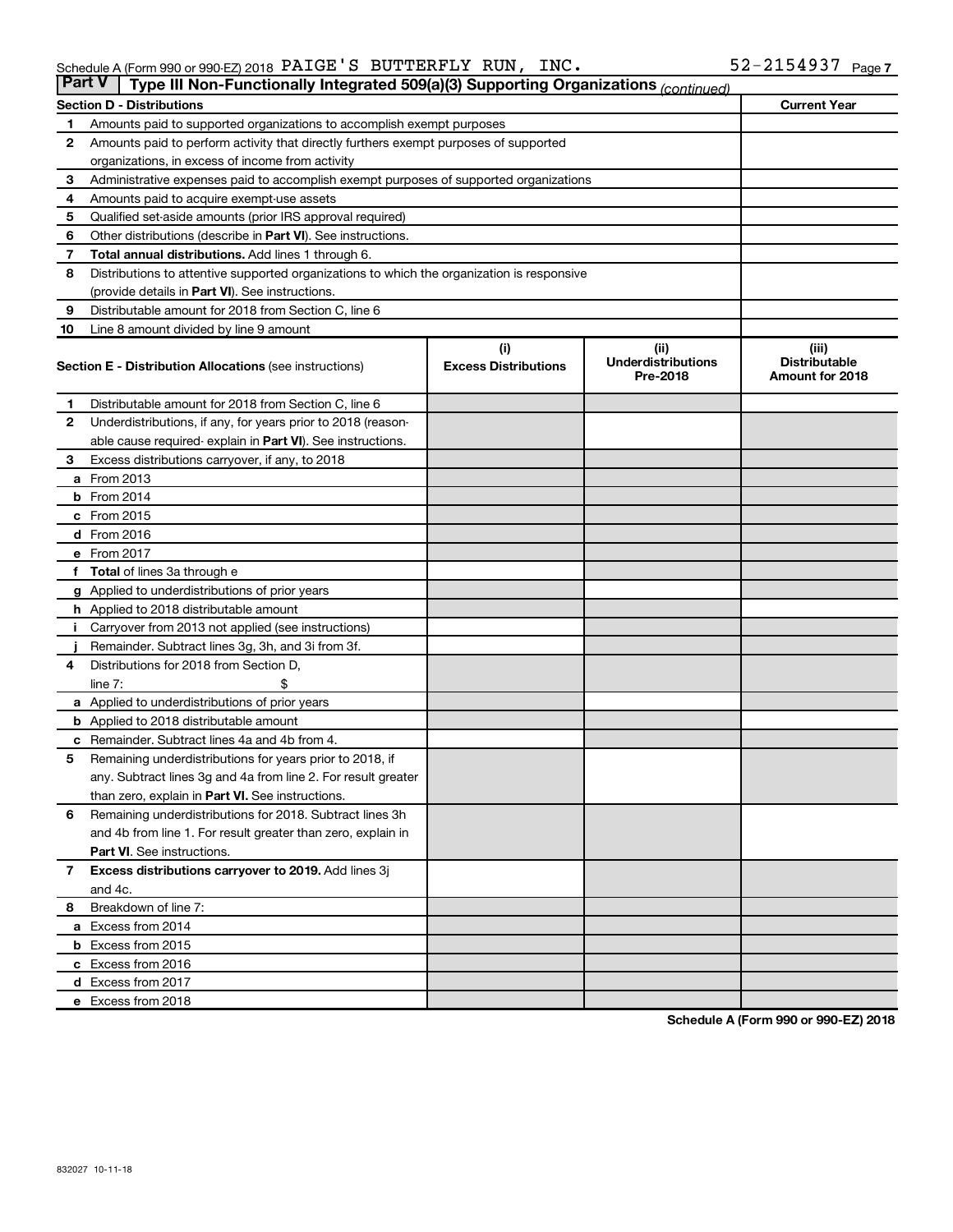Schedule A (Form 990 or 990-EZ) 2018 PAIGE'S BUTTERFLY RUN, INC. 52-2154937

## Part V Type III Non-Functionally Integrated 509(a)(3) Supporting Organizations *(continued)*

| Section D - Distributions | | Current Year |
|---|---|---|
| 1 | Amounts paid to supported organizations to accomplish exempt purposes | |
| 2 | Amounts paid to perform activity that directly furthers exempt purposes of supported organizations, in excess of income from activity | |
| 3 | Administrative expenses paid to accomplish exempt purposes of supported organizations | |
| 4 | Amounts paid to acquire exempt-use assets | |
| 5 | Qualified set-aside amounts (prior IRS approval required) | |
| 6 | Other distributions (describe in **Part VI**). See instructions. | |
| 7 | **Total annual distributions.** Add lines 1 through 6. | |
| 8 | Distributions to attentive supported organizations to which the organization is responsive (provide details in **Part VI**). See instructions. | |
| 9 | Distributable amount for 2018 from Section C, line 6 | |
| 10 | Line 8 amount divided by line 9 amount | |

| | Section E - Distribution Allocations (see instructions) | (i) Excess Distributions | (ii) Underdistributions Pre-2018 | (iii) Distributable Amount for 2018 |
|---|---|---|---|---|
| 1 | Distributable amount for 2018 from Section C, line 6 | | | |
| 2 | Underdistributions, if any, for years prior to 2018 (reasonable cause required- explain in **Part VI**). See instructions. | | | |
| 3 | Excess distributions carryover, if any, to 2018 | | | |
| a | From 2013 | | | |
| b | From 2014 | | | |
| c | From 2015 | | | |
| d | From 2016 | | | |
| e | From 2017 | | | |
| f | **Total** of lines 3a through e | | | |
| g | Applied to underdistributions of prior years | | | |
| h | Applied to 2018 distributable amount | | | |
| i | Carryover from 2013 not applied (see instructions) | | | |
| j | Remainder. Subtract lines 3g, 3h, and 3i from 3f. | | | |
| 4 | Distributions for 2018 from Section D, line 7: $ | | | |
| a | Applied to underdistributions of prior years | | | |
| b | Applied to 2018 distributable amount | | | |
| c | Remainder. Subtract lines 4a and 4b from 4. | | | |
| 5 | Remaining underdistributions for years prior to 2018, if any. Subtract lines 3g and 4a from line 2. For result greater than zero, explain in **Part VI.** See instructions. | | | |
| 6 | Remaining underdistributions for 2018. Subtract lines 3h and 4b from line 1. For result greater than zero, explain in **Part VI**. See instructions. | | | |
| 7 | **Excess distributions carryover to 2019.** Add lines 3j and 4c. | | | |
| 8 | Breakdown of line 7: | | | |
| a | Excess from 2014 | | | |
| b | Excess from 2015 | | | |
| c | Excess from 2016 | | | |
| d | Excess from 2017 | | | |
| e | Excess from 2018 | | | |

**Schedule A (Form 990 or 990-EZ) 2018**

832027 10-11-18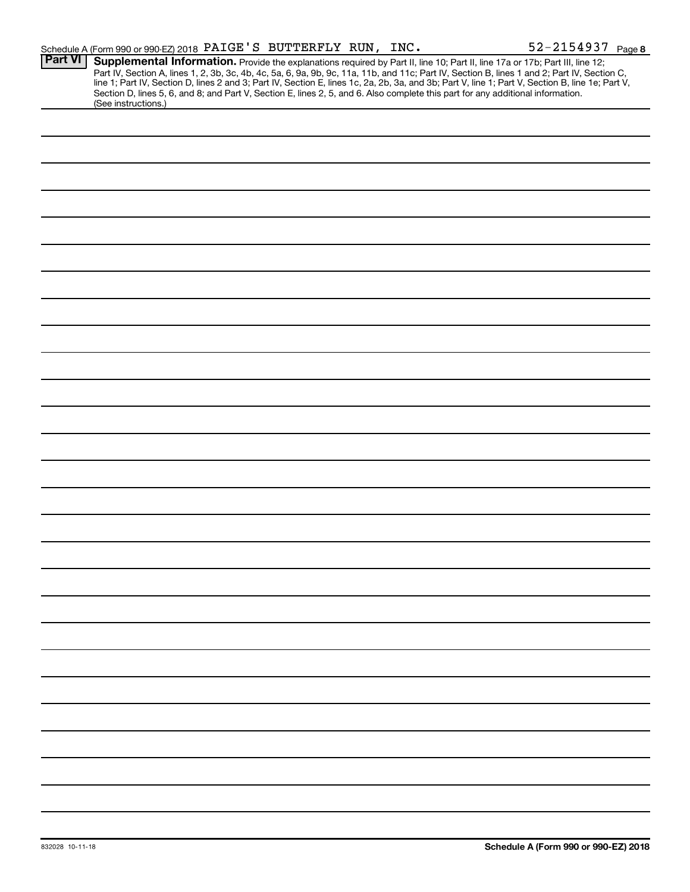Schedule A (Form 990 or 990-EZ) 2018 PAIGE'S BUTTERFLY RUN, INC. 52-2154937 Page 8

**Part VI** **Supplemental Information.** Provide the explanations required by Part II, line 10; Part II, line 17a or 17b; Part III, line 12; Part IV, Section A, lines 1, 2, 3b, 3c, 4b, 4c, 5a, 6, 9a, 9b, 9c, 11a, 11b, and 11c; Part IV, Section B, lines 1 and 2; Part IV, Section C, line 1; Part IV, Section D, lines 2 and 3; Part IV, Section E, lines 1c, 2a, 2b, 3a, and 3b; Part V, line 1; Part V, Section B, line 1e; Part V, Section D, lines 5, 6, and 8; and Part V, Section E, lines 2, 5, and 6. Also complete this part for any additional information. (See instructions.)

832028 10-11-18

**Schedule A (Form 990 or 990-EZ) 2018**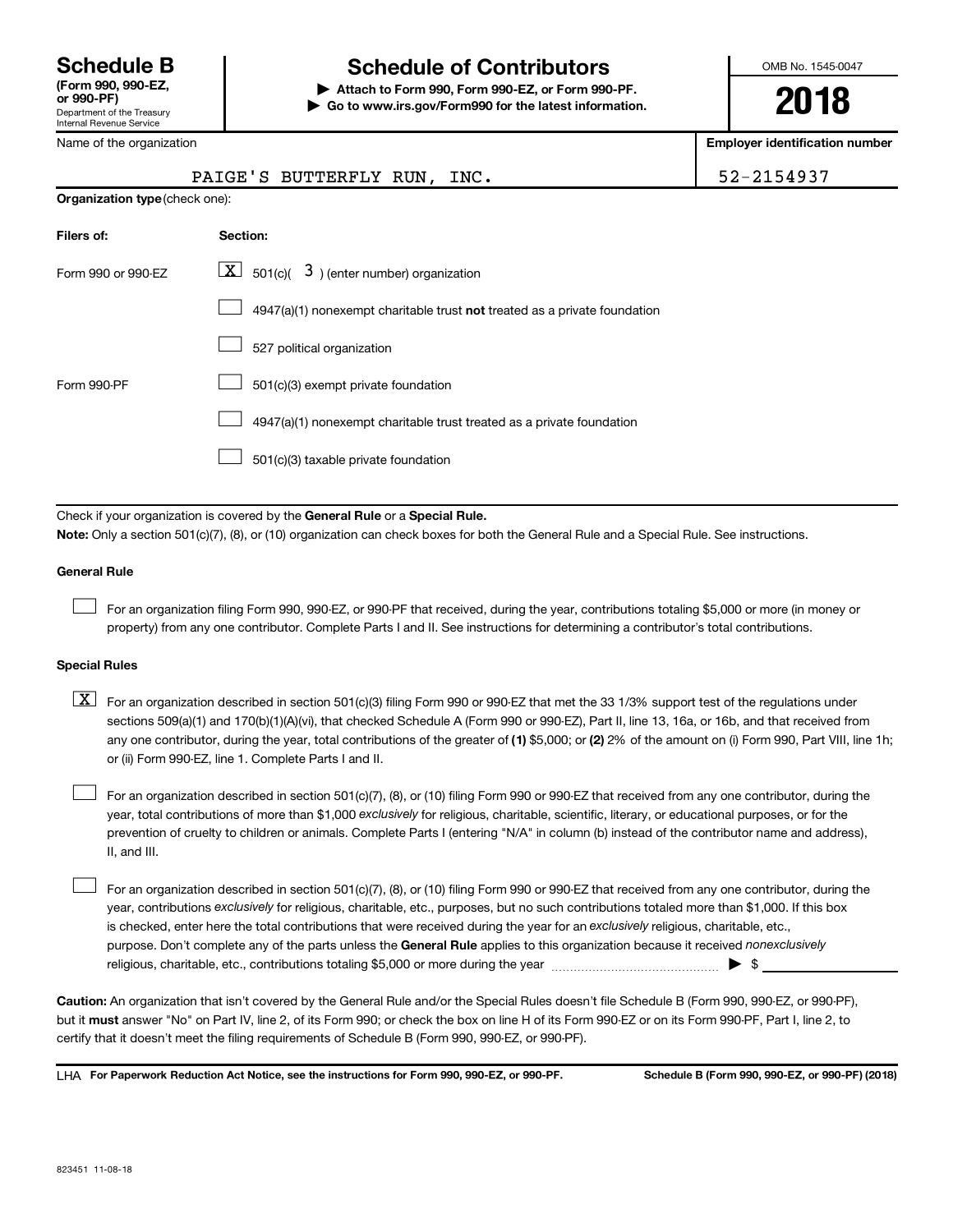# Schedule B

**(Form 990, 990-EZ, or 990-PF)**
Department of the Treasury
Internal Revenue Service

# Schedule of Contributors

**▶ Attach to Form 990, Form 990-EZ, or Form 990-PF.**
**▶ Go to www.irs.gov/Form990 for the latest information.**

OMB No. 1545-0047

**2018**

| Name of the organization | Employer identification number |
|---|---|
| PAIGE'S BUTTERFLY RUN, INC. | 52-2154937 |

**Organization type** (check one):

| Filers of: | Section: |
|---|---|
| Form 990 or 990-EZ | [X] 501(c)( 3 ) (enter number) organization |
| | [ ] 4947(a)(1) nonexempt charitable trust **not** treated as a private foundation |
| | [ ] 527 political organization |
| Form 990-PF | [ ] 501(c)(3) exempt private foundation |
| | [ ] 4947(a)(1) nonexempt charitable trust treated as a private foundation |
| | [ ] 501(c)(3) taxable private foundation |

Check if your organization is covered by the **General Rule** or a **Special Rule.**

**Note:** Only a section 501(c)(7), (8), or (10) organization can check boxes for both the General Rule and a Special Rule. See instructions.

**General Rule**

[ ] For an organization filing Form 990, 990-EZ, or 990-PF that received, during the year, contributions totaling $5,000 or more (in money or property) from any one contributor. Complete Parts I and II. See instructions for determining a contributor's total contributions.

**Special Rules**

[X] For an organization described in section 501(c)(3) filing Form 990 or 990-EZ that met the 33 1/3% support test of the regulations under sections 509(a)(1) and 170(b)(1)(A)(vi), that checked Schedule A (Form 990 or 990-EZ), Part II, line 13, 16a, or 16b, and that received from any one contributor, during the year, total contributions of the greater of **(1)** $5,000; or **(2)** 2% of the amount on (i) Form 990, Part VIII, line 1h; or (ii) Form 990-EZ, line 1. Complete Parts I and II.

[ ] For an organization described in section 501(c)(7), (8), or (10) filing Form 990 or 990-EZ that received from any one contributor, during the year, total contributions of more than $1,000 *exclusively* for religious, charitable, scientific, literary, or educational purposes, or for the prevention of cruelty to children or animals. Complete Parts I (entering "N/A" in column (b) instead of the contributor name and address), II, and III.

[ ] For an organization described in section 501(c)(7), (8), or (10) filing Form 990 or 990-EZ that received from any one contributor, during the year, contributions *exclusively* for religious, charitable, etc., purposes, but no such contributions totaled more than $1,000. If this box is checked, enter here the total contributions that were received during the year for an *exclusively* religious, charitable, etc., purpose. Don't complete any of the parts unless the **General Rule** applies to this organization because it received *nonexclusively* religious, charitable, etc., contributions totaling $5,000 or more during the year ▶ $ ____________

**Caution:** An organization that isn't covered by the General Rule and/or the Special Rules doesn't file Schedule B (Form 990, 990-EZ, or 990-PF), but it **must** answer "No" on Part IV, line 2, of its Form 990; or check the box on line H of its Form 990-EZ or on its Form 990-PF, Part I, line 2, to certify that it doesn't meet the filing requirements of Schedule B (Form 990, 990-EZ, or 990-PF).

LHA **For Paperwork Reduction Act Notice, see the instructions for Form 990, 990-EZ, or 990-PF.** **Schedule B (Form 990, 990-EZ, or 990-PF) (2018)**

823451 11-08-18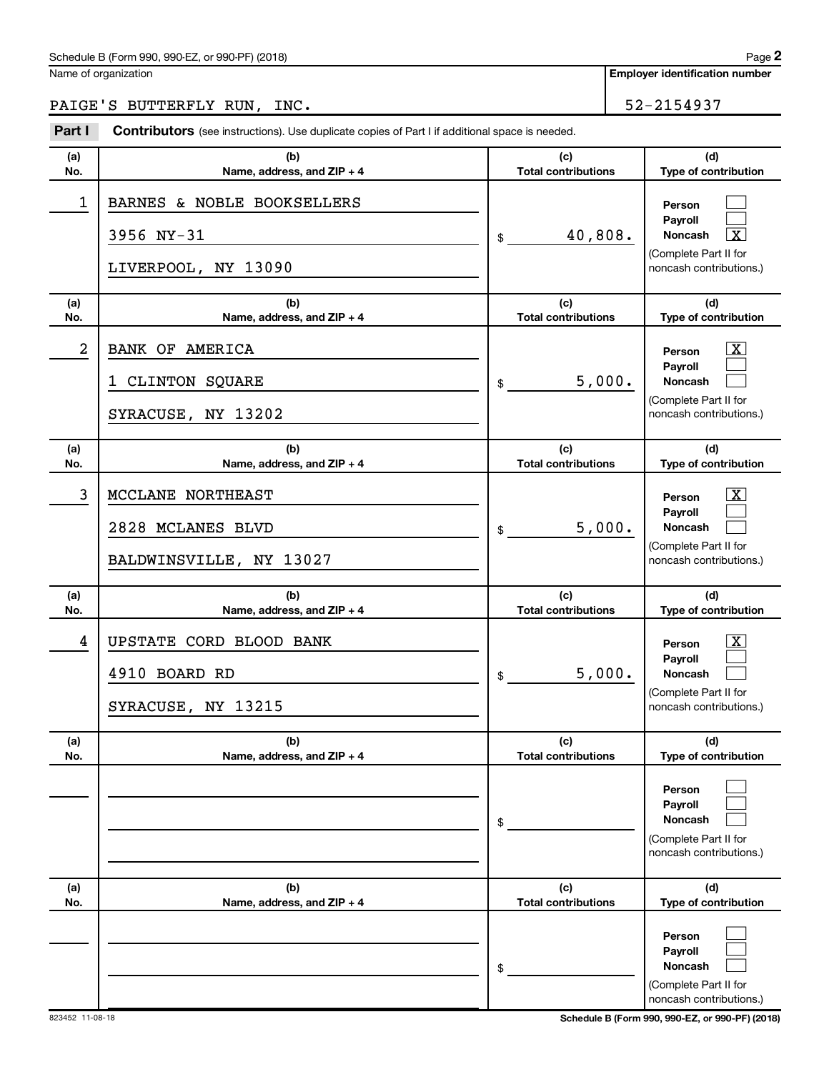Name of organization

**Employer identification number**

PAIGE'S BUTTERFLY RUN, INC. 52-2154937

**Part I** **Contributors** (see instructions). Use duplicate copies of Part I if additional space is needed.

| (a) No. | (b) Name, address, and ZIP + 4 | (c) Total contributions | (d) Type of contribution |
|---|---|---|---|
| 1 | BARNES & NOBLE BOOKSELLERS<br>3956 NY-31<br>LIVERPOOL, NY 13090 | $ 40,808. | Person [ ]<br>Payroll [ ]<br>Noncash [X]<br>(Complete Part II for noncash contributions.) |
| 2 | BANK OF AMERICA<br>1 CLINTON SQUARE<br>SYRACUSE, NY 13202 | $ 5,000. | Person [X]<br>Payroll [ ]<br>Noncash [ ]<br>(Complete Part II for noncash contributions.) |
| 3 | MCCLANE NORTHEAST<br>2828 MCLANES BLVD<br>BALDWINSVILLE, NY 13027 | $ 5,000. | Person [X]<br>Payroll [ ]<br>Noncash [ ]<br>(Complete Part II for noncash contributions.) |
| 4 | UPSTATE CORD BLOOD BANK<br>4910 BOARD RD<br>SYRACUSE, NY 13215 | $ 5,000. | Person [X]<br>Payroll [ ]<br>Noncash [ ]<br>(Complete Part II for noncash contributions.) |
| | | $ | Person [ ]<br>Payroll [ ]<br>Noncash [ ]<br>(Complete Part II for noncash contributions.) |
| | | $ | Person [ ]<br>Payroll [ ]<br>Noncash [ ]<br>(Complete Part II for noncash contributions.) |

823452 11-08-18

**Schedule B (Form 990, 990-EZ, or 990-PF) (2018)**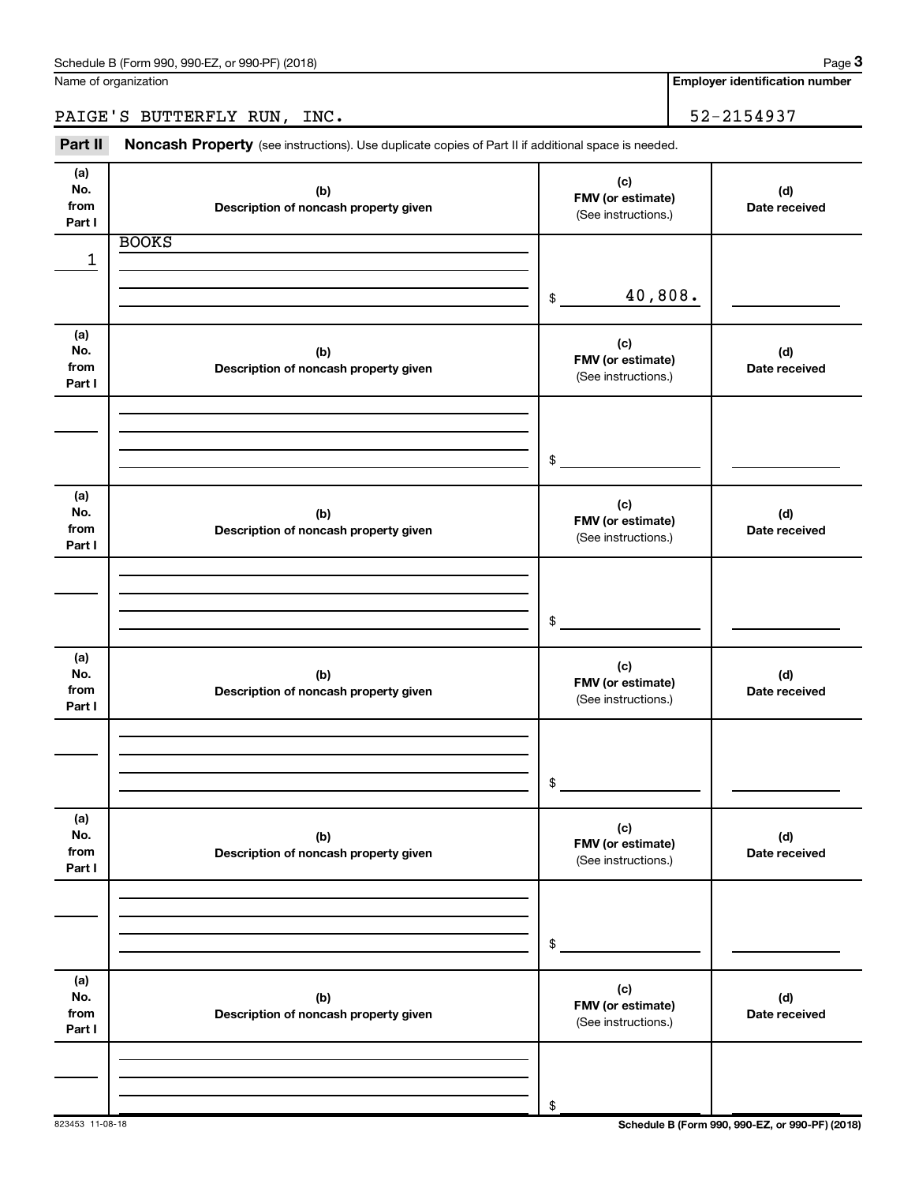Name of organization | Employer identification number

PAIGE'S BUTTERFLY RUN, INC. | 52-2154937

**Part II** **Noncash Property** (see instructions). Use duplicate copies of Part II if additional space is needed.

| (a) No. from Part I | (b) Description of noncash property given | (c) FMV (or estimate) (See instructions.) | (d) Date received |
|---|---|---|---|
| 1 | BOOKS | $ 40,808. | |

| (a) No. from Part I | (b) Description of noncash property given | (c) FMV (or estimate) (See instructions.) | (d) Date received |
|---|---|---|---|
| | | $ | |

| (a) No. from Part I | (b) Description of noncash property given | (c) FMV (or estimate) (See instructions.) | (d) Date received |
|---|---|---|---|
| | | $ | |

| (a) No. from Part I | (b) Description of noncash property given | (c) FMV (or estimate) (See instructions.) | (d) Date received |
|---|---|---|---|
| | | $ | |

| (a) No. from Part I | (b) Description of noncash property given | (c) FMV (or estimate) (See instructions.) | (d) Date received |
|---|---|---|---|
| | | $ | |

| (a) No. from Part I | (b) Description of noncash property given | (c) FMV (or estimate) (See instructions.) | (d) Date received |
|---|---|---|---|
| | | $ | |

823453 11-08-18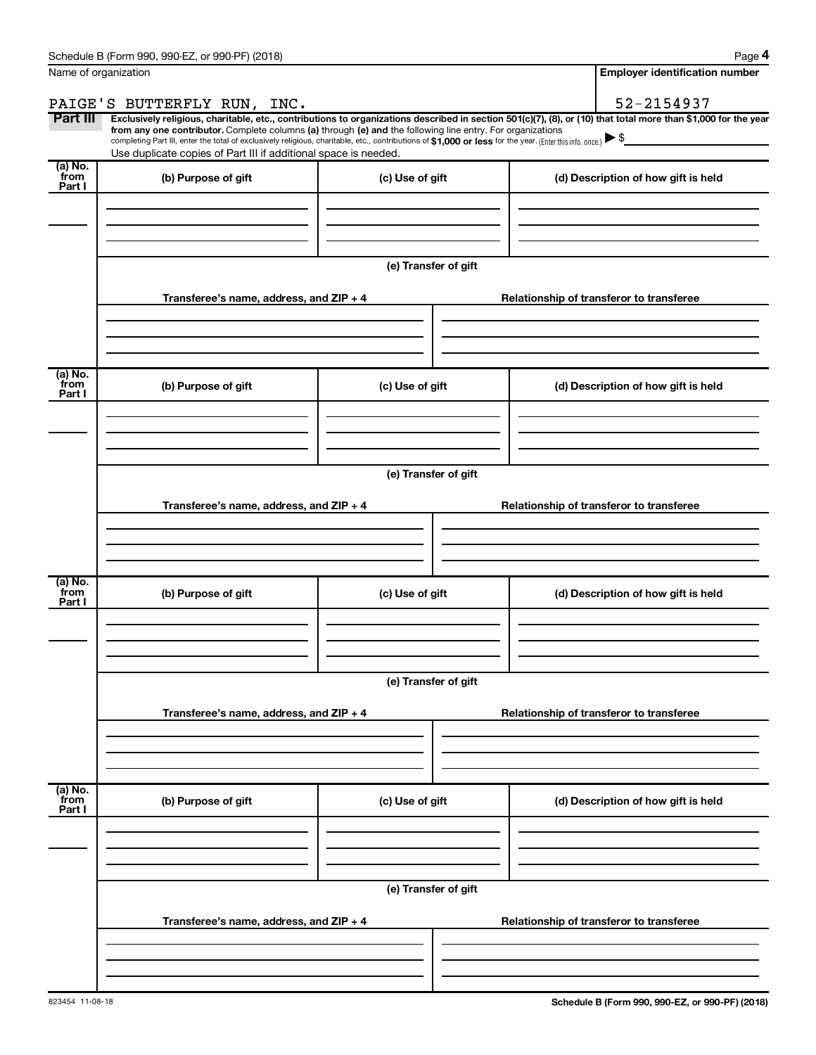Name of organization

PAIGE'S BUTTERFLY RUN, INC.

**Employer identification number**

52-2154937

**Part III** **Exclusively religious, charitable, etc., contributions to organizations described in section 501(c)(7), (8), or (10) that total more than $1,000 for the year from any one contributor.** Complete columns **(a)** through **(e) and** the following line entry. For organizations completing Part III, enter the total of exclusively religious, charitable, etc., contributions of **$1,000 or less** for the year. (Enter this info. once.) ▶ $

Use duplicate copies of Part III if additional space is needed.

| (a) No. from Part I | (b) Purpose of gift | (c) Use of gift | (d) Description of how gift is held |
|---|---|---|---|
| | | | |

(e) Transfer of gift

| Transferee's name, address, and ZIP + 4 | Relationship of transferor to transferee |
|---|---|
| | |

| (a) No. from Part I | (b) Purpose of gift | (c) Use of gift | (d) Description of how gift is held |
|---|---|---|---|
| | | | |

(e) Transfer of gift

| Transferee's name, address, and ZIP + 4 | Relationship of transferor to transferee |
|---|---|
| | |

| (a) No. from Part I | (b) Purpose of gift | (c) Use of gift | (d) Description of how gift is held |
|---|---|---|---|
| | | | |

(e) Transfer of gift

| Transferee's name, address, and ZIP + 4 | Relationship of transferor to transferee |
|---|---|
| | |

| (a) No. from Part I | (b) Purpose of gift | (c) Use of gift | (d) Description of how gift is held |
|---|---|---|---|
| | | | |

(e) Transfer of gift

| Transferee's name, address, and ZIP + 4 | Relationship of transferor to transferee |
|---|---|
| | |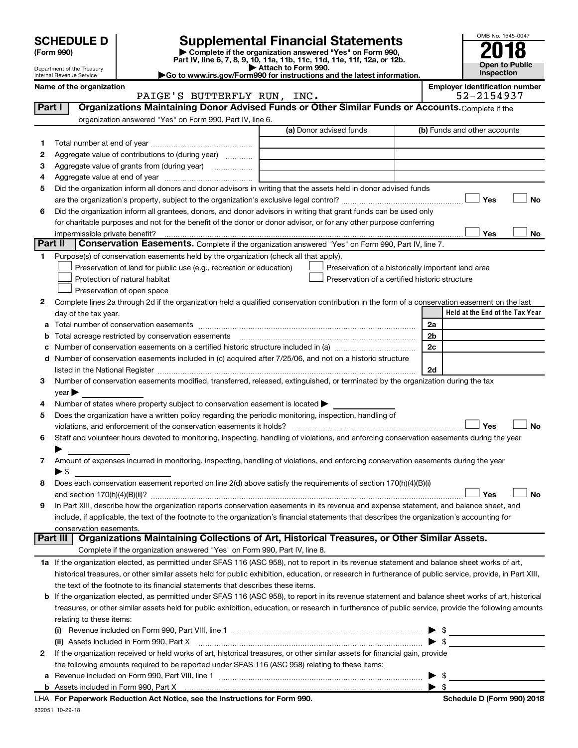# SCHEDULE D (Form 990)

Department of the Treasury
Internal Revenue Service

## Supplemental Financial Statements

▶ Complete if the organization answered "Yes" on Form 990, Part IV, line 6, 7, 8, 9, 10, 11a, 11b, 11c, 11d, 11e, 11f, 12a, or 12b.
▶ Attach to Form 990.
▶Go to www.irs.gov/Form990 for instructions and the latest information.

OMB No. 1545-0047

**2018**

**Open to Public Inspection**

Name of the organization: PAIGE'S BUTTERFLY RUN, INC.

Employer identification number: 52-2154937

**Part I — Organizations Maintaining Donor Advised Funds or Other Similar Funds or Accounts.** Complete if the organization answered "Yes" on Form 990, Part IV, line 6.

| | | (a) Donor advised funds | (b) Funds and other accounts |
|---|---|---|---|
| 1 | Total number at end of year | | |
| 2 | Aggregate value of contributions to (during year) | | |
| 3 | Aggregate value of grants from (during year) | | |
| 4 | Aggregate value at end of year | | |

5 Did the organization inform all donors and donor advisors in writing that the assets held in donor advised funds are the organization's property, subject to the organization's exclusive legal control? ☐ Yes ☐ No

6 Did the organization inform all grantees, donors, and donor advisors in writing that grant funds can be used only for charitable purposes and not for the benefit of the donor or donor advisor, or for any other purpose conferring impermissible private benefit? ☐ Yes ☐ No

**Part II — Conservation Easements.** Complete if the organization answered "Yes" on Form 990, Part IV, line 7.

1 Purpose(s) of conservation easements held by the organization (check all that apply).

- ☐ Preservation of land for public use (e.g., recreation or education)
- ☐ Protection of natural habitat
- ☐ Preservation of open space
- ☐ Preservation of a historically important land area
- ☐ Preservation of a certified historic structure

2 Complete lines 2a through 2d if the organization held a qualified conservation contribution in the form of a conservation easement on the last day of the tax year.

| | | | Held at the End of the Tax Year |
|---|---|---|---|
| a | Total number of conservation easements | 2a | |
| b | Total acreage restricted by conservation easements | 2b | |
| c | Number of conservation easements on a certified historic structure included in (a) | 2c | |
| d | Number of conservation easements included in (c) acquired after 7/25/06, and not on a historic structure listed in the National Register | 2d | |

3 Number of conservation easements modified, transferred, released, extinguished, or terminated by the organization during the tax year ▶

4 Number of states where property subject to conservation easement is located ▶

5 Does the organization have a written policy regarding the periodic monitoring, inspection, handling of violations, and enforcement of the conservation easements it holds? ☐ Yes ☐ No

6 Staff and volunteer hours devoted to monitoring, inspecting, handling of violations, and enforcing conservation easements during the year ▶

7 Amount of expenses incurred in monitoring, inspecting, handling of violations, and enforcing conservation easements during the year ▶ $

8 Does each conservation easement reported on line 2(d) above satisfy the requirements of section 170(h)(4)(B)(i) and section 170(h)(4)(B)(ii)? ☐ Yes ☐ No

9 In Part XIII, describe how the organization reports conservation easements in its revenue and expense statement, and balance sheet, and include, if applicable, the text of the footnote to the organization's financial statements that describes the organization's accounting for conservation easements.

**Part III — Organizations Maintaining Collections of Art, Historical Treasures, or Other Similar Assets.** Complete if the organization answered "Yes" on Form 990, Part IV, line 8.

1a If the organization elected, as permitted under SFAS 116 (ASC 958), not to report in its revenue statement and balance sheet works of art, historical treasures, or other similar assets held for public exhibition, education, or research in furtherance of public service, provide, in Part XIII, the text of the footnote to its financial statements that describes these items.

b If the organization elected, as permitted under SFAS 116 (ASC 958), to report in its revenue statement and balance sheet works of art, historical treasures, or other similar assets held for public exhibition, education, or research in furtherance of public service, provide the following amounts relating to these items:

(i) Revenue included on Form 990, Part VIII, line 1 ▶ $

(ii) Assets included in Form 990, Part X ▶ $

2 If the organization received or held works of art, historical treasures, or other similar assets for financial gain, provide the following amounts required to be reported under SFAS 116 (ASC 958) relating to these items:

a Revenue included on Form 990, Part VIII, line 1 ▶ $

b Assets included in Form 990, Part X ▶ $

LHA For Paperwork Reduction Act Notice, see the Instructions for Form 990. Schedule D (Form 990) 2018

832051 10-29-18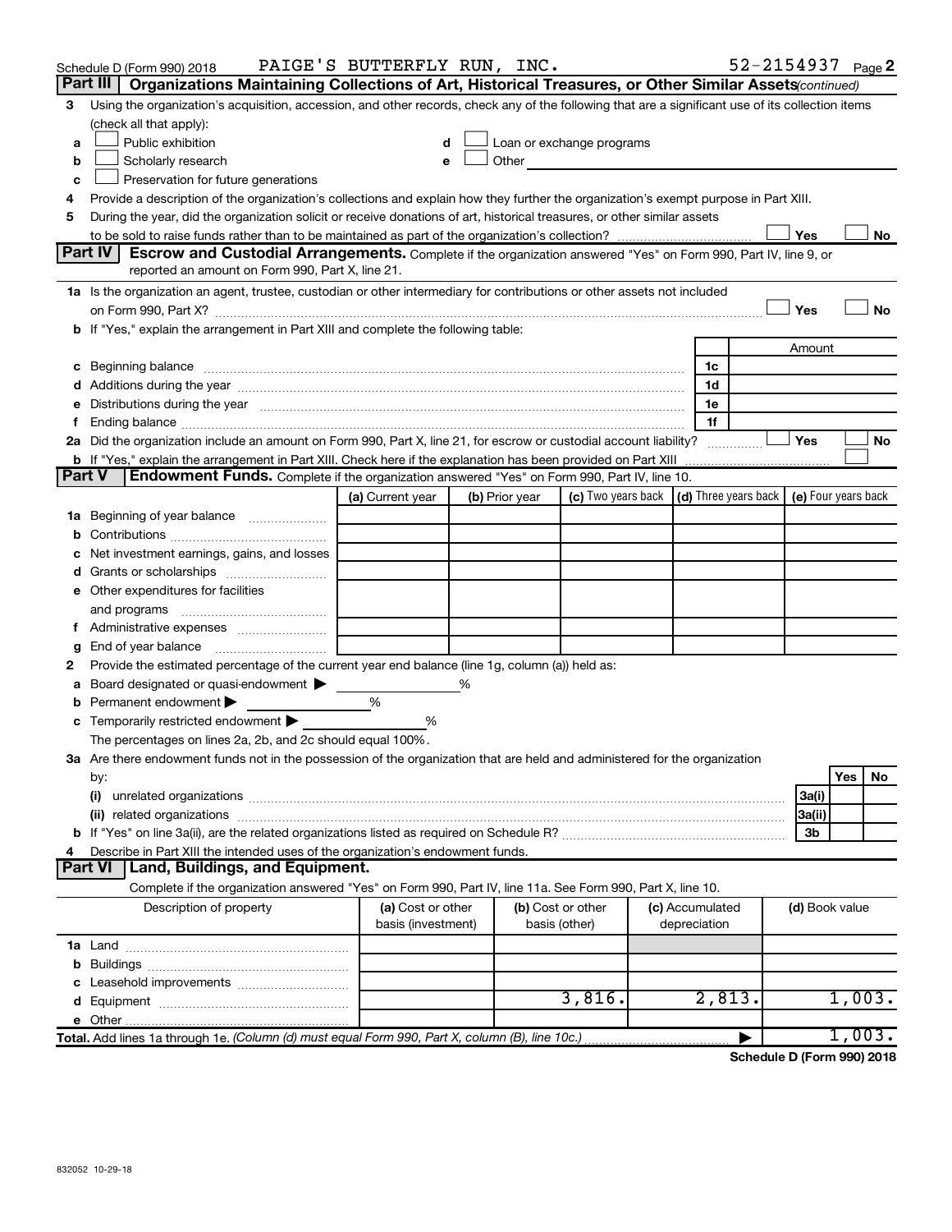Schedule D (Form 990) 2018 PAIGE'S BUTTERFLY RUN, INC. 52-2154937 Page 2

**Part III | Organizations Maintaining Collections of Art, Historical Treasures, or Other Similar Assets** *(continued)*

3 Using the organization's acquisition, accession, and other records, check any of the following that are a significant use of its collection items (check all that apply):

a ☐ Public exhibition
b ☐ Scholarly research
c ☐ Preservation for future generations
d ☐ Loan or exchange programs
e ☐ Other

4 Provide a description of the organization's collections and explain how they further the organization's exempt purpose in Part XIII.

5 During the year, did the organization solicit or receive donations of art, historical treasures, or other similar assets to be sold to raise funds rather than to be maintained as part of the organization's collection? ☐ Yes ☐ No

**Part IV | Escrow and Custodial Arrangements.** Complete if the organization answered "Yes" on Form 990, Part IV, line 9, or reported an amount on Form 990, Part X, line 21.

1a Is the organization an agent, trustee, custodian or other intermediary for contributions or other assets not included on Form 990, Part X? ☐ Yes ☐ No

b If "Yes," explain the arrangement in Part XIII and complete the following table:

| | | Amount |
|---|---|---|
| c Beginning balance | 1c | |
| d Additions during the year | 1d | |
| e Distributions during the year | 1e | |
| f Ending balance | 1f | |

2a Did the organization include an amount on Form 990, Part X, line 21, for escrow or custodial account liability? ☐ Yes ☐ No

b If "Yes," explain the arrangement in Part XIII. Check here if the explanation has been provided on Part XIII ☐

**Part V | Endowment Funds.** Complete if the organization answered "Yes" on Form 990, Part IV, line 10.

| | (a) Current year | (b) Prior year | (c) Two years back | (d) Three years back | (e) Four years back |
|---|---|---|---|---|---|
| 1a Beginning of year balance | | | | | |
| b Contributions | | | | | |
| c Net investment earnings, gains, and losses | | | | | |
| d Grants or scholarships | | | | | |
| e Other expenditures for facilities and programs | | | | | |
| f Administrative expenses | | | | | |
| g End of year balance | | | | | |

2 Provide the estimated percentage of the current year end balance (line 1g, column (a)) held as:

a Board designated or quasi-endowment ▶ %
b Permanent endowment ▶ %
c Temporarily restricted endowment ▶ %

The percentages on lines 2a, 2b, and 2c should equal 100%.

3a Are there endowment funds not in the possession of the organization that are held and administered for the organization by:

| | | Yes | No |
|---|---|---|---|
| (i) unrelated organizations | 3a(i) | | |
| (ii) related organizations | 3a(ii) | | |
| b If "Yes" on line 3a(ii), are the related organizations listed as required on Schedule R? | 3b | | |

4 Describe in Part XIII the intended uses of the organization's endowment funds.

**Part VI | Land, Buildings, and Equipment.**

Complete if the organization answered "Yes" on Form 990, Part IV, line 11a. See Form 990, Part X, line 10.

| Description of property | (a) Cost or other basis (investment) | (b) Cost or other basis (other) | (c) Accumulated depreciation | (d) Book value |
|---|---|---|---|---|
| 1a Land | | | | |
| b Buildings | | | | |
| c Leasehold improvements | | | | |
| d Equipment | | 3,816. | 2,813. | 1,003. |
| e Other | | | | |
| **Total.** Add lines 1a through 1e. *(Column (d) must equal Form 990, Part X, column (B), line 10c.)* ▶ | | | | 1,003. |

**Schedule D (Form 990) 2018**

832052 10-29-18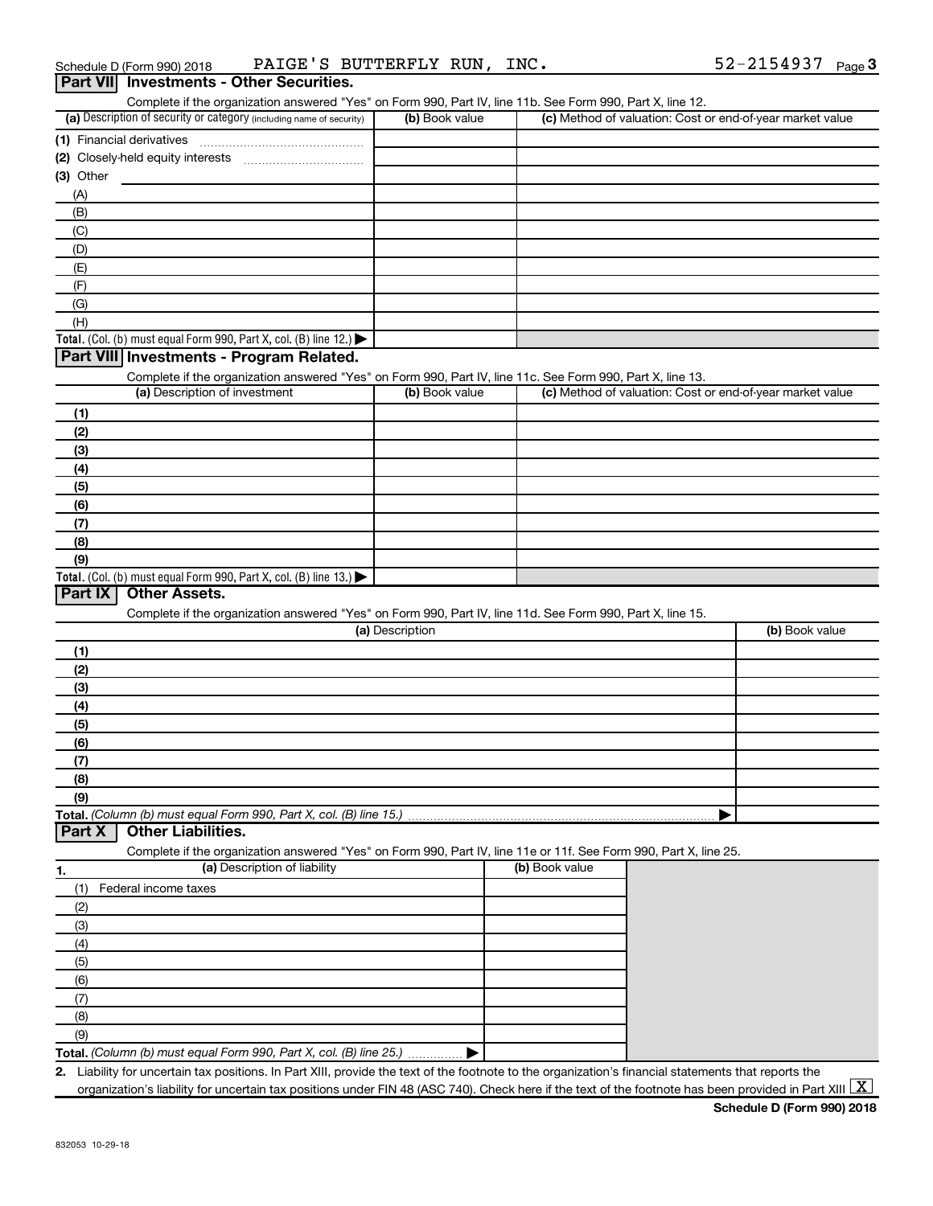Schedule D (Form 990) 2018 PAIGE'S BUTTERFLY RUN, INC. 52-2154937

## Part VII Investments - Other Securities.

Complete if the organization answered "Yes" on Form 990, Part IV, line 11b. See Form 990, Part X, line 12.

| (a) Description of security or category (including name of security) | (b) Book value | (c) Method of valuation: Cost or end-of-year market value |
|---|---|---|
| (1) Financial derivatives | | |
| (2) Closely-held equity interests | | |
| (3) Other | | |
| (A) | | |
| (B) | | |
| (C) | | |
| (D) | | |
| (E) | | |
| (F) | | |
| (G) | | |
| (H) | | |
| **Total.** (Col. (b) must equal Form 990, Part X, col. (B) line 12.) ▶ | | |

## Part VIII Investments - Program Related.

Complete if the organization answered "Yes" on Form 990, Part IV, line 11c. See Form 990, Part X, line 13.

| (a) Description of investment | (b) Book value | (c) Method of valuation: Cost or end-of-year market value |
|---|---|---|
| (1) | | |
| (2) | | |
| (3) | | |
| (4) | | |
| (5) | | |
| (6) | | |
| (7) | | |
| (8) | | |
| (9) | | |
| **Total.** (Col. (b) must equal Form 990, Part X, col. (B) line 13.) ▶ | | |

## Part IX Other Assets.

Complete if the organization answered "Yes" on Form 990, Part IV, line 11d. See Form 990, Part X, line 15.

| (a) Description | (b) Book value |
|---|---|
| (1) | |
| (2) | |
| (3) | |
| (4) | |
| (5) | |
| (6) | |
| (7) | |
| (8) | |
| (9) | |
| **Total.** *(Column (b) must equal Form 990, Part X, col. (B) line 15.)* ▶ | |

## Part X Other Liabilities.

Complete if the organization answered "Yes" on Form 990, Part IV, line 11e or 11f. See Form 990, Part X, line 25.

| 1. (a) Description of liability | (b) Book value |
|---|---|
| (1) Federal income taxes | |
| (2) | |
| (3) | |
| (4) | |
| (5) | |
| (6) | |
| (7) | |
| (8) | |
| (9) | |
| **Total.** *(Column (b) must equal Form 990, Part X, col. (B) line 25.)* ▶ | |

2. Liability for uncertain tax positions. In Part XIII, provide the text of the footnote to the organization's financial statements that reports the organization's liability for uncertain tax positions under FIN 48 (ASC 740). Check here if the text of the footnote has been provided in Part XIII [X]

**Schedule D (Form 990) 2018**

832053 10-29-18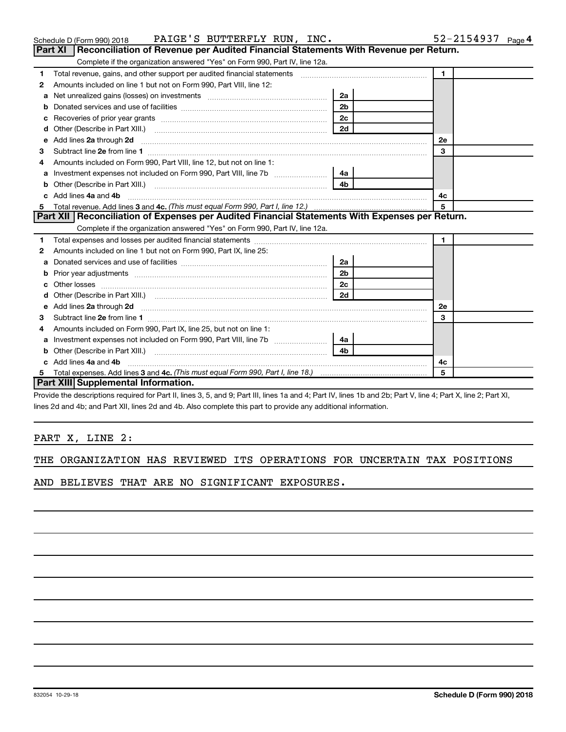Schedule D (Form 990) 2018 PAIGE'S BUTTERFLY RUN, INC. 52-2154937 Page 4

## Part XI Reconciliation of Revenue per Audited Financial Statements With Revenue per Return.

Complete if the organization answered "Yes" on Form 990, Part IV, line 12a.

| | | | | | |
|---|---|---|---|---|---|
| 1 | Total revenue, gains, and other support per audited financial statements | | | 1 | |
| 2 | Amounts included on line 1 but not on Form 990, Part VIII, line 12: | | | | |
| a | Net unrealized gains (losses) on investments | 2a | | | |
| b | Donated services and use of facilities | 2b | | | |
| c | Recoveries of prior year grants | 2c | | | |
| d | Other (Describe in Part XIII.) | 2d | | | |
| e | Add lines 2a through 2d | | | 2e | |
| 3 | Subtract line 2e from line 1 | | | 3 | |
| 4 | Amounts included on Form 990, Part VIII, line 12, but not on line 1: | | | | |
| a | Investment expenses not included on Form 990, Part VIII, line 7b | 4a | | | |
| b | Other (Describe in Part XIII.) | 4b | | | |
| c | Add lines 4a and 4b | | | 4c | |
| 5 | Total revenue. Add lines 3 and 4c. *(This must equal Form 990, Part I, line 12.)* | | | 5 | |

## Part XII Reconciliation of Expenses per Audited Financial Statements With Expenses per Return.

Complete if the organization answered "Yes" on Form 990, Part IV, line 12a.

| | | | | | |
|---|---|---|---|---|---|
| 1 | Total expenses and losses per audited financial statements | | | 1 | |
| 2 | Amounts included on line 1 but not on Form 990, Part IX, line 25: | | | | |
| a | Donated services and use of facilities | 2a | | | |
| b | Prior year adjustments | 2b | | | |
| c | Other losses | 2c | | | |
| d | Other (Describe in Part XIII.) | 2d | | | |
| e | Add lines 2a through 2d | | | 2e | |
| 3 | Subtract line 2e from line 1 | | | 3 | |
| 4 | Amounts included on Form 990, Part IX, line 25, but not on line 1: | | | | |
| a | Investment expenses not included on Form 990, Part VIII, line 7b | 4a | | | |
| b | Other (Describe in Part XIII.) | 4b | | | |
| c | Add lines 4a and 4b | | | 4c | |
| 5 | Total expenses. Add lines 3 and 4c. *(This must equal Form 990, Part I, line 18.)* | | | 5 | |

## Part XIII Supplemental Information.

Provide the descriptions required for Part II, lines 3, 5, and 9; Part III, lines 1a and 4; Part IV, lines 1b and 2b; Part V, line 4; Part X, line 2; Part XI, lines 2d and 4b; and Part XII, lines 2d and 4b. Also complete this part to provide any additional information.

PART X, LINE 2:

THE ORGANIZATION HAS REVIEWED ITS OPERATIONS FOR UNCERTAIN TAX POSITIONS AND BELIEVES THAT ARE NO SIGNIFICANT EXPOSURES.

832054 10-29-18 **Schedule D (Form 990) 2018**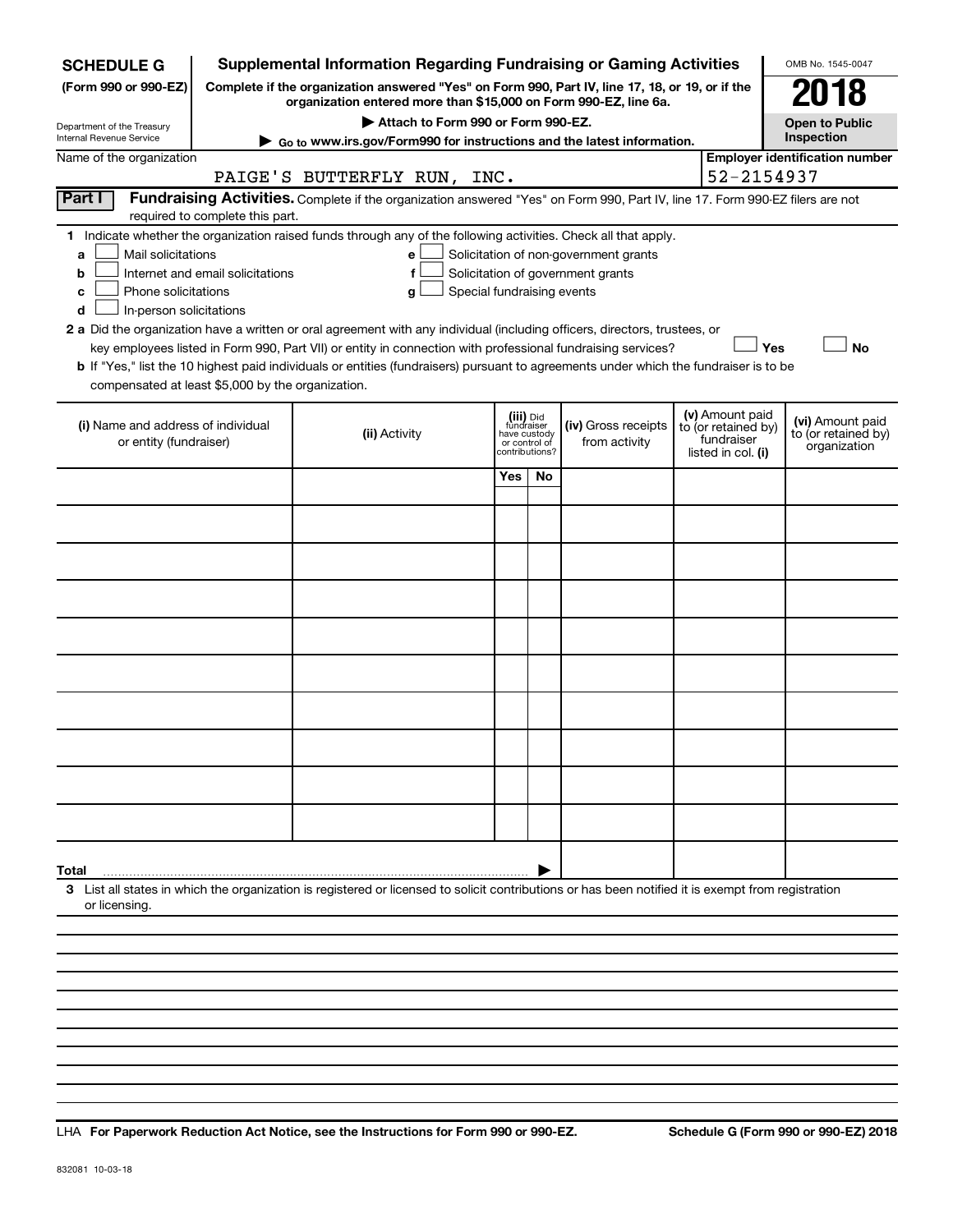**SCHEDULE G**
**(Form 990 or 990-EZ)**

Department of the Treasury
Internal Revenue Service

# Supplemental Information Regarding Fundraising or Gaming Activities

**Complete if the organization answered "Yes" on Form 990, Part IV, line 17, 18, or 19, or if the organization entered more than $15,000 on Form 990-EZ, line 6a.**

▶ Attach to Form 990 or Form 990-EZ.

▶ Go to www.irs.gov/Form990 for instructions and the latest information.

OMB No. 1545-0047

**2018**

**Open to Public Inspection**

Name of the organization: PAIGE'S BUTTERFLY RUN, INC.

Employer identification number: 52-2154937

**Part I** **Fundraising Activities.** Complete if the organization answered "Yes" on Form 990, Part IV, line 17. Form 990-EZ filers are not required to complete this part.

1 Indicate whether the organization raised funds through any of the following activities. Check all that apply.

- a ☐ Mail solicitations
- b ☐ Internet and email solicitations
- c ☐ Phone solicitations
- d ☐ In-person solicitations
- e ☐ Solicitation of non-government grants
- f ☐ Solicitation of government grants
- g ☐ Special fundraising events

2 a Did the organization have a written or oral agreement with any individual (including officers, directors, trustees, or key employees listed in Form 990, Part VII) or entity in connection with professional fundraising services? ☐ Yes ☐ No

b If "Yes," list the 10 highest paid individuals or entities (fundraisers) pursuant to agreements under which the fundraiser is to be compensated at least $5,000 by the organization.

| (i) Name and address of individual or entity (fundraiser) | (ii) Activity | (iii) Did fundraiser have custody or control of contributions? | | (iv) Gross receipts from activity | (v) Amount paid to (or retained by) fundraiser listed in col. (i) | (vi) Amount paid to (or retained by) organization |
|---|---|---|---|---|---|---|
| | | Yes | No | | | |
| | | | | | | |
| | | | | | | |
| | | | | | | |
| | | | | | | |
| | | | | | | |
| | | | | | | |
| | | | | | | |
| | | | | | | |
| | | | | | | |
| | | | | | | |
| Total ▶ | | | | | | |

3 List all states in which the organization is registered or licensed to solicit contributions or has been notified it is exempt from registration or licensing.

LHA **For Paperwork Reduction Act Notice, see the Instructions for Form 990 or 990-EZ.** **Schedule G (Form 990 or 990-EZ) 2018**

832081 10-03-18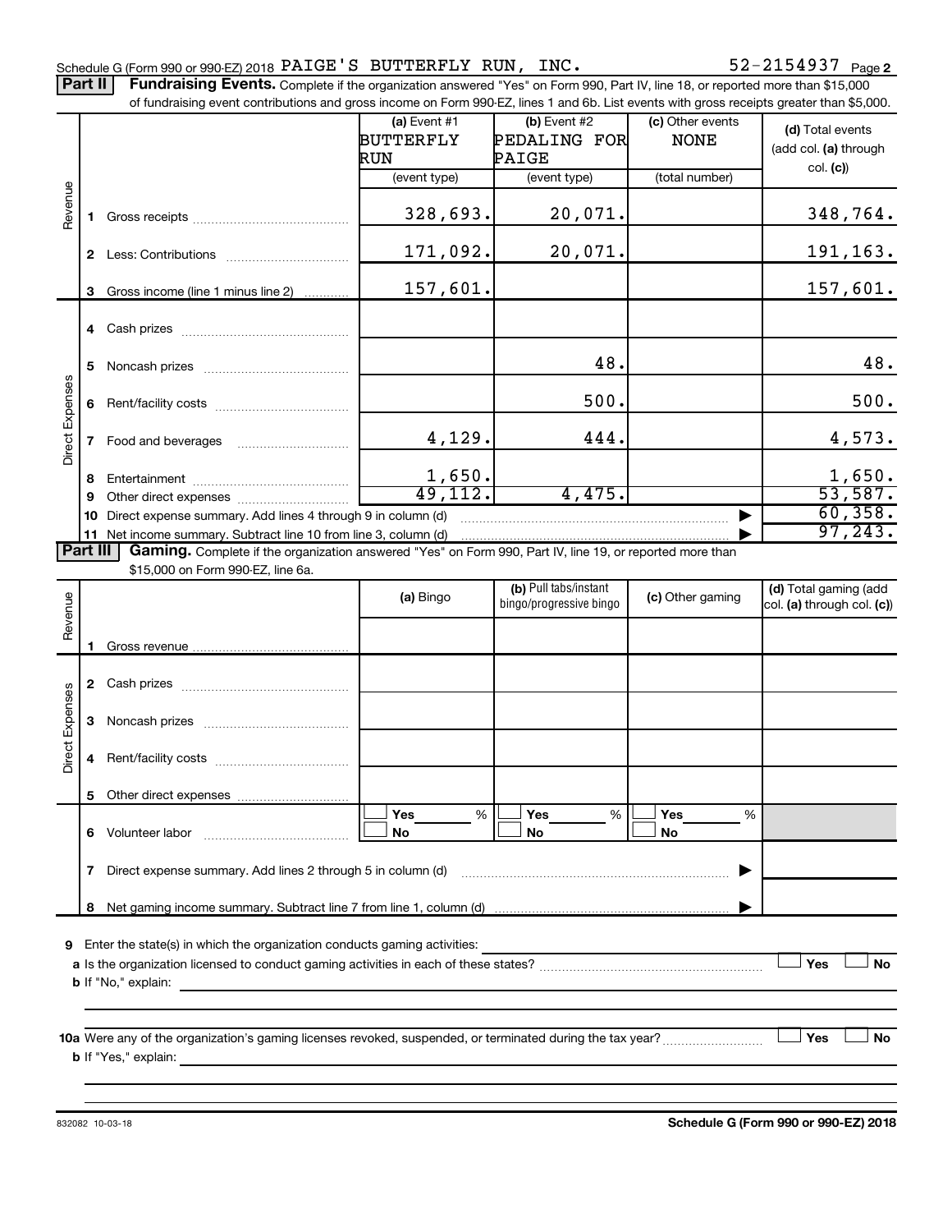Schedule G (Form 990 or 990-EZ) 2018 PAIGE'S BUTTERFLY RUN, INC. 52-2154937 Page **2**

**Part II** **Fundraising Events.** Complete if the organization answered "Yes" on Form 990, Part IV, line 18, or reported more than $15,000 of fundraising event contributions and gross income on Form 990-EZ, lines 1 and 6b. List events with gross receipts greater than $5,000.

| | | **(a)** Event #1 BUTTERFLY RUN (event type) | **(b)** Event #2 PEDALING FOR PAIGE (event type) | **(c)** Other events NONE (total number) | **(d)** Total events (add col. **(a)** through col. **(c)**) |
|---|---|---|---|---|---|
| Revenue | **1** Gross receipts | 328,693. | 20,071. | | 348,764. |
| | **2** Less: Contributions | 171,092. | 20,071. | | 191,163. |
| | **3** Gross income (line 1 minus line 2) | 157,601. | | | 157,601. |
| Direct Expenses | **4** Cash prizes | | | | |
| | **5** Noncash prizes | | 48. | | 48. |
| | **6** Rent/facility costs | | 500. | | 500. |
| | **7** Food and beverages | 4,129. | 444. | | 4,573. |
| | **8** Entertainment | 1,650. | | | 1,650. |
| | **9** Other direct expenses | 49,112. | 4,475. | | 53,587. |
| | **10** Direct expense summary. Add lines 4 through 9 in column (d) | | | ▶ | 60,358. |
| | **11** Net income summary. Subtract line 10 from line 3, column (d) | | | ▶ | 97,243. |

**Part III** **Gaming.** Complete if the organization answered "Yes" on Form 990, Part IV, line 19, or reported more than $15,000 on Form 990-EZ, line 6a.

| | | **(a)** Bingo | **(b)** Pull tabs/instant bingo/progressive bingo | **(c)** Other gaming | **(d)** Total gaming (add col. **(a)** through col. **(c)**) |
|---|---|---|---|---|---|
| Revenue | **1** Gross revenue | | | | |
| Direct Expenses | **2** Cash prizes | | | | |
| | **3** Noncash prizes | | | | |
| | **4** Rent/facility costs | | | | |
| | **5** Other direct expenses | | | | |
| | **6** Volunteer labor | ☐ Yes ___% ☐ No | ☐ Yes ___% ☐ No | ☐ Yes ___% ☐ No | |
| | **7** Direct expense summary. Add lines 2 through 5 in column (d) | | | ▶ | |
| | **8** Net gaming income summary. Subtract line 7 from line 1, column (d) | | | ▶ | |

**9** Enter the state(s) in which the organization conducts gaming activities: ____________

**a** Is the organization licensed to conduct gaming activities in each of these states? ☐ Yes ☐ No

**b** If "No," explain: ____________

**10a** Were any of the organization's gaming licenses revoked, suspended, or terminated during the tax year? ☐ Yes ☐ No

**b** If "Yes," explain: ____________

832082 10-03-18 **Schedule G (Form 990 or 990-EZ) 2018**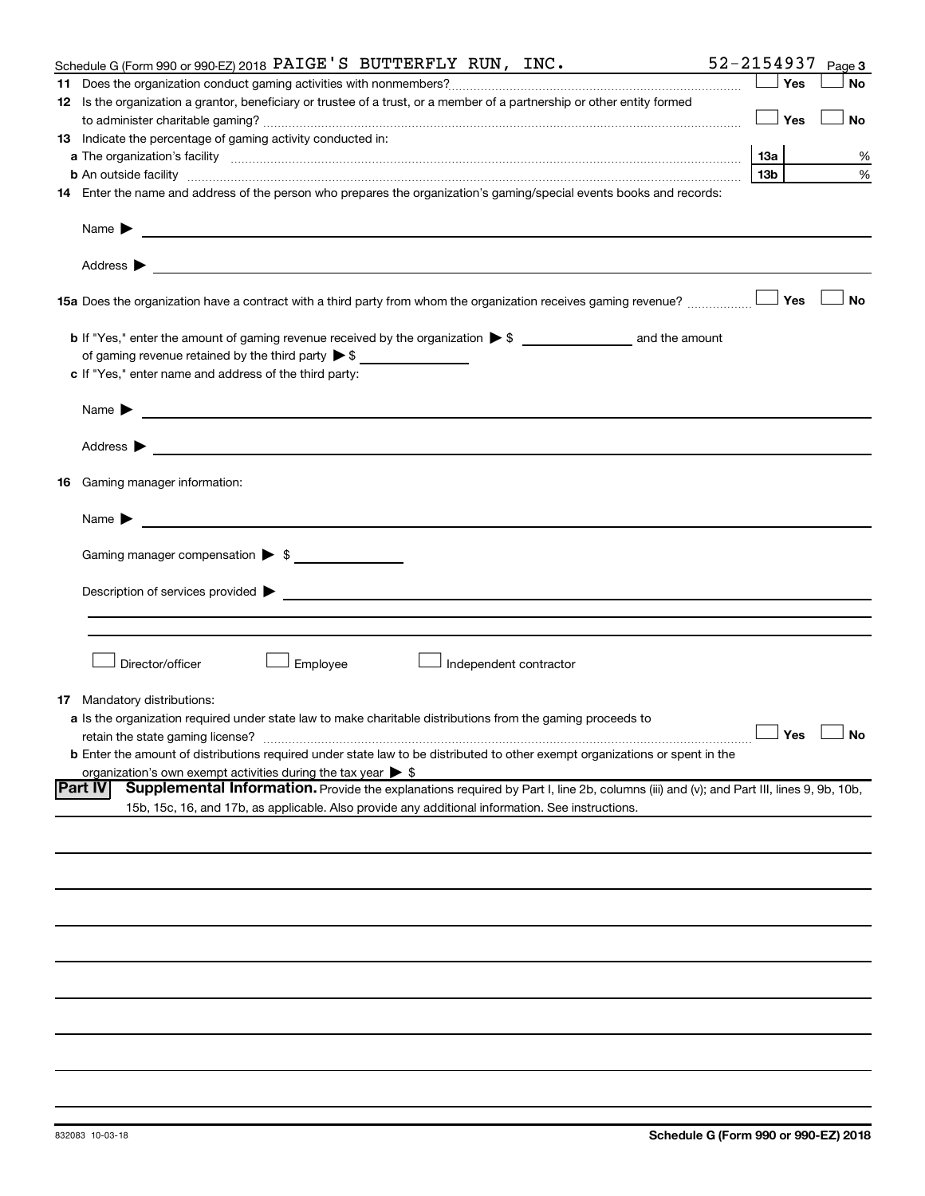Schedule G (Form 990 or 990-EZ) 2018 PAIGE'S BUTTERFLY RUN, INC. 52-2154937 Page 3

**11** Does the organization conduct gaming activities with nonmembers? ☐ Yes ☐ No

**12** Is the organization a grantor, beneficiary or trustee of a trust, or a member of a partnership or other entity formed to administer charitable gaming? ☐ Yes ☐ No

**13** Indicate the percentage of gaming activity conducted in:

**a** The organization's facility **13a** %

**b** An outside facility **13b** %

**14** Enter the name and address of the person who prepares the organization's gaming/special events books and records:

Name ▶

Address ▶

**15a** Does the organization have a contract with a third party from whom the organization receives gaming revenue? ☐ Yes ☐ No

**b** If "Yes," enter the amount of gaming revenue received by the organization ▶ $ ______ and the amount of gaming revenue retained by the third party ▶ $ ______

**c** If "Yes," enter name and address of the third party:

Name ▶

Address ▶

**16** Gaming manager information:

Name ▶

Gaming manager compensation ▶ $

Description of services provided ▶

☐ Director/officer ☐ Employee ☐ Independent contractor

**17** Mandatory distributions:

**a** Is the organization required under state law to make charitable distributions from the gaming proceeds to retain the state gaming license? ☐ Yes ☐ No

**b** Enter the amount of distributions required under state law to be distributed to other exempt organizations or spent in the organization's own exempt activities during the tax year ▶ $

**Part IV** **Supplemental Information.** Provide the explanations required by Part I, line 2b, columns (iii) and (v); and Part III, lines 9, 9b, 10b, 15b, 15c, 16, and 17b, as applicable. Also provide any additional information. See instructions.

832083 10-03-18

**Schedule G (Form 990 or 990-EZ) 2018**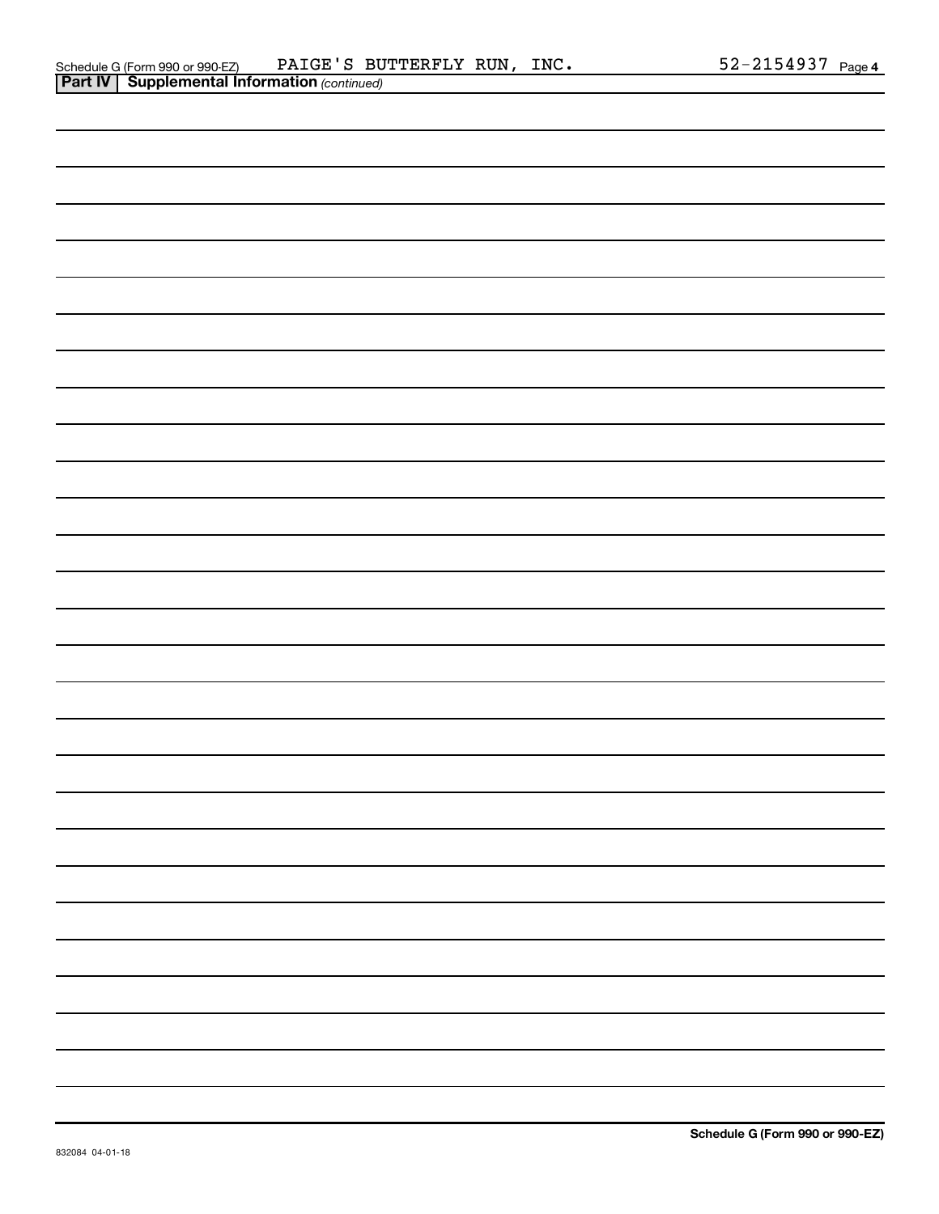Schedule G (Form 990 or 990-EZ) PAIGE'S BUTTERFLY RUN, INC. 52-2154937 Page 4

**Part IV | Supplemental Information** *(continued)*

832084 04-01-18

**Schedule G (Form 990 or 990-EZ)**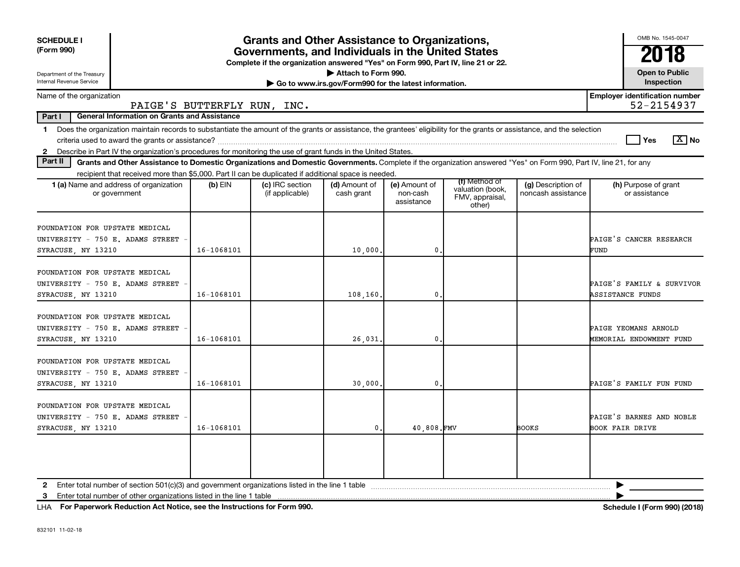**SCHEDULE I (Form 990)**

Department of the Treasury
Internal Revenue Service

# Grants and Other Assistance to Organizations, Governments, and Individuals in the United States

**Complete if the organization answered "Yes" on Form 990, Part IV, line 21 or 22.**

**▶ Attach to Form 990.**

**▶ Go to www.irs.gov/Form990 for the latest information.**

OMB No. 1545-0047

**2018**

**Open to Public Inspection**

Name of the organization: PAIGE'S BUTTERFLY RUN, INC.

**Employer identification number:** 52-2154937

**Part I — General Information on Grants and Assistance**

1 Does the organization maintain records to substantiate the amount of the grants or assistance, the grantees' eligibility for the grants or assistance, and the selection criteria used to award the grants or assistance? ☐ Yes ☒ No

2 Describe in Part IV the organization's procedures for monitoring the use of grant funds in the United States.

**Part II — Grants and Other Assistance to Domestic Organizations and Domestic Governments.** Complete if the organization answered "Yes" on Form 990, Part IV, line 21, for any recipient that received more than $5,000. Part II can be duplicated if additional space is needed.

| 1 (a) Name and address of organization or government | (b) EIN | (c) IRC section (if applicable) | (d) Amount of cash grant | (e) Amount of non-cash assistance | (f) Method of valuation (book, FMV, appraisal, other) | (g) Description of noncash assistance | (h) Purpose of grant or assistance |
|---|---|---|---|---|---|---|---|
| FOUNDATION FOR UPSTATE MEDICAL UNIVERSITY - 750 E. ADAMS STREET - SYRACUSE, NY 13210 | 16-1068101 | | 10,000. | 0. | | | PAIGE'S CANCER RESEARCH FUND |
| FOUNDATION FOR UPSTATE MEDICAL UNIVERSITY - 750 E. ADAMS STREET - SYRACUSE, NY 13210 | 16-1068101 | | 108,160. | 0. | | | PAIGE'S FAMILY & SURVIVOR ASSISTANCE FUNDS |
| FOUNDATION FOR UPSTATE MEDICAL UNIVERSITY - 750 E. ADAMS STREET - SYRACUSE, NY 13210 | 16-1068101 | | 26,031. | 0. | | | PAIGE YEOMANS ARNOLD MEMORIAL ENDOWMENT FUND |
| FOUNDATION FOR UPSTATE MEDICAL UNIVERSITY - 750 E. ADAMS STREET - SYRACUSE, NY 13210 | 16-1068101 | | 30,000. | 0. | | | PAIGE'S FAMILY FUN FUND |
| FOUNDATION FOR UPSTATE MEDICAL UNIVERSITY - 750 E. ADAMS STREET - SYRACUSE, NY 13210 | 16-1068101 | | 0. | 40,808. | FMV | BOOKS | PAIGE'S BARNES AND NOBLE BOOK FAIR DRIVE |
| | | | | | | | |

2 Enter total number of section 501(c)(3) and government organizations listed in the line 1 table ▶

3 Enter total number of other organizations listed in the line 1 table ▶

LHA **For Paperwork Reduction Act Notice, see the Instructions for Form 990.** **Schedule I (Form 990) (2018)**

832101 11-02-18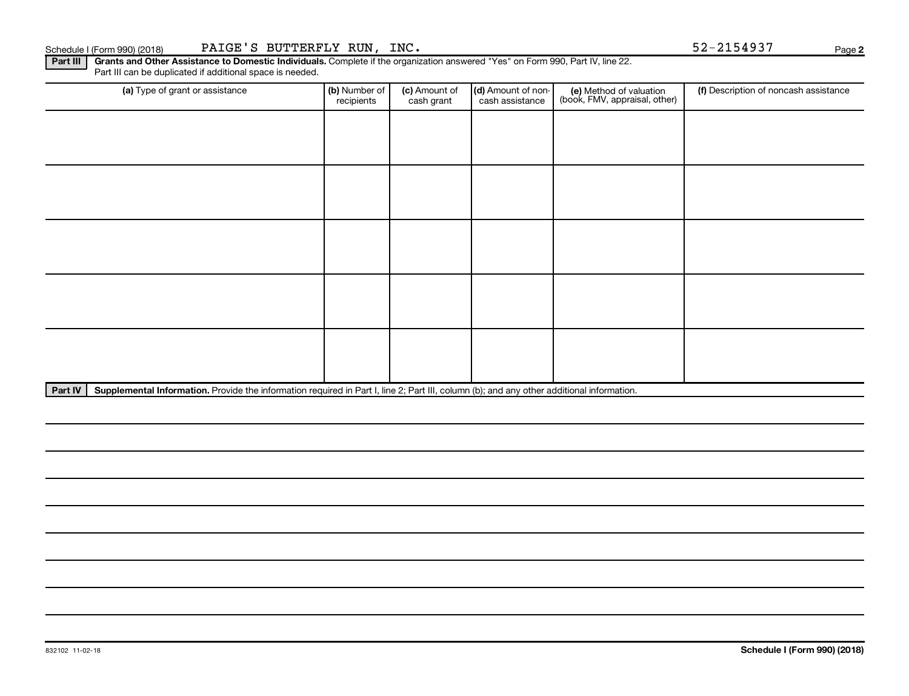Schedule I (Form 990) (2018) PAIGE'S BUTTERFLY RUN, INC. 52-2154937

**Part III** **Grants and Other Assistance to Domestic Individuals.** Complete if the organization answered "Yes" on Form 990, Part IV, line 22. Part III can be duplicated if additional space is needed.

| (a) Type of grant or assistance | (b) Number of recipients | (c) Amount of cash grant | (d) Amount of non-cash assistance | (e) Method of valuation (book, FMV, appraisal, other) | (f) Description of noncash assistance |
|---|---|---|---|---|---|
| | | | | | |
| | | | | | |
| | | | | | |
| | | | | | |
| | | | | | |

**Part IV** **Supplemental Information.** Provide the information required in Part I, line 2; Part III, column (b); and any other additional information.

832102 11-02-18

**Schedule I (Form 990) (2018)**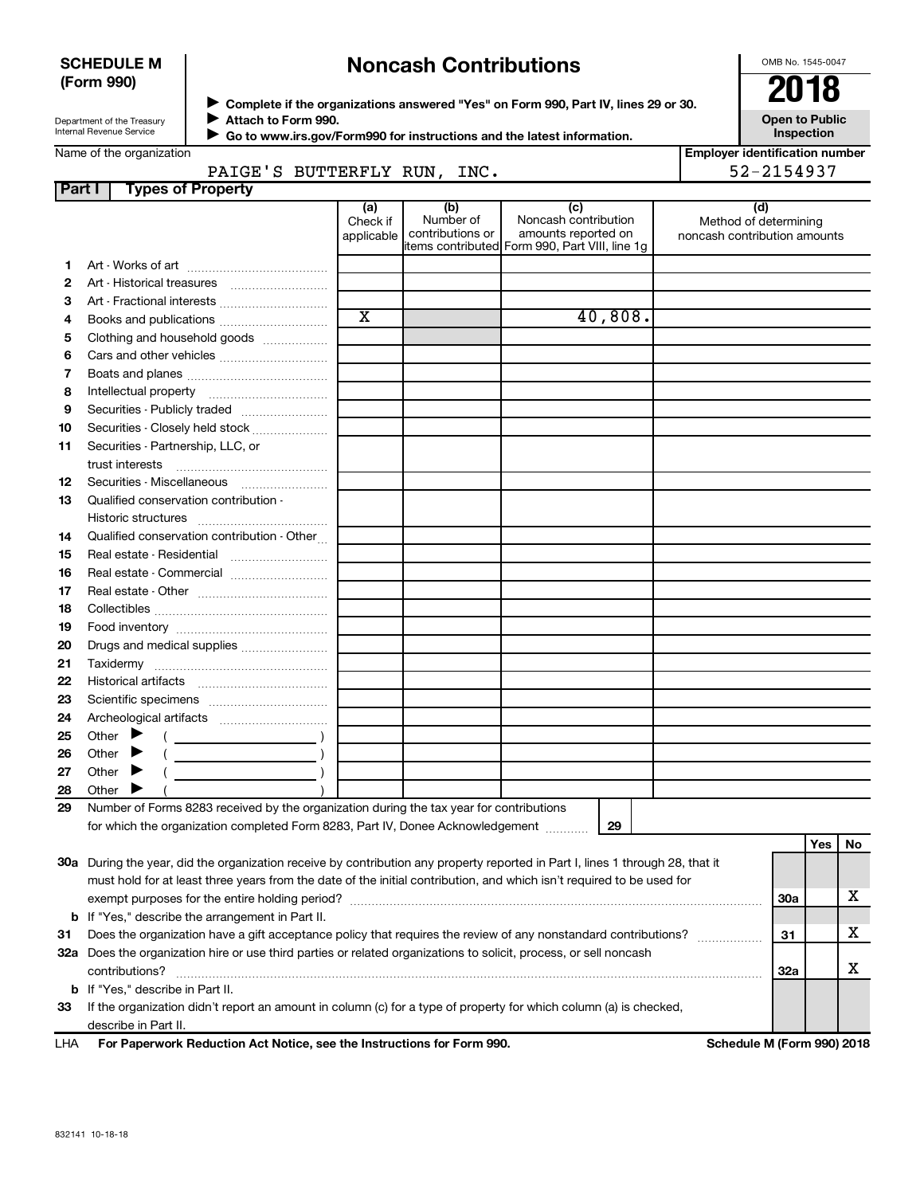**SCHEDULE M (Form 990)**

Department of the Treasury
Internal Revenue Service

# Noncash Contributions

▶ Complete if the organizations answered "Yes" on Form 990, Part IV, lines 29 or 30.
▶ Attach to Form 990.
▶ Go to www.irs.gov/Form990 for instructions and the latest information.

OMB No. 1545-0047

**2018**

**Open to Public Inspection**

Name of the organization: PAIGE'S BUTTERFLY RUN, INC.

Employer identification number: 52-2154937

**Part I Types of Property**

| | | (a) Check if applicable | (b) Number of contributions or items contributed | (c) Noncash contribution amounts reported on Form 990, Part VIII, line 1g | (d) Method of determining noncash contribution amounts |
|---|---|---|---|---|---|
| 1 | Art - Works of art | | | | |
| 2 | Art - Historical treasures | | | | |
| 3 | Art - Fractional interests | | | | |
| 4 | Books and publications | X | | 40,808. | |
| 5 | Clothing and household goods | | | | |
| 6 | Cars and other vehicles | | | | |
| 7 | Boats and planes | | | | |
| 8 | Intellectual property | | | | |
| 9 | Securities - Publicly traded | | | | |
| 10 | Securities - Closely held stock | | | | |
| 11 | Securities - Partnership, LLC, or trust interests | | | | |
| 12 | Securities - Miscellaneous | | | | |
| 13 | Qualified conservation contribution - Historic structures | | | | |
| 14 | Qualified conservation contribution - Other | | | | |
| 15 | Real estate - Residential | | | | |
| 16 | Real estate - Commercial | | | | |
| 17 | Real estate - Other | | | | |
| 18 | Collectibles | | | | |
| 19 | Food inventory | | | | |
| 20 | Drugs and medical supplies | | | | |
| 21 | Taxidermy | | | | |
| 22 | Historical artifacts | | | | |
| 23 | Scientific specimens | | | | |
| 24 | Archeological artifacts | | | | |
| 25 | Other ▶ ( ) | | | | |
| 26 | Other ▶ ( ) | | | | |
| 27 | Other ▶ ( ) | | | | |
| 28 | Other ▶ ( ) | | | | |

29 Number of Forms 8283 received by the organization during the tax year for contributions for which the organization completed Form 8283, Part IV, Donee Acknowledgement ..... 29

| | | | Yes | No |
|---|---|---|---|---|
| 30a | During the year, did the organization receive by contribution any property reported in Part I, lines 1 through 28, that it must hold for at least three years from the date of the initial contribution, and which isn't required to be used for exempt purposes for the entire holding period? | 30a | | X |
| b | If "Yes," describe the arrangement in Part II. | | | |
| 31 | Does the organization have a gift acceptance policy that requires the review of any nonstandard contributions? | 31 | | X |
| 32a | Does the organization hire or use third parties or related organizations to solicit, process, or sell noncash contributions? | 32a | | X |
| b | If "Yes," describe in Part II. | | | |
| 33 | If the organization didn't report an amount in column (c) for a type of property for which column (a) is checked, describe in Part II. | | | |

LHA For Paperwork Reduction Act Notice, see the Instructions for Form 990. Schedule M (Form 990) 2018

832141 10-18-18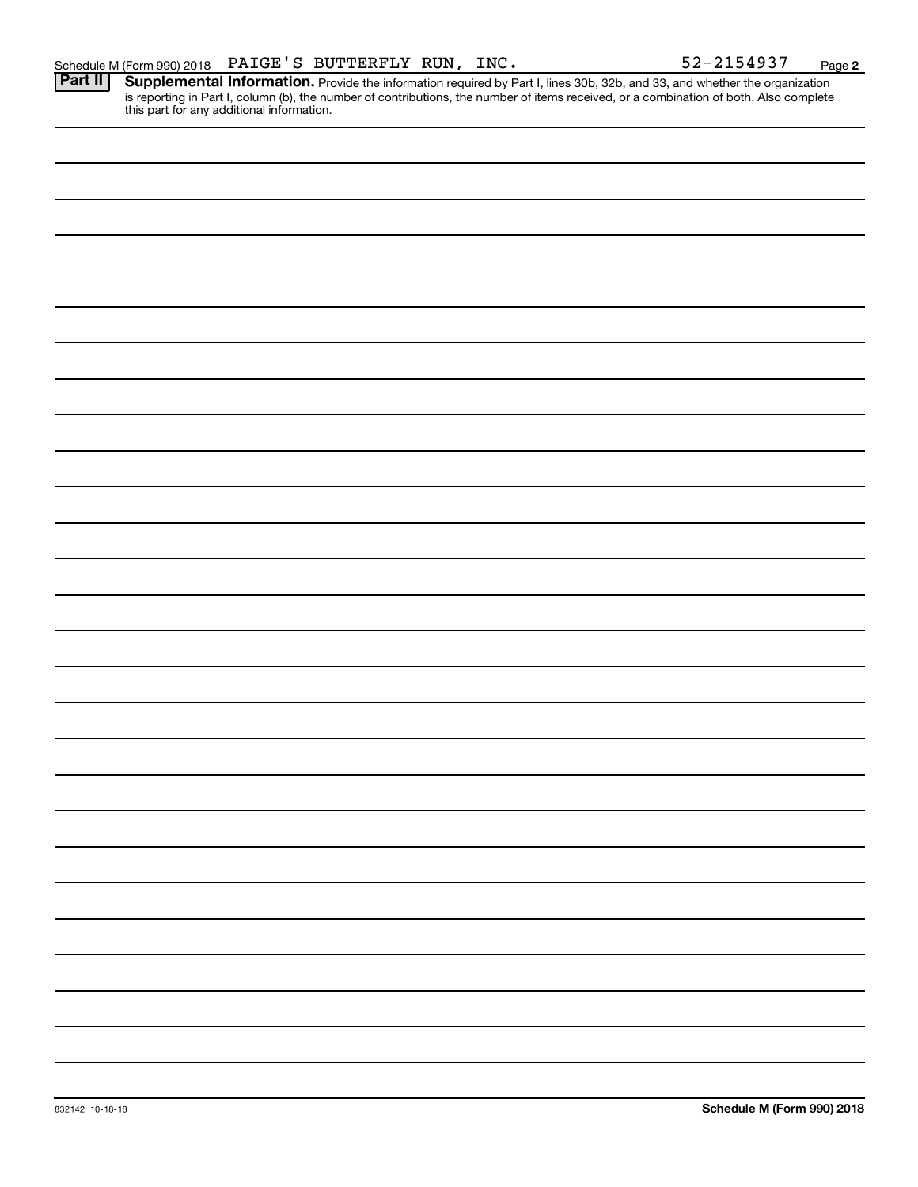Schedule M (Form 990) 2018 PAIGE'S BUTTERFLY RUN, INC. 52-2154937 Page **2**

**Part II** **Supplemental Information.** Provide the information required by Part I, lines 30b, 32b, and 33, and whether the organization is reporting in Part I, column (b), the number of contributions, the number of items received, or a combination of both. Also complete this part for any additional information.

832142 10-18-18 **Schedule M (Form 990) 2018**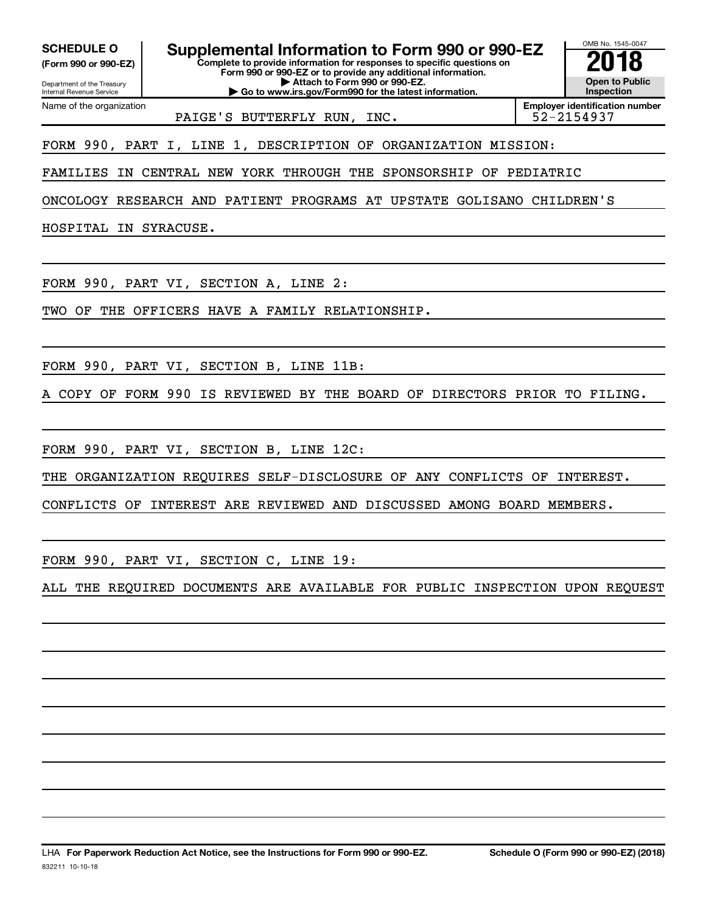**SCHEDULE O**
**(Form 990 or 990-EZ)**

Department of the Treasury
Internal Revenue Service

# Supplemental Information to Form 990 or 990-EZ

**Complete to provide information for responses to specific questions on Form 990 or 990-EZ or to provide any additional information.**
**▶ Attach to Form 990 or 990-EZ.**
**▶ Go to www.irs.gov/Form990 for the latest information.**

OMB No. 1545-0047

**2018**

**Open to Public Inspection**

Name of the organization: PAIGE'S BUTTERFLY RUN, INC.

**Employer identification number** 52-2154937

FORM 990, PART I, LINE 1, DESCRIPTION OF ORGANIZATION MISSION:

FAMILIES IN CENTRAL NEW YORK THROUGH THE SPONSORSHIP OF PEDIATRIC ONCOLOGY RESEARCH AND PATIENT PROGRAMS AT UPSTATE GOLISANO CHILDREN'S HOSPITAL IN SYRACUSE.

FORM 990, PART VI, SECTION A, LINE 2:

TWO OF THE OFFICERS HAVE A FAMILY RELATIONSHIP.

FORM 990, PART VI, SECTION B, LINE 11B:

A COPY OF FORM 990 IS REVIEWED BY THE BOARD OF DIRECTORS PRIOR TO FILING.

FORM 990, PART VI, SECTION B, LINE 12C:

THE ORGANIZATION REQUIRES SELF-DISCLOSURE OF ANY CONFLICTS OF INTEREST. CONFLICTS OF INTEREST ARE REVIEWED AND DISCUSSED AMONG BOARD MEMBERS.

FORM 990, PART VI, SECTION C, LINE 19:

ALL THE REQUIRED DOCUMENTS ARE AVAILABLE FOR PUBLIC INSPECTION UPON REQUEST

LHA **For Paperwork Reduction Act Notice, see the Instructions for Form 990 or 990-EZ.** **Schedule O (Form 990 or 990-EZ) (2018)**

832211 10-10-18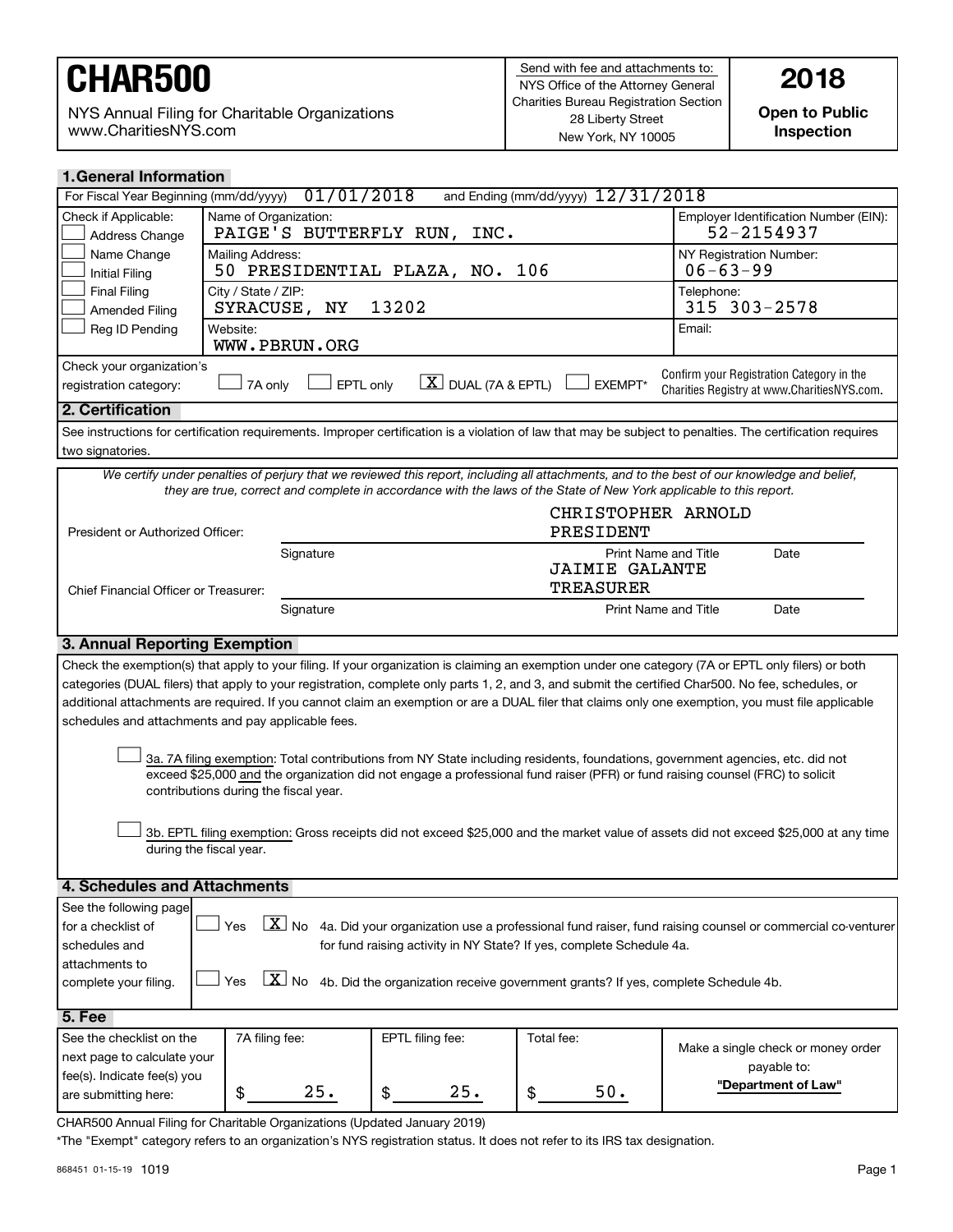# CHAR500

NYS Annual Filing for Charitable Organizations
www.CharitiesNYS.com

Send with fee and attachments to:
NYS Office of the Attorney General
Charities Bureau Registration Section
28 Liberty Street
New York, NY 10005

**2018**

**Open to Public Inspection**

## 1. General Information

For Fiscal Year Beginning (mm/dd/yyyy) 01/01/2018 and Ending (mm/dd/yyyy) 12/31/2018

| Check if Applicable: | | |
|---|---|---|
| ☐ Address Change | Name of Organization: PAIGE'S BUTTERFLY RUN, INC. | Employer Identification Number (EIN): 52-2154937 |
| ☐ Name Change | Mailing Address: 50 PRESIDENTIAL PLAZA, NO. 106 | NY Registration Number: 06-63-99 |
| ☐ Initial Filing | | |
| ☐ Final Filing | City / State / ZIP: SYRACUSE, NY 13202 | Telephone: 315 303-2578 |
| ☐ Amended Filing | | |
| ☐ Reg ID Pending | Website: WWW.PBRUN.ORG | Email: |

Check your organization's registration category: ☐ 7A only ☐ EPTL only ☒ DUAL (7A & EPTL) ☐ EXEMPT*

Confirm your Registration Category in the Charities Registry at www.CharitiesNYS.com.

## 2. Certification

See instructions for certification requirements. Improper certification is a violation of law that may be subject to penalties. The certification requires two signatories.

*We certify under penalties of perjury that we reviewed this report, including all attachments, and to the best of our knowledge and belief, they are true, correct and complete in accordance with the laws of the State of New York applicable to this report.*

| | Signature | Print Name and Title | Date |
|---|---|---|---|
| President or Authorized Officer: | | CHRISTOPHER ARNOLD PRESIDENT | |
| Chief Financial Officer or Treasurer: | | JAIMIE GALANTE TREASURER | |

## 3. Annual Reporting Exemption

Check the exemption(s) that apply to your filing. If your organization is claiming an exemption under one category (7A or EPTL only filers) or both categories (DUAL filers) that apply to your registration, complete only parts 1, 2, and 3, and submit the certified Char500. No fee, schedules, or additional attachments are required. If you cannot claim an exemption or are a DUAL filer that claims only one exemption, you must file applicable schedules and attachments and pay applicable fees.

☐ 3a. 7A filing exemption: Total contributions from NY State including residents, foundations, government agencies, etc. did not exceed $25,000 and the organization did not engage a professional fund raiser (PFR) or fund raising counsel (FRC) to solicit contributions during the fiscal year.

☐ 3b. EPTL filing exemption: Gross receipts did not exceed $25,000 and the market value of assets did not exceed $25,000 at any time during the fiscal year.

## 4. Schedules and Attachments

See the following page for a checklist of schedules and attachments to complete your filing.

☐ Yes ☒ No 4a. Did your organization use a professional fund raiser, fund raising counsel or commercial co-venturer for fund raising activity in NY State? If yes, complete Schedule 4a.

☐ Yes ☒ No 4b. Did the organization receive government grants? If yes, complete Schedule 4b.

## 5. Fee

| See the checklist on the next page to calculate your fee(s). Indicate fee(s) you are submitting here: | 7A filing fee: | EPTL filing fee: | Total fee: | Make a single check or money order payable to: **"Department of Law"** |
|---|---|---|---|---|
| | $ 25. | $ 25. | $ 50. | |

CHAR500 Annual Filing for Charitable Organizations (Updated January 2019)

*The "Exempt" category refers to an organization's NYS registration status. It does not refer to its IRS tax designation.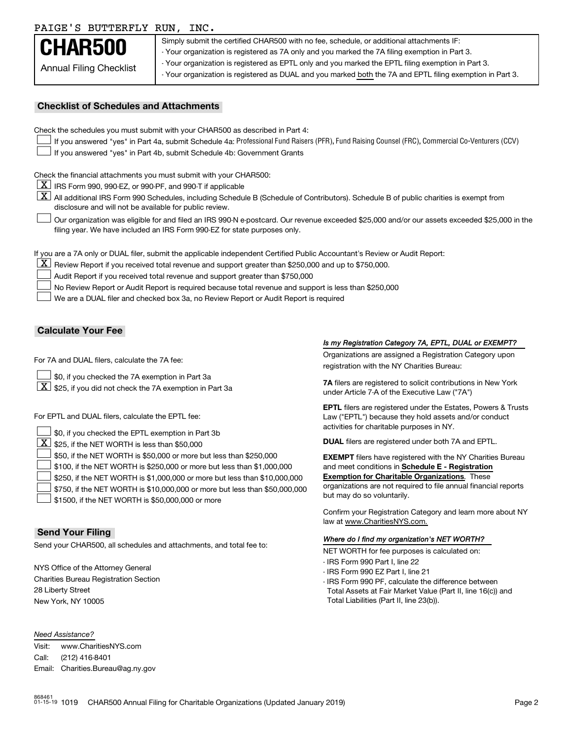PAIGE'S BUTTERFLY RUN, INC.

# CHAR500

Annual Filing Checklist

Simply submit the certified CHAR500 with no fee, schedule, or additional attachments IF:
- Your organization is registered as 7A only and you marked the 7A filing exemption in Part 3.
- Your organization is registered as EPTL only and you marked the EPTL filing exemption in Part 3.
- Your organization is registered as DUAL and you marked both the 7A and EPTL filing exemption in Part 3.

## Checklist of Schedules and Attachments

Check the schedules you must submit with your CHAR500 as described in Part 4:

- [ ] If you answered "yes" in Part 4a, submit Schedule 4a: Professional Fund Raisers (PFR), Fund Raising Counsel (FRC), Commercial Co-Venturers (CCV)
- [ ] If you answered "yes" in Part 4b, submit Schedule 4b: Government Grants

Check the financial attachments you must submit with your CHAR500:

- [X] IRS Form 990, 990-EZ, or 990-PF, and 990-T if applicable
- [X] All additional IRS Form 990 Schedules, including Schedule B (Schedule of Contributors). Schedule B of public charities is exempt from disclosure and will not be available for public review.
- [ ] Our organization was eligible for and filed an IRS 990-N e-postcard. Our revenue exceeded $25,000 and/or our assets exceeded $25,000 in the filing year. We have included an IRS Form 990-EZ for state purposes only.

If you are a 7A only or DUAL filer, submit the applicable independent Certified Public Accountant's Review or Audit Report:

- [X] Review Report if you received total revenue and support greater than $250,000 and up to $750,000.
- [ ] Audit Report if you received total revenue and support greater than $750,000
- [ ] No Review Report or Audit Report is required because total revenue and support is less than $250,000
- [ ] We are a DUAL filer and checked box 3a, no Review Report or Audit Report is required

## Calculate Your Fee

For 7A and DUAL filers, calculate the 7A fee:

- [ ] $0, if you checked the 7A exemption in Part 3a
- [X] $25, if you did not check the 7A exemption in Part 3a

For EPTL and DUAL filers, calculate the EPTL fee:

- [ ] $0, if you checked the EPTL exemption in Part 3b
- [X] $25, if the NET WORTH is less than $50,000
- [ ] $50, if the NET WORTH is $50,000 or more but less than $250,000
- [ ] $100, if the NET WORTH is $250,000 or more but less than $1,000,000
- [ ] $250, if the NET WORTH is $1,000,000 or more but less than $10,000,000
- [ ] $750, if the NET WORTH is $10,000,000 or more but less than $50,000,000
- [ ] $1500, if the NET WORTH is $50,000,000 or more

## Send Your Filing

Send your CHAR500, all schedules and attachments, and total fee to:

NYS Office of the Attorney General
Charities Bureau Registration Section
28 Liberty Street
New York, NY 10005

*Need Assistance?*

Visit: www.CharitiesNYS.com
Call: (212) 416-8401
Email: Charities.Bureau@ag.ny.gov

***Is my Registration Category 7A, EPTL, DUAL or EXEMPT?***

Organizations are assigned a Registration Category upon registration with the NY Charities Bureau:

**7A** filers are registered to solicit contributions in New York under Article 7-A of the Executive Law ("7A")

**EPTL** filers are registered under the Estates, Powers & Trusts Law ("EPTL") because they hold assets and/or conduct activities for charitable purposes in NY.

**DUAL** filers are registered under both 7A and EPTL.

**EXEMPT** filers have registered with the NY Charities Bureau and meet conditions in **Schedule E - Registration Exemption for Charitable Organizations**. These organizations are not required to file annual financial reports but may do so voluntarily.

Confirm your Registration Category and learn more about NY law at www.CharitiesNYS.com.

***Where do I find my organization's NET WORTH?***

NET WORTH for fee purposes is calculated on:
- IRS Form 990 Part I, line 22
- IRS Form 990 EZ Part I, line 21
- IRS Form 990 PF, calculate the difference between Total Assets at Fair Market Value (Part II, line 16(c)) and Total Liabilities (Part II, line 23(b)).

868461 01-15-19 1019 CHAR500 Annual Filing for Charitable Organizations (Updated January 2019)